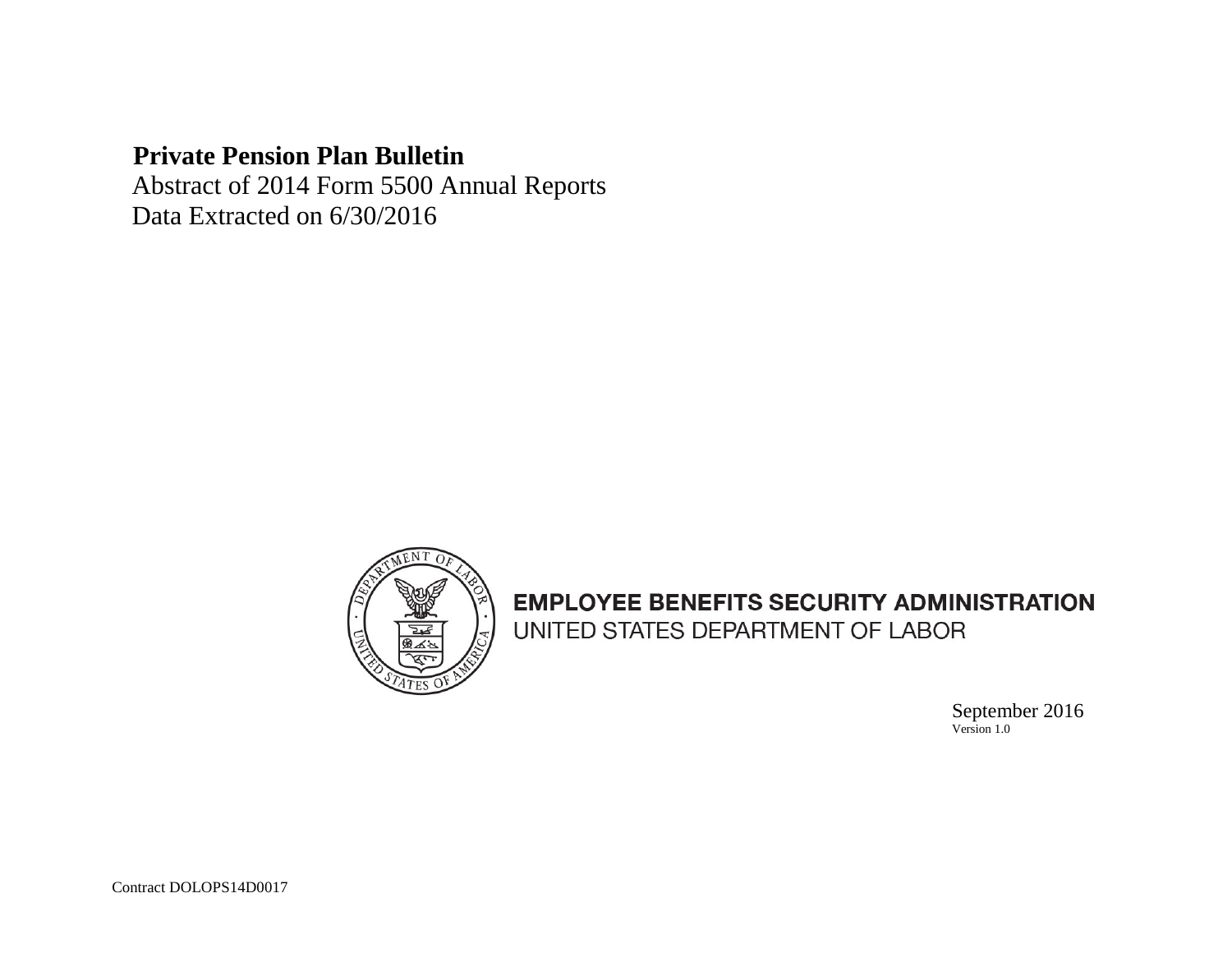# Private Pension Plan Bulletin

Abstract of 2014 Form 5500 Annual Reports

Data Extracted on 6/30/2016

**EMPLOYEE BENEFITS SECURITY ADMINISTRATION**

UNITED STATES DEPARTMENT OF LABOR

September 2016

Version 1.0

Contract DOLOPS14D0017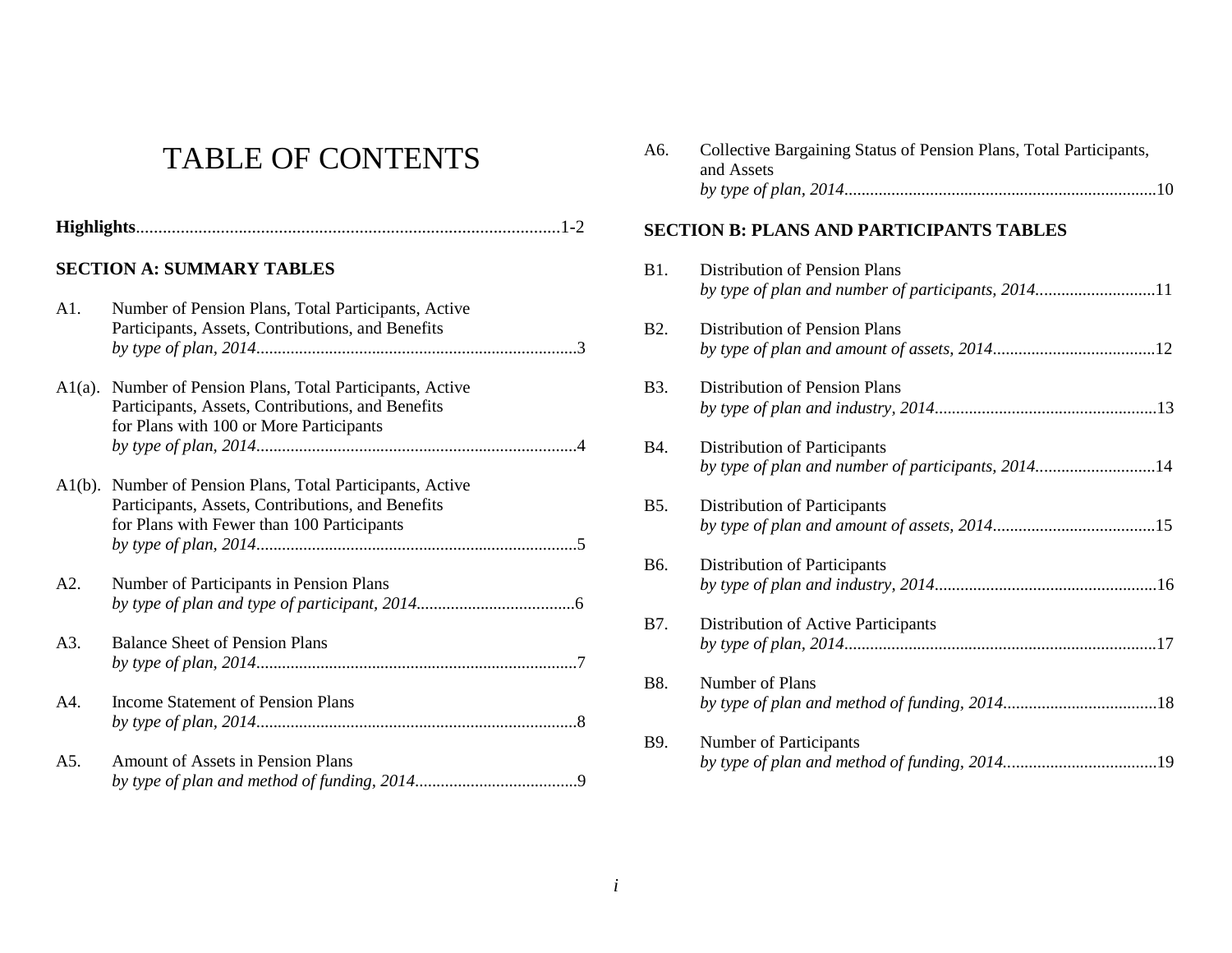# TABLE OF CONTENTS

**Highlights**...............................................................................................1-2

**SECTION A: SUMMARY TABLES**

A1. Number of Pension Plans, Total Participants, Active Participants, Assets, Contributions, and Benefits
*by type of plan, 2014*..........................................................................3

A1(a). Number of Pension Plans, Total Participants, Active Participants, Assets, Contributions, and Benefits for Plans with 100 or More Participants
*by type of plan, 2014*..........................................................................4

A1(b). Number of Pension Plans, Total Participants, Active Participants, Assets, Contributions, and Benefits for Plans with Fewer than 100 Participants
*by type of plan, 2014*..........................................................................5

A2. Number of Participants in Pension Plans
*by type of plan and type of participant, 2014*....................................6

A3. Balance Sheet of Pension Plans
*by type of plan, 2014*..........................................................................7

A4. Income Statement of Pension Plans
*by type of plan, 2014*..........................................................................8

A5. Amount of Assets in Pension Plans
*by type of plan and method of funding, 2014*......................................9

A6. Collective Bargaining Status of Pension Plans, Total Participants, and Assets
*by type of plan, 2014*........................................................................10

**SECTION B: PLANS AND PARTICIPANTS TABLES**

B1. Distribution of Pension Plans
*by type of plan and number of participants, 2014*...........................11

B2. Distribution of Pension Plans
*by type of plan and amount of assets, 2014*.....................................12

B3. Distribution of Pension Plans
*by type of plan and industry, 2014*...................................................13

B4. Distribution of Participants
*by type of plan and number of participants, 2014*...........................14

B5. Distribution of Participants
*by type of plan and amount of assets, 2014*.....................................15

B6. Distribution of Participants
*by type of plan and industry, 2014*...................................................16

B7. Distribution of Active Participants
*by type of plan, 2014*........................................................................17

B8. Number of Plans
*by type of plan and method of funding, 2014*...................................18

B9. Number of Participants
*by type of plan and method of funding, 2014*...................................19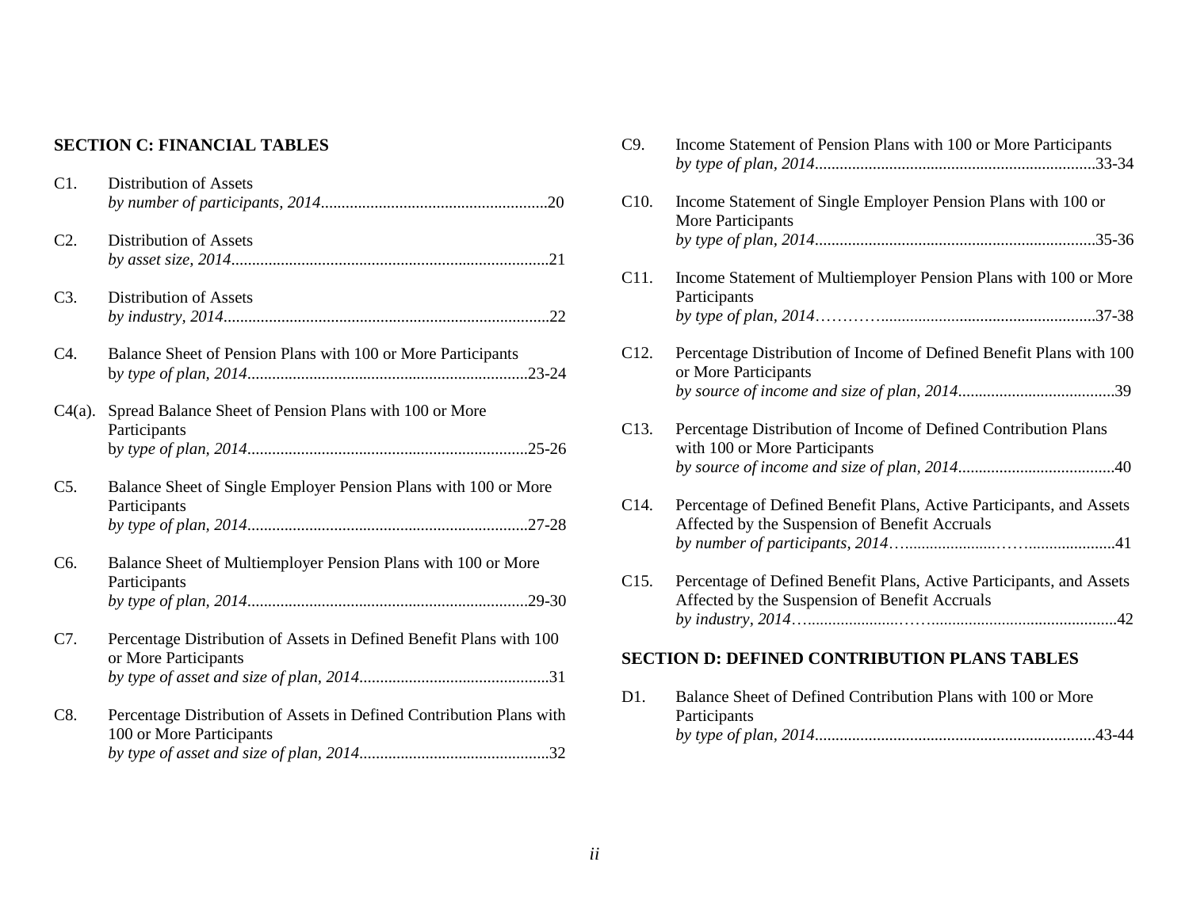## SECTION C: FINANCIAL TABLES

C1. Distribution of Assets
*by number of participants, 2014*.......................................................20

C2. Distribution of Assets
*by asset size, 2014*............................................................................21

C3. Distribution of Assets
*by industry, 2014*..............................................................................22

C4. Balance Sheet of Pension Plans with 100 or More Participants
b*y type of plan, 2014*...................................................................23-24

C4(a). Spread Balance Sheet of Pension Plans with 100 or More Participants
b*y type of plan, 2014*...................................................................25-26

C5. Balance Sheet of Single Employer Pension Plans with 100 or More Participants
*by type of plan, 2014*...................................................................27-28

C6. Balance Sheet of Multiemployer Pension Plans with 100 or More Participants
*by type of plan, 2014*...................................................................29-30

C7. Percentage Distribution of Assets in Defined Benefit Plans with 100 or More Participants
*by type of asset and size of plan, 2014*.............................................31

C8. Percentage Distribution of Assets in Defined Contribution Plans with 100 or More Participants
*by type of asset and size of plan, 2014*.............................................32

C9. Income Statement of Pension Plans with 100 or More Participants
*by type of plan, 2014*...................................................................33-34

C10. Income Statement of Single Employer Pension Plans with 100 or More Participants
*by type of plan, 2014*...................................................................35-36

C11. Income Statement of Multiemployer Pension Plans with 100 or More Participants
*by type of plan, 2014*…………....................................................37-38

C12. Percentage Distribution of Income of Defined Benefit Plans with 100 or More Participants
*by source of income and size of plan, 2014*......................................39

C13. Percentage Distribution of Income of Defined Contribution Plans with 100 or More Participants
*by source of income and size of plan, 2014*......................................40

C14. Percentage of Defined Benefit Plans, Active Participants, and Assets Affected by the Suspension of Benefit Accruals
*by number of participants, 2014*…....................……......................41

C15. Percentage of Defined Benefit Plans, Active Participants, and Assets Affected by the Suspension of Benefit Accruals
*by industry, 2014*…......................……............................................42

## SECTION D: DEFINED CONTRIBUTION PLANS TABLES

D1. Balance Sheet of Defined Contribution Plans with 100 or More Participants
*by type of plan, 2014*...................................................................43-44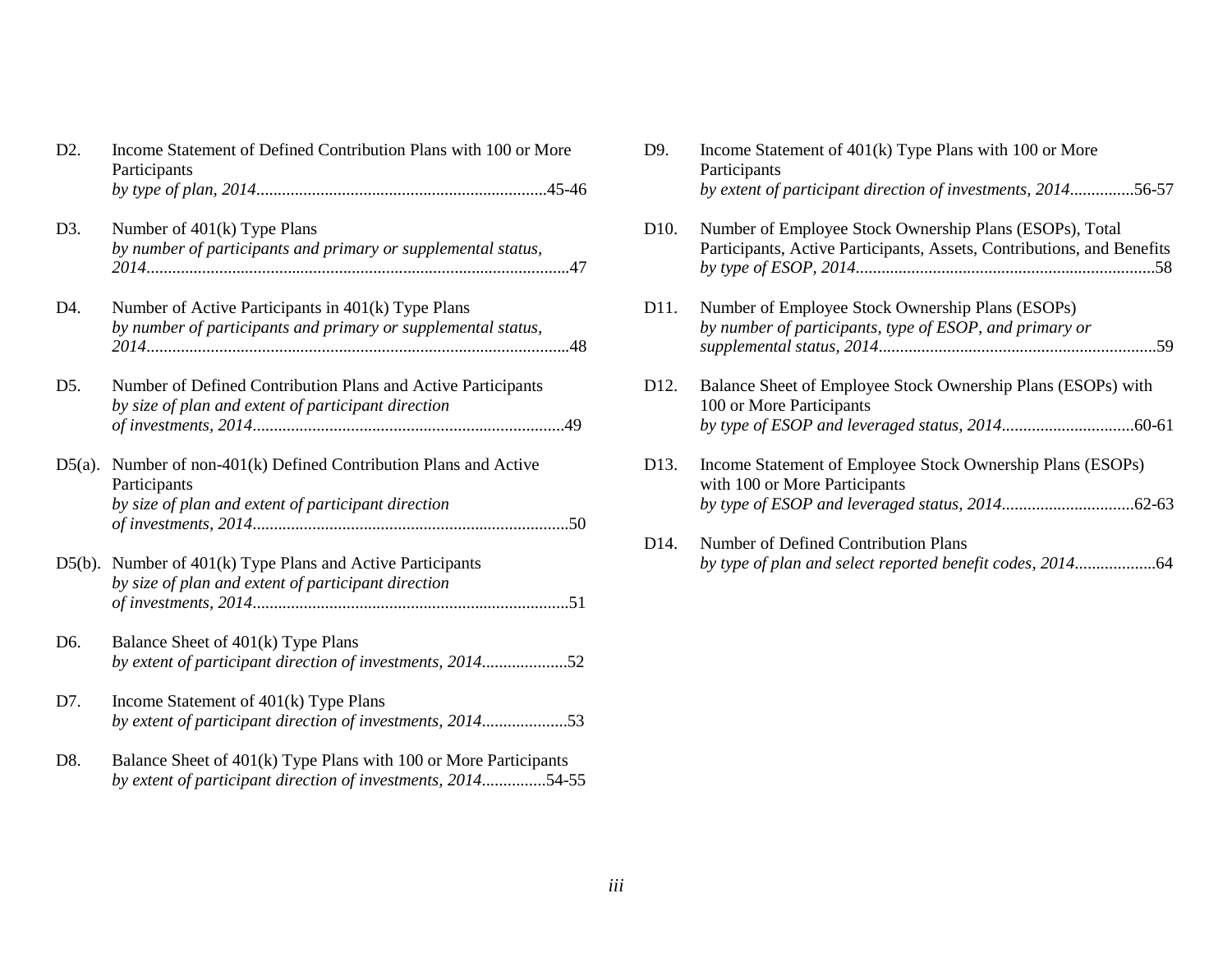D2. Income Statement of Defined Contribution Plans with 100 or More Participants
*by type of plan, 2014*....................................................................45-46

D3. Number of 401(k) Type Plans
*by number of participants and primary or supplemental status, 2014*...................................................................................................47

D4. Number of Active Participants in 401(k) Type Plans
*by number of participants and primary or supplemental status, 2014*...................................................................................................48

D5. Number of Defined Contribution Plans and Active Participants
*by size of plan and extent of participant direction of investments, 2014*.........................................................................49

D5(a). Number of non-401(k) Defined Contribution Plans and Active Participants
*by size of plan and extent of participant direction of investments, 2014*.........................................................................50

D5(b). Number of 401(k) Type Plans and Active Participants
*by size of plan and extent of participant direction of investments, 2014*.........................................................................51

D6. Balance Sheet of 401(k) Type Plans
*by extent of participant direction of investments, 2014*....................52

D7. Income Statement of 401(k) Type Plans
*by extent of participant direction of investments, 2014*....................53

D8. Balance Sheet of 401(k) Type Plans with 100 or More Participants
*by extent of participant direction of investments, 2014*...............54-55

D9. Income Statement of 401(k) Type Plans with 100 or More Participants
*by extent of participant direction of investments, 2014*...............56-57

D10. Number of Employee Stock Ownership Plans (ESOPs), Total Participants, Active Participants, Assets, Contributions, and Benefits
*by type of ESOP, 2014*......................................................................58

D11. Number of Employee Stock Ownership Plans (ESOPs)
*by number of participants, type of ESOP, and primary or supplemental status, 2014*................................................................59

D12. Balance Sheet of Employee Stock Ownership Plans (ESOPs) with 100 or More Participants
*by type of ESOP and leveraged status, 2014*...............................60-61

D13. Income Statement of Employee Stock Ownership Plans (ESOPs) with 100 or More Participants
*by type of ESOP and leveraged status, 2014*...............................62-63

D14. Number of Defined Contribution Plans
*by type of plan and select reported benefit codes, 2014*...................64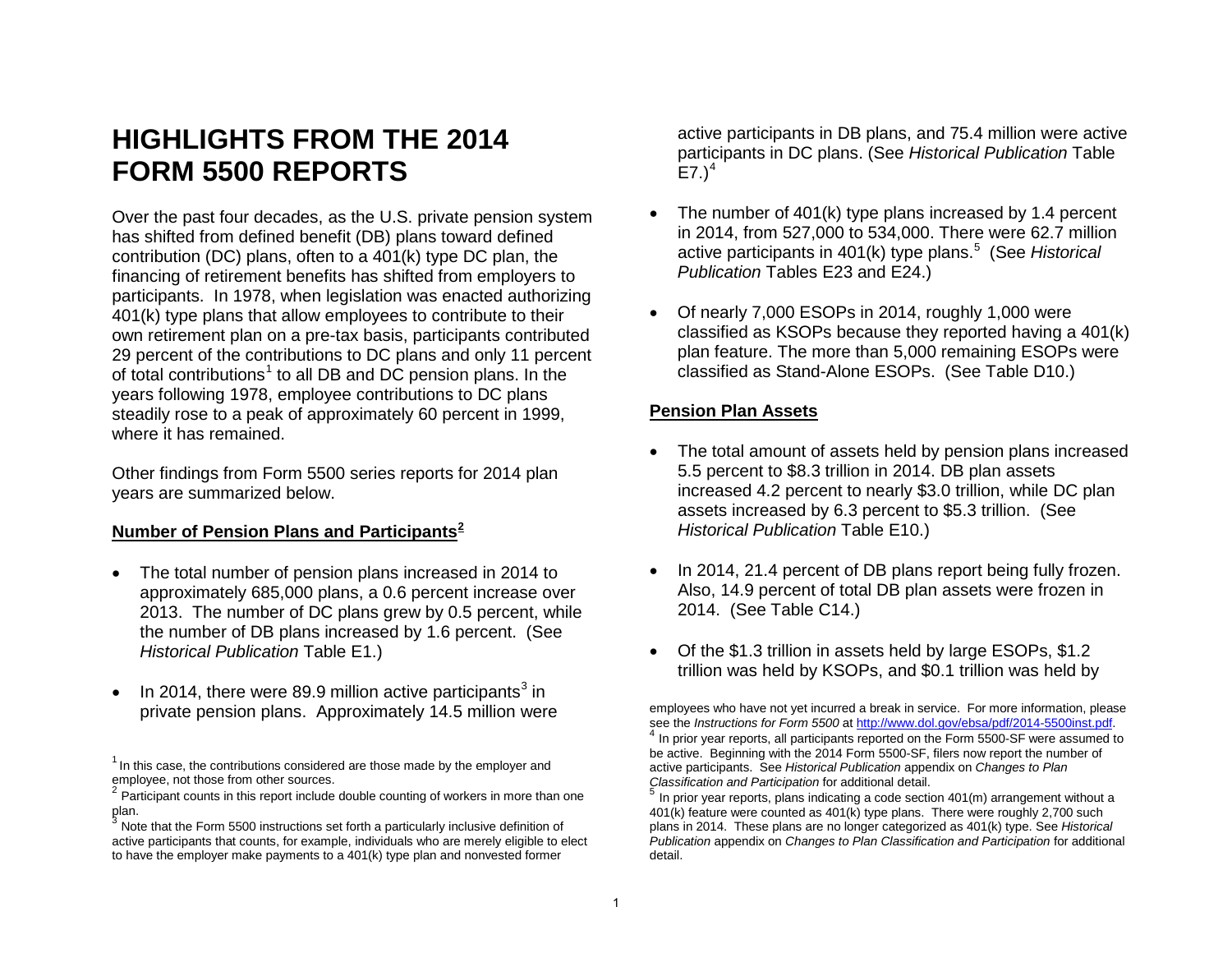# HIGHLIGHTS FROM THE 2014 FORM 5500 REPORTS

Over the past four decades, as the U.S. private pension system has shifted from defined benefit (DB) plans toward defined contribution (DC) plans, often to a 401(k) type DC plan, the financing of retirement benefits has shifted from employers to participants. In 1978, when legislation was enacted authorizing 401(k) type plans that allow employees to contribute to their own retirement plan on a pre-tax basis, participants contributed 29 percent of the contributions to DC plans and only 11 percent of total contributions[1] to all DB and DC pension plans. In the years following 1978, employee contributions to DC plans steadily rose to a peak of approximately 60 percent in 1999, where it has remained.

Other findings from Form 5500 series reports for 2014 plan years are summarized below.

## Number of Pension Plans and Participants[2]

- The total number of pension plans increased in 2014 to approximately 685,000 plans, a 0.6 percent increase over 2013. The number of DC plans grew by 0.5 percent, while the number of DB plans increased by 1.6 percent. (See *Historical Publication* Table E1.)
- In 2014, there were 89.9 million active participants[3] in private pension plans. Approximately 14.5 million were active participants in DB plans, and 75.4 million were active participants in DC plans. (See *Historical Publication* Table E7.)[4]
- The number of 401(k) type plans increased by 1.4 percent in 2014, from 527,000 to 534,000. There were 62.7 million active participants in 401(k) type plans.[5] (See *Historical Publication* Tables E23 and E24.)
- Of nearly 7,000 ESOPs in 2014, roughly 1,000 were classified as KSOPs because they reported having a 401(k) plan feature. The more than 5,000 remaining ESOPs were classified as Stand-Alone ESOPs. (See Table D10.)

## Pension Plan Assets

- The total amount of assets held by pension plans increased 5.5 percent to $8.3 trillion in 2014. DB plan assets increased 4.2 percent to nearly $3.0 trillion, while DC plan assets increased by 6.3 percent to $5.3 trillion. (See *Historical Publication* Table E10.)
- In 2014, 21.4 percent of DB plans report being fully frozen. Also, 14.9 percent of total DB plan assets were frozen in 2014. (See Table C14.)
- Of the $1.3 trillion in assets held by large ESOPs, $1.2 trillion was held by KSOPs, and $0.1 trillion was held by

---

[1] In this case, the contributions considered are those made by the employer and employee, not those from other sources.

[2] Participant counts in this report include double counting of workers in more than one plan.

[3] Note that the Form 5500 instructions set forth a particularly inclusive definition of active participants that counts, for example, individuals who are merely eligible to elect to have the employer make payments to a 401(k) type plan and nonvested former employees who have not yet incurred a break in service. For more information, please see the *Instructions for Form 5500* at http://www.dol.gov/ebsa/pdf/2014-5500inst.pdf.

[4] In prior year reports, all participants reported on the Form 5500-SF were assumed to be active. Beginning with the 2014 Form 5500-SF, filers now report the number of active participants. See *Historical Publication* appendix on *Changes to Plan Classification and Participation* for additional detail.

[5] In prior year reports, plans indicating a code section 401(m) arrangement without a 401(k) feature were counted as 401(k) type plans. There were roughly 2,700 such plans in 2014. These plans are no longer categorized as 401(k) type. See *Historical Publication* appendix on *Changes to Plan Classification and Participation* for additional detail.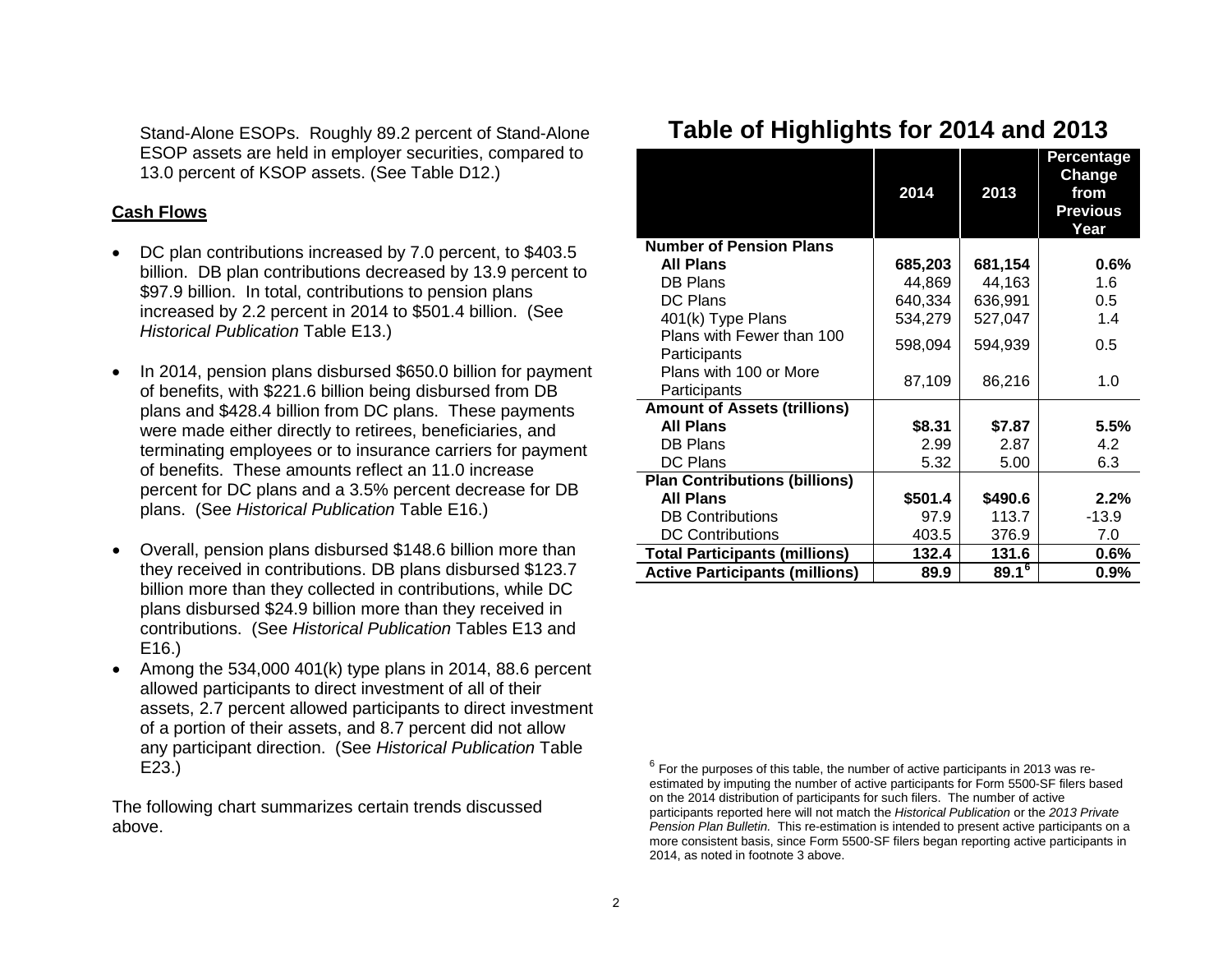Stand-Alone ESOPs. Roughly 89.2 percent of Stand-Alone ESOP assets are held in employer securities, compared to 13.0 percent of KSOP assets. (See Table D12.)

**Cash Flows**

- DC plan contributions increased by 7.0 percent, to $403.5 billion. DB plan contributions decreased by 13.9 percent to $97.9 billion. In total, contributions to pension plans increased by 2.2 percent in 2014 to $501.4 billion. (See *Historical Publication* Table E13.)

- In 2014, pension plans disbursed $650.0 billion for payment of benefits, with $221.6 billion being disbursed from DB plans and $428.4 billion from DC plans. These payments were made either directly to retirees, beneficiaries, and terminating employees or to insurance carriers for payment of benefits. These amounts reflect an 11.0 increase percent for DC plans and a 3.5% percent decrease for DB plans. (See *Historical Publication* Table E16.)

- Overall, pension plans disbursed $148.6 billion more than they received in contributions. DB plans disbursed $123.7 billion more than they collected in contributions, while DC plans disbursed $24.9 billion more than they received in contributions. (See *Historical Publication* Tables E13 and E16.)
- Among the 534,000 401(k) type plans in 2014, 88.6 percent allowed participants to direct investment of all of their assets, 2.7 percent allowed participants to direct investment of a portion of their assets, and 8.7 percent did not allow any participant direction. (See *Historical Publication* Table E23.)

The following chart summarizes certain trends discussed above.

## Table of Highlights for 2014 and 2013

| | 2014 | 2013 | Percentage Change from Previous Year |
|---|---|---|---|
| **Number of Pension Plans** | | | |
| **All Plans** | **685,203** | **681,154** | **0.6%** |
| DB Plans | 44,869 | 44,163 | 1.6 |
| DC Plans | 640,334 | 636,991 | 0.5 |
| 401(k) Type Plans | 534,279 | 527,047 | 1.4 |
| Plans with Fewer than 100 Participants | 598,094 | 594,939 | 0.5 |
| Plans with 100 or More Participants | 87,109 | 86,216 | 1.0 |
| **Amount of Assets (trillions)** | | | |
| **All Plans** | **$8.31** | **$7.87** | **5.5%** |
| DB Plans | 2.99 | 2.87 | 4.2 |
| DC Plans | 5.32 | 5.00 | 6.3 |
| **Plan Contributions (billions)** | | | |
| **All Plans** | **$501.4** | **$490.6** | **2.2%** |
| DB Contributions | 97.9 | 113.7 | -13.9 |
| DC Contributions | 403.5 | 376.9 | 7.0 |
| **Total Participants (millions)** | **132.4** | **131.6** | **0.6%** |
| **Active Participants (millions)** | **89.9** | **89.1**[6] | **0.9%** |

[6] For the purposes of this table, the number of active participants in 2013 was re-estimated by imputing the number of active participants for Form 5500-SF filers based on the 2014 distribution of participants for such filers. The number of active participants reported here will not match the *Historical Publication* or the *2013 Private Pension Plan Bulletin.* This re-estimation is intended to present active participants on a more consistent basis, since Form 5500-SF filers began reporting active participants in 2014, as noted in footnote 3 above.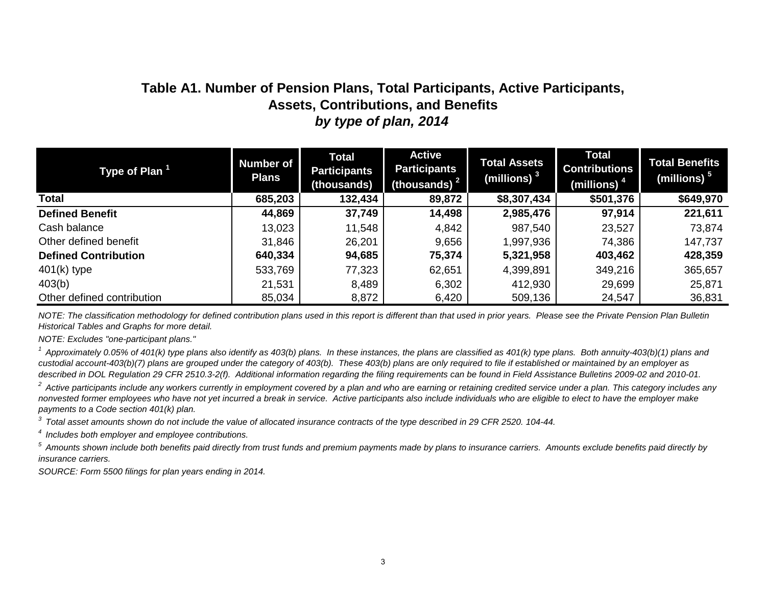## Table A1. Number of Pension Plans, Total Participants, Active Participants, Assets, Contributions, and Benefits

### *by type of plan, 2014*

| Type of Plan [1] | Number of Plans | Total Participants (thousands) | Active Participants (thousands) [2] | Total Assets (millions) [3] | Total Contributions (millions) [4] | Total Benefits (millions) [5] |
|---|---|---|---|---|---|---|
| **Total** | **685,203** | **132,434** | **89,872** | **$8,307,434** | **$501,376** | **$649,970** |
| **Defined Benefit** | **44,869** | **37,749** | **14,498** | **2,985,476** | **97,914** | **221,611** |
| Cash balance | 13,023 | 11,548 | 4,842 | 987,540 | 23,527 | 73,874 |
| Other defined benefit | 31,846 | 26,201 | 9,656 | 1,997,936 | 74,386 | 147,737 |
| **Defined Contribution** | **640,334** | **94,685** | **75,374** | **5,321,958** | **403,462** | **428,359** |
| 401(k) type | 533,769 | 77,323 | 62,651 | 4,399,891 | 349,216 | 365,657 |
| 403(b) | 21,531 | 8,489 | 6,302 | 412,930 | 29,699 | 25,871 |
| Other defined contribution | 85,034 | 8,872 | 6,420 | 509,136 | 24,547 | 36,831 |

*NOTE: The classification methodology for defined contribution plans used in this report is different than that used in prior years. Please see the Private Pension Plan Bulletin Historical Tables and Graphs for more detail.*

*NOTE: Excludes "one-participant plans."*

*[1] Approximately 0.05% of 401(k) type plans also identify as 403(b) plans. In these instances, the plans are classified as 401(k) type plans. Both annuity-403(b)(1) plans and custodial account-403(b)(7) plans are grouped under the category of 403(b). These 403(b) plans are only required to file if established or maintained by an employer as described in DOL Regulation 29 CFR 2510.3-2(f). Additional information regarding the filing requirements can be found in Field Assistance Bulletins 2009-02 and 2010-01.*

*[2] Active participants include any workers currently in employment covered by a plan and who are earning or retaining credited service under a plan. This category includes any nonvested former employees who have not yet incurred a break in service. Active participants also include individuals who are eligible to elect to have the employer make payments to a Code section 401(k) plan.*

*[3] Total asset amounts shown do not include the value of allocated insurance contracts of the type described in 29 CFR 2520. 104-44.*

*[4] Includes both employer and employee contributions.*

*[5] Amounts shown include both benefits paid directly from trust funds and premium payments made by plans to insurance carriers. Amounts exclude benefits paid directly by insurance carriers.*

*SOURCE: Form 5500 filings for plan years ending in 2014.*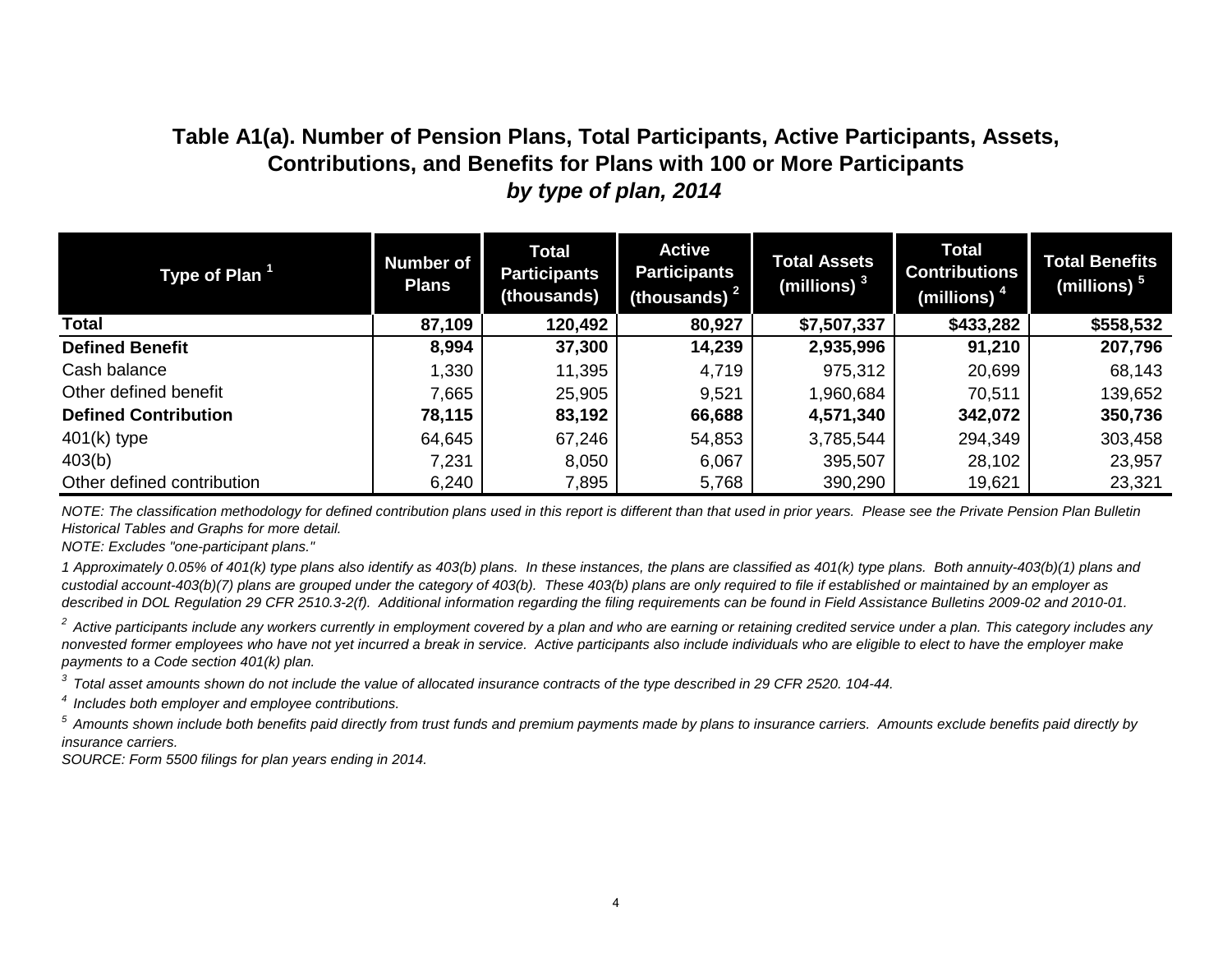## Table A1(a). Number of Pension Plans, Total Participants, Active Participants, Assets, Contributions, and Benefits for Plans with 100 or More Participants

### *by type of plan, 2014*

| Type of Plan [1] | Number of Plans | Total Participants (thousands) | Active Participants (thousands) [2] | Total Assets (millions) [3] | Total Contributions (millions) [4] | Total Benefits (millions) [5] |
|---|---|---|---|---|---|---|
| **Total** | **87,109** | **120,492** | **80,927** | **$7,507,337** | **$433,282** | **$558,532** |
| **Defined Benefit** | **8,994** | **37,300** | **14,239** | **2,935,996** | **91,210** | **207,796** |
| Cash balance | 1,330 | 11,395 | 4,719 | 975,312 | 20,699 | 68,143 |
| Other defined benefit | 7,665 | 25,905 | 9,521 | 1,960,684 | 70,511 | 139,652 |
| **Defined Contribution** | **78,115** | **83,192** | **66,688** | **4,571,340** | **342,072** | **350,736** |
| 401(k) type | 64,645 | 67,246 | 54,853 | 3,785,544 | 294,349 | 303,458 |
| 403(b) | 7,231 | 8,050 | 6,067 | 395,507 | 28,102 | 23,957 |
| Other defined contribution | 6,240 | 7,895 | 5,768 | 390,290 | 19,621 | 23,321 |

*NOTE: The classification methodology for defined contribution plans used in this report is different than that used in prior years. Please see the Private Pension Plan Bulletin Historical Tables and Graphs for more detail.*

*NOTE: Excludes "one-participant plans."*

*1 Approximately 0.05% of 401(k) type plans also identify as 403(b) plans. In these instances, the plans are classified as 401(k) type plans. Both annuity-403(b)(1) plans and custodial account-403(b)(7) plans are grouped under the category of 403(b). These 403(b) plans are only required to file if established or maintained by an employer as described in DOL Regulation 29 CFR 2510.3-2(f). Additional information regarding the filing requirements can be found in Field Assistance Bulletins 2009-02 and 2010-01.*

*2 Active participants include any workers currently in employment covered by a plan and who are earning or retaining credited service under a plan. This category includes any nonvested former employees who have not yet incurred a break in service. Active participants also include individuals who are eligible to elect to have the employer make payments to a Code section 401(k) plan.*

*3 Total asset amounts shown do not include the value of allocated insurance contracts of the type described in 29 CFR 2520. 104-44.*

*4 Includes both employer and employee contributions.*

*5 Amounts shown include both benefits paid directly from trust funds and premium payments made by plans to insurance carriers. Amounts exclude benefits paid directly by insurance carriers.*

*SOURCE: Form 5500 filings for plan years ending in 2014.*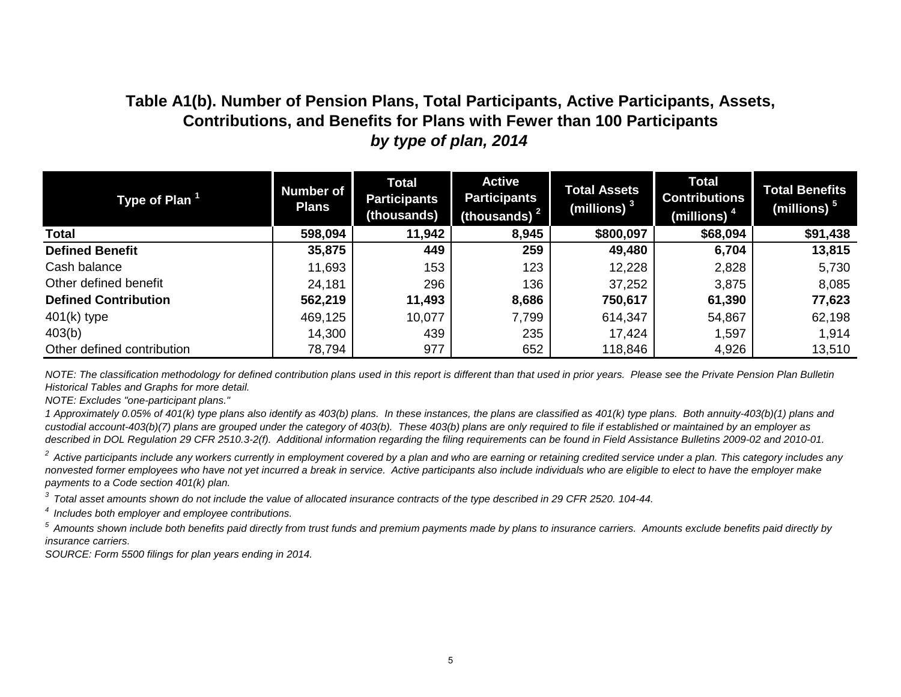# Table A1(b). Number of Pension Plans, Total Participants, Active Participants, Assets, Contributions, and Benefits for Plans with Fewer than 100 Participants

***by type of plan, 2014***

| Type of Plan [1] | Number of Plans | Total Participants (thousands) | Active Participants (thousands) [2] | Total Assets (millions) [3] | Total Contributions (millions) [4] | Total Benefits (millions) [5] |
|---|---|---|---|---|---|---|
| **Total** | **598,094** | **11,942** | **8,945** | **$800,097** | **$68,094** | **$91,438** |
| **Defined Benefit** | **35,875** | **449** | **259** | **49,480** | **6,704** | **13,815** |
| Cash balance | 11,693 | 153 | 123 | 12,228 | 2,828 | 5,730 |
| Other defined benefit | 24,181 | 296 | 136 | 37,252 | 3,875 | 8,085 |
| **Defined Contribution** | **562,219** | **11,493** | **8,686** | **750,617** | **61,390** | **77,623** |
| 401(k) type | 469,125 | 10,077 | 7,799 | 614,347 | 54,867 | 62,198 |
| 403(b) | 14,300 | 439 | 235 | 17,424 | 1,597 | 1,914 |
| Other defined contribution | 78,794 | 977 | 652 | 118,846 | 4,926 | 13,510 |

*NOTE: The classification methodology for defined contribution plans used in this report is different than that used in prior years. Please see the Private Pension Plan Bulletin Historical Tables and Graphs for more detail.*

*NOTE: Excludes "one-participant plans."*

*1 Approximately 0.05% of 401(k) type plans also identify as 403(b) plans. In these instances, the plans are classified as 401(k) type plans. Both annuity-403(b)(1) plans and custodial account-403(b)(7) plans are grouped under the category of 403(b). These 403(b) plans are only required to file if established or maintained by an employer as described in DOL Regulation 29 CFR 2510.3-2(f). Additional information regarding the filing requirements can be found in Field Assistance Bulletins 2009-02 and 2010-01.*

*2 Active participants include any workers currently in employment covered by a plan and who are earning or retaining credited service under a plan. This category includes any nonvested former employees who have not yet incurred a break in service. Active participants also include individuals who are eligible to elect to have the employer make payments to a Code section 401(k) plan.*

*3 Total asset amounts shown do not include the value of allocated insurance contracts of the type described in 29 CFR 2520. 104-44.*

*4 Includes both employer and employee contributions.*

*5 Amounts shown include both benefits paid directly from trust funds and premium payments made by plans to insurance carriers. Amounts exclude benefits paid directly by insurance carriers.*

*SOURCE: Form 5500 filings for plan years ending in 2014.*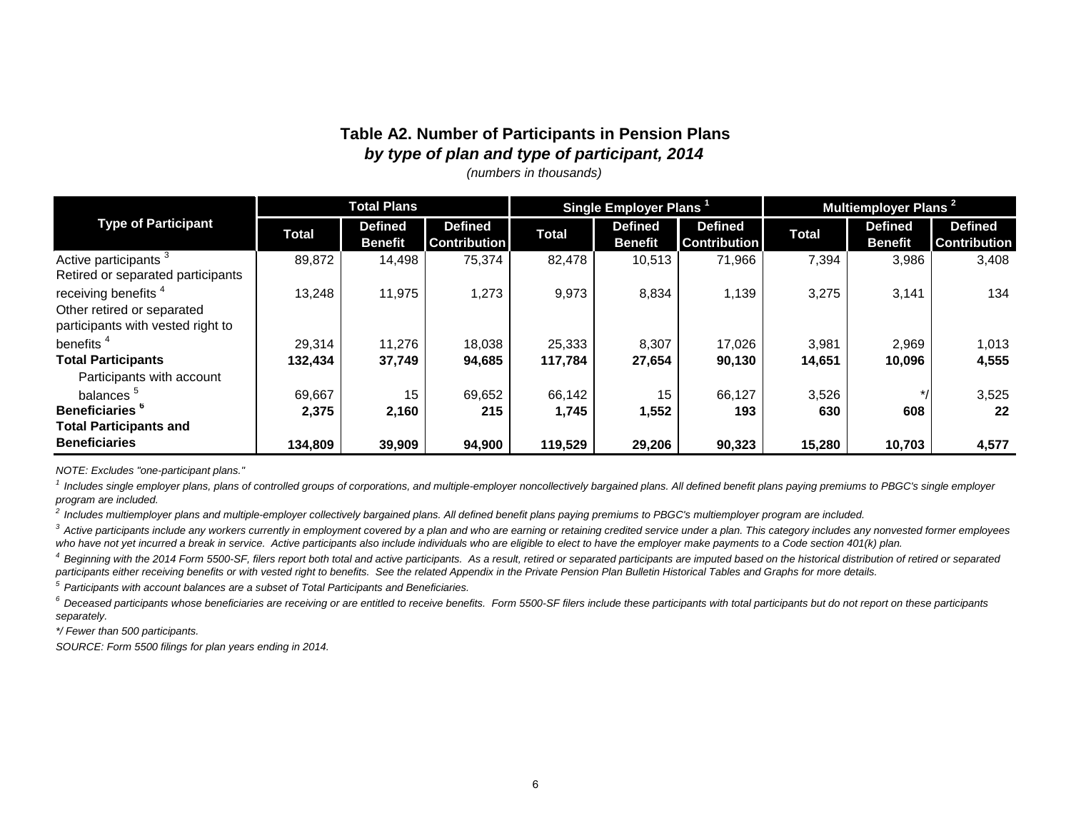**Table A2. Number of Participants in Pension Plans**
***by type of plan and type of participant, 2014***
*(numbers in thousands)*

| Type of Participant | Total Plans | | | Single Employer Plans [1] | | | Multiemployer Plans [2] | | |
|---|---|---|---|---|---|---|---|---|---|
| | Total | Defined Benefit | Defined Contribution | Total | Defined Benefit | Defined Contribution | Total | Defined Benefit | Defined Contribution |
| Active participants [3] | 89,872 | 14,498 | 75,374 | 82,478 | 10,513 | 71,966 | 7,394 | 3,986 | 3,408 |
| Retired or separated participants receiving benefits [4] | 13,248 | 11,975 | 1,273 | 9,973 | 8,834 | 1,139 | 3,275 | 3,141 | 134 |
| Other retired or separated participants with vested right to benefits [4] | 29,314 | 11,276 | 18,038 | 25,333 | 8,307 | 17,026 | 3,981 | 2,969 | 1,013 |
| **Total Participants** | **132,434** | **37,749** | **94,685** | **117,784** | **27,654** | **90,130** | **14,651** | **10,096** | **4,555** |
| Participants with account balances [5] | 69,667 | 15 | 69,652 | 66,142 | 15 | 66,127 | 3,526 | */ | 3,525 |
| **Beneficiaries [6]** | **2,375** | **2,160** | **215** | **1,745** | **1,552** | **193** | **630** | **608** | **22** |
| **Total Participants and Beneficiaries** | **134,809** | **39,909** | **94,900** | **119,529** | **29,206** | **90,323** | **15,280** | **10,703** | **4,577** |

*NOTE: Excludes "one-participant plans."*

*[1] Includes single employer plans, plans of controlled groups of corporations, and multiple-employer noncollectively bargained plans. All defined benefit plans paying premiums to PBGC's single employer program are included.*

*[2] Includes multiemployer plans and multiple-employer collectively bargained plans. All defined benefit plans paying premiums to PBGC's multiemployer program are included.*

*[3] Active participants include any workers currently in employment covered by a plan and who are earning or retaining credited service under a plan. This category includes any nonvested former employees who have not yet incurred a break in service. Active participants also include individuals who are eligible to elect to have the employer make payments to a Code section 401(k) plan.*

*[4] Beginning with the 2014 Form 5500-SF, filers report both total and active participants. As a result, retired or separated participants are imputed based on the historical distribution of retired or separated participants either receiving benefits or with vested right to benefits. See the related Appendix in the Private Pension Plan Bulletin Historical Tables and Graphs for more details.*

*[5] Participants with account balances are a subset of Total Participants and Beneficiaries.*

*[6] Deceased participants whose beneficiaries are receiving or are entitled to receive benefits. Form 5500-SF filers include these participants with total participants but do not report on these participants separately.*

**/ Fewer than 500 participants.*

*SOURCE: Form 5500 filings for plan years ending in 2014.*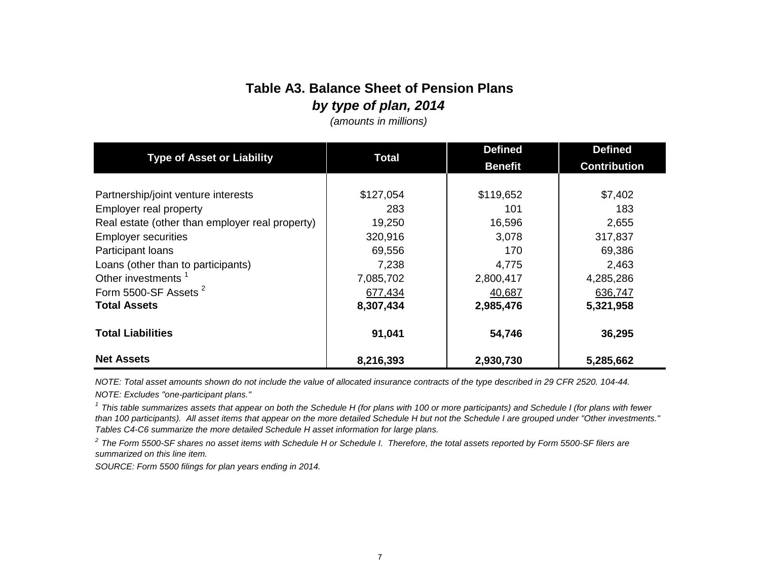# Table A3. Balance Sheet of Pension Plans

## *by type of plan, 2014*

*(amounts in millions)*

| Type of Asset or Liability | Total | Defined Benefit | Defined Contribution |
|---|---|---|---|
| Partnership/joint venture interests | $127,054 | $119,652 | $7,402 |
| Employer real property | 283 | 101 | 183 |
| Real estate (other than employer real property) | 19,250 | 16,596 | 2,655 |
| Employer securities | 320,916 | 3,078 | 317,837 |
| Participant loans | 69,556 | 170 | 69,386 |
| Loans (other than to participants) | 7,238 | 4,775 | 2,463 |
| Other investments [1] | 7,085,702 | 2,800,417 | 4,285,286 |
| Form 5500-SF Assets [2] | 677,434 | 40,687 | 636,747 |
| **Total Assets** | **8,307,434** | **2,985,476** | **5,321,958** |
| **Total Liabilities** | **91,041** | **54,746** | **36,295** |
| **Net Assets** | **8,216,393** | **2,930,730** | **5,285,662** |

*NOTE: Total asset amounts shown do not include the value of allocated insurance contracts of the type described in 29 CFR 2520. 104-44.*

*NOTE: Excludes "one-participant plans."*

*[1] This table summarizes assets that appear on both the Schedule H (for plans with 100 or more participants) and Schedule I (for plans with fewer than 100 participants). All asset items that appear on the more detailed Schedule H but not the Schedule I are grouped under "Other investments." Tables C4-C6 summarize the more detailed Schedule H asset information for large plans.*

*[2] The Form 5500-SF shares no asset items with Schedule H or Schedule I. Therefore, the total assets reported by Form 5500-SF filers are summarized on this line item.*

*SOURCE: Form 5500 filings for plan years ending in 2014.*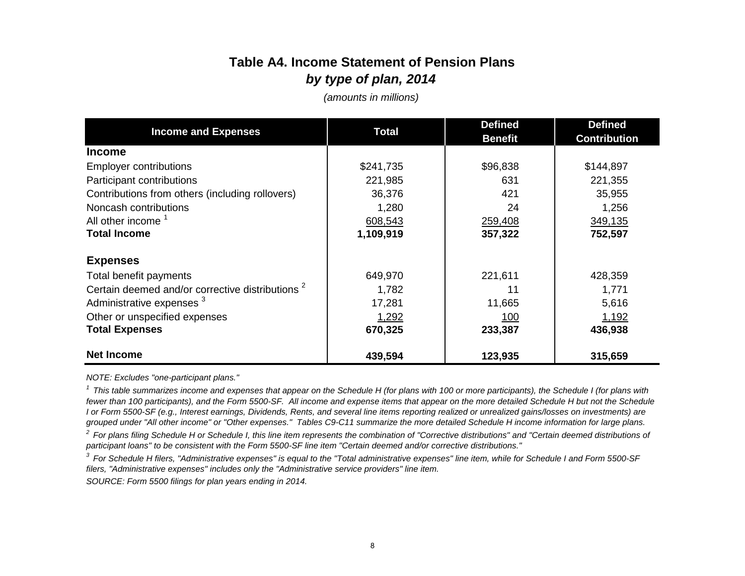# Table A4. Income Statement of Pension Plans

## *by type of plan, 2014*

*(amounts in millions)*

| Income and Expenses | Total | Defined Benefit | Defined Contribution |
|---|---|---|---|
| **Income** | | | |
| Employer contributions | $241,735 | $96,838 | $144,897 |
| Participant contributions | 221,985 | 631 | 221,355 |
| Contributions from others (including rollovers) | 36,376 | 421 | 35,955 |
| Noncash contributions | 1,280 | 24 | 1,256 |
| All other income [1] | 608,543 | 259,408 | 349,135 |
| **Total Income** | **1,109,919** | **357,322** | **752,597** |
| **Expenses** | | | |
| Total benefit payments | 649,970 | 221,611 | 428,359 |
| Certain deemed and/or corrective distributions [2] | 1,782 | 11 | 1,771 |
| Administrative expenses [3] | 17,281 | 11,665 | 5,616 |
| Other or unspecified expenses | 1,292 | 100 | 1,192 |
| **Total Expenses** | **670,325** | **233,387** | **436,938** |
| **Net Income** | **439,594** | **123,935** | **315,659** |

*NOTE: Excludes "one-participant plans."*

*[1] This table summarizes income and expenses that appear on the Schedule H (for plans with 100 or more participants), the Schedule I (for plans with fewer than 100 participants), and the Form 5500-SF. All income and expense items that appear on the more detailed Schedule H but not the Schedule I or Form 5500-SF (e.g., Interest earnings, Dividends, Rents, and several line items reporting realized or unrealized gains/losses on investments) are grouped under "All other income" or "Other expenses." Tables C9-C11 summarize the more detailed Schedule H income information for large plans.*

*[2] For plans filing Schedule H or Schedule I, this line item represents the combination of "Corrective distributions" and "Certain deemed distributions of participant loans" to be consistent with the Form 5500-SF line item "Certain deemed and/or corrective distributions."*

*[3] For Schedule H filers, "Administrative expenses" is equal to the "Total administrative expenses" line item, while for Schedule I and Form 5500-SF filers, "Administrative expenses" includes only the "Administrative service providers" line item.*

*SOURCE: Form 5500 filings for plan years ending in 2014.*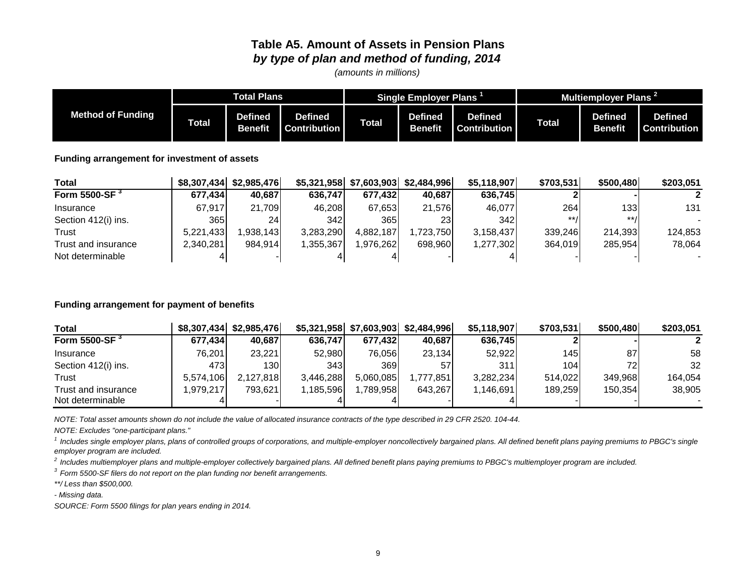# Table A5. Amount of Assets in Pension Plans

## *by type of plan and method of funding, 2014*

*(amounts in millions)*

| Method of Funding | Total Plans | | | Single Employer Plans [1] | | | Multiemployer Plans [2] | | |
|---|---|---|---|---|---|---|---|---|---|
| | Total | Defined Benefit | Defined Contribution | Total | Defined Benefit | Defined Contribution | Total | Defined Benefit | Defined Contribution |
| **Funding arrangement for investment of assets** | | | | | | | | | |
| **Total** | **$8,307,434** | **$2,985,476** | **$5,321,958** | **$7,603,903** | **$2,484,996** | **$5,118,907** | **$703,531** | **$500,480** | **$203,051** |
| **Form 5500-SF [3]** | **677,434** | **40,687** | **636,747** | **677,432** | **40,687** | **636,745** | **2** | **-** | **2** |
| Insurance | 67,917 | 21,709 | 46,208 | 67,653 | 21,576 | 46,077 | 264 | 133 | 131 |
| Section 412(i) ins. | 365 | 24 | 342 | 365 | 23 | 342 | **/ | **/ | - |
| Trust | 5,221,433 | 1,938,143 | 3,283,290 | 4,882,187 | 1,723,750 | 3,158,437 | 339,246 | 214,393 | 124,853 |
| Trust and insurance | 2,340,281 | 984,914 | 1,355,367 | 1,976,262 | 698,960 | 1,277,302 | 364,019 | 285,954 | 78,064 |
| Not determinable | 4 | - | 4 | 4 | - | 4 | - | - | - |
| **Funding arrangement for payment of benefits** | | | | | | | | | |
| **Total** | **$8,307,434** | **$2,985,476** | **$5,321,958** | **$7,603,903** | **$2,484,996** | **$5,118,907** | **$703,531** | **$500,480** | **$203,051** |
| **Form 5500-SF [3]** | **677,434** | **40,687** | **636,747** | **677,432** | **40,687** | **636,745** | **2** | **-** | **2** |
| Insurance | 76,201 | 23,221 | 52,980 | 76,056 | 23,134 | 52,922 | 145 | 87 | 58 |
| Section 412(i) ins. | 473 | 130 | 343 | 369 | 57 | 311 | 104 | 72 | 32 |
| Trust | 5,574,106 | 2,127,818 | 3,446,288 | 5,060,085 | 1,777,851 | 3,282,234 | 514,022 | 349,968 | 164,054 |
| Trust and insurance | 1,979,217 | 793,621 | 1,185,596 | 1,789,958 | 643,267 | 1,146,691 | 189,259 | 150,354 | 38,905 |
| Not determinable | 4 | - | 4 | 4 | - | 4 | - | - | - |

*NOTE: Total asset amounts shown do not include the value of allocated insurance contracts of the type described in 29 CFR 2520. 104-44.*

*NOTE: Excludes "one-participant plans."*

*[1] Includes single employer plans, plans of controlled groups of corporations, and multiple-employer noncollectively bargained plans. All defined benefit plans paying premiums to PBGC's single employer program are included.*

*[2] Includes multiemployer plans and multiple-employer collectively bargained plans. All defined benefit plans paying premiums to PBGC's multiemployer program are included.*

*[3] Form 5500-SF filers do not report on the plan funding nor benefit arrangements.*

*\*\*/ Less than $500,000.*

*- Missing data.*

*SOURCE: Form 5500 filings for plan years ending in 2014.*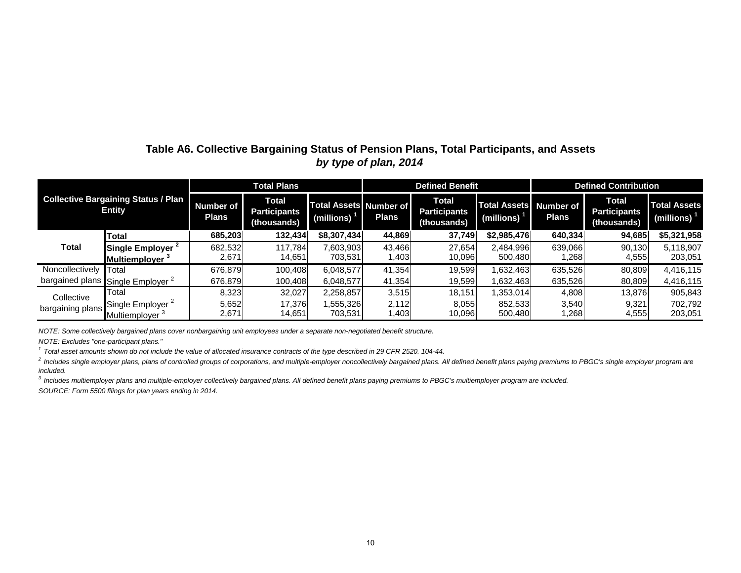### Table A6. Collective Bargaining Status of Pension Plans, Total Participants, and Assets
***by type of plan, 2014***

| Collective Bargaining Status / Plan Entity | | Total Plans | | | Defined Benefit | | | Defined Contribution | | |
|---|---|---|---|---|---|---|---|---|---|---|
| | | Number of Plans | Total Participants (thousands) | Total Assets (millions) [1] | Number of Plans | Total Participants (thousands) | Total Assets (millions) [1] | Number of Plans | Total Participants (thousands) | Total Assets (millions) [1] |
| **Total** | **Total** | **685,203** | **132,434** | **$8,307,434** | **44,869** | **37,749** | **$2,985,476** | **640,334** | **94,685** | **$5,321,958** |
| | **Single Employer [2]** | 682,532 | 117,784 | 7,603,903 | 43,466 | 27,654 | 2,484,996 | 639,066 | 90,130 | 5,118,907 |
| | **Multiemployer [3]** | 2,671 | 14,651 | 703,531 | 1,403 | 10,096 | 500,480 | 1,268 | 4,555 | 203,051 |
| Noncollectively bargained plans | Total | 676,879 | 100,408 | 6,048,577 | 41,354 | 19,599 | 1,632,463 | 635,526 | 80,809 | 4,416,115 |
| | Single Employer [2] | 676,879 | 100,408 | 6,048,577 | 41,354 | 19,599 | 1,632,463 | 635,526 | 80,809 | 4,416,115 |
| Collective bargaining plans | Total | 8,323 | 32,027 | 2,258,857 | 3,515 | 18,151 | 1,353,014 | 4,808 | 13,876 | 905,843 |
| | Single Employer [2] | 5,652 | 17,376 | 1,555,326 | 2,112 | 8,055 | 852,533 | 3,540 | 9,321 | 702,792 |
| | Multiemployer [3] | 2,671 | 14,651 | 703,531 | 1,403 | 10,096 | 500,480 | 1,268 | 4,555 | 203,051 |

*NOTE: Some collectively bargained plans cover nonbargaining unit employees under a separate non-negotiated benefit structure.*

*NOTE: Excludes "one-participant plans."*

*[1] Total asset amounts shown do not include the value of allocated insurance contracts of the type described in 29 CFR 2520. 104-44.*

*[2] Includes single employer plans, plans of controlled groups of corporations, and multiple-employer noncollectively bargained plans. All defined benefit plans paying premiums to PBGC's single employer program are included.*

*[3] Includes multiemployer plans and multiple-employer collectively bargained plans. All defined benefit plans paying premiums to PBGC's multiemployer program are included.*

*SOURCE: Form 5500 filings for plan years ending in 2014.*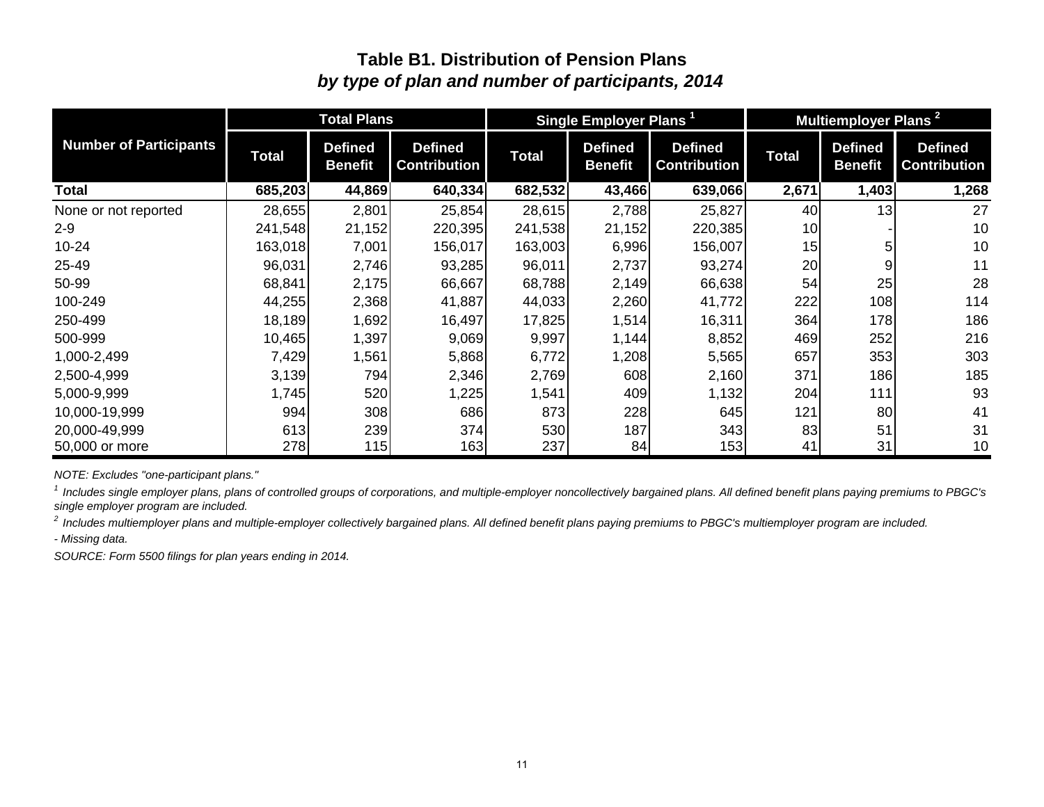## Table B1. Distribution of Pension Plans

### *by type of plan and number of participants, 2014*

| Number of Participants | Total Plans | | | Single Employer Plans [1] | | | Multiemployer Plans [2] | | |
|---|---|---|---|---|---|---|---|---|---|
| | Total | Defined Benefit | Defined Contribution | Total | Defined Benefit | Defined Contribution | Total | Defined Benefit | Defined Contribution |
| **Total** | **685,203** | **44,869** | **640,334** | **682,532** | **43,466** | **639,066** | **2,671** | **1,403** | **1,268** |
| None or not reported | 28,655 | 2,801 | 25,854 | 28,615 | 2,788 | 25,827 | 40 | 13 | 27 |
| 2-9 | 241,548 | 21,152 | 220,395 | 241,538 | 21,152 | 220,385 | 10 | - | 10 |
| 10-24 | 163,018 | 7,001 | 156,017 | 163,003 | 6,996 | 156,007 | 15 | 5 | 10 |
| 25-49 | 96,031 | 2,746 | 93,285 | 96,011 | 2,737 | 93,274 | 20 | 9 | 11 |
| 50-99 | 68,841 | 2,175 | 66,667 | 68,788 | 2,149 | 66,638 | 54 | 25 | 28 |
| 100-249 | 44,255 | 2,368 | 41,887 | 44,033 | 2,260 | 41,772 | 222 | 108 | 114 |
| 250-499 | 18,189 | 1,692 | 16,497 | 17,825 | 1,514 | 16,311 | 364 | 178 | 186 |
| 500-999 | 10,465 | 1,397 | 9,069 | 9,997 | 1,144 | 8,852 | 469 | 252 | 216 |
| 1,000-2,499 | 7,429 | 1,561 | 5,868 | 6,772 | 1,208 | 5,565 | 657 | 353 | 303 |
| 2,500-4,999 | 3,139 | 794 | 2,346 | 2,769 | 608 | 2,160 | 371 | 186 | 185 |
| 5,000-9,999 | 1,745 | 520 | 1,225 | 1,541 | 409 | 1,132 | 204 | 111 | 93 |
| 10,000-19,999 | 994 | 308 | 686 | 873 | 228 | 645 | 121 | 80 | 41 |
| 20,000-49,999 | 613 | 239 | 374 | 530 | 187 | 343 | 83 | 51 | 31 |
| 50,000 or more | 278 | 115 | 163 | 237 | 84 | 153 | 41 | 31 | 10 |

*NOTE: Excludes "one-participant plans."*

[1] *Includes single employer plans, plans of controlled groups of corporations, and multiple-employer noncollectively bargained plans. All defined benefit plans paying premiums to PBGC's single employer program are included.*

[2] *Includes multiemployer plans and multiple-employer collectively bargained plans. All defined benefit plans paying premiums to PBGC's multiemployer program are included.*

*- Missing data.*

*SOURCE: Form 5500 filings for plan years ending in 2014.*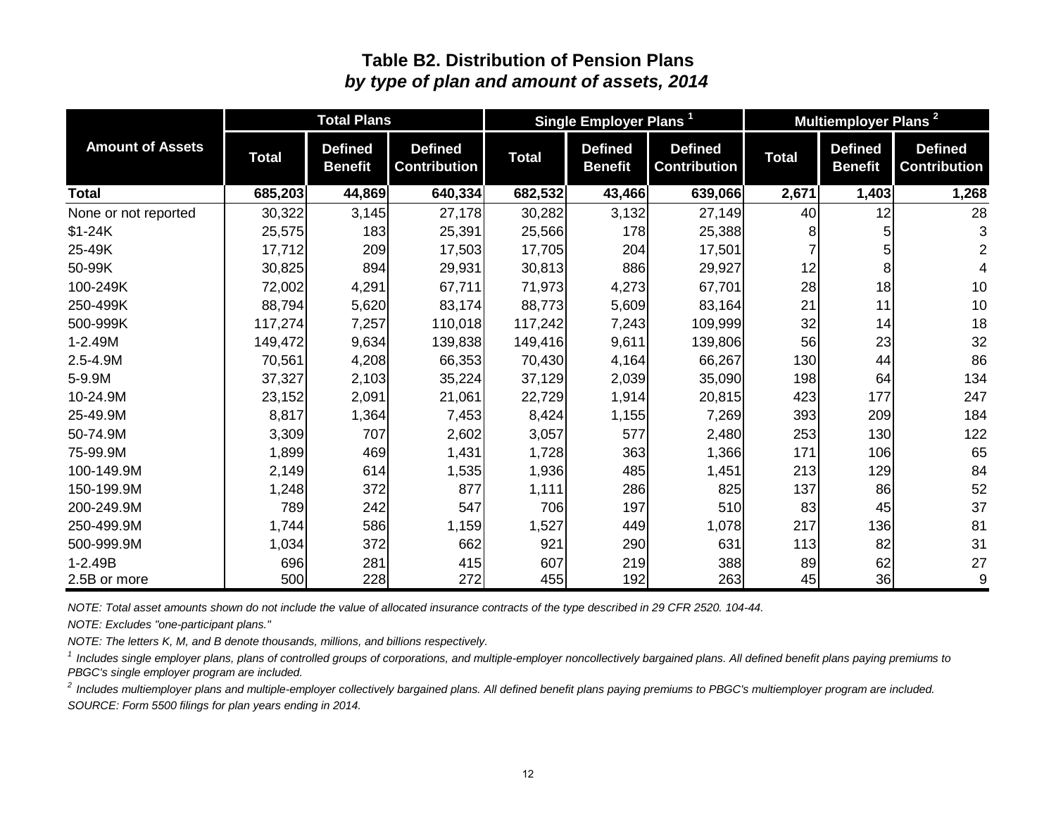## Table B2. Distribution of Pension Plans
### *by type of plan and amount of assets, 2014*

| Amount of Assets | Total Plans | | | Single Employer Plans [1] | | | Multiemployer Plans [2] | | |
|---|---|---|---|---|---|---|---|---|---|
| | Total | Defined Benefit | Defined Contribution | Total | Defined Benefit | Defined Contribution | Total | Defined Benefit | Defined Contribution |
| **Total** | **685,203** | **44,869** | **640,334** | **682,532** | **43,466** | **639,066** | **2,671** | **1,403** | **1,268** |
| None or not reported | 30,322 | 3,145 | 27,178 | 30,282 | 3,132 | 27,149 | 40 | 12 | 28 |
| $1-24K | 25,575 | 183 | 25,391 | 25,566 | 178 | 25,388 | 8 | 5 | 3 |
| 25-49K | 17,712 | 209 | 17,503 | 17,705 | 204 | 17,501 | 7 | 5 | 2 |
| 50-99K | 30,825 | 894 | 29,931 | 30,813 | 886 | 29,927 | 12 | 8 | 4 |
| 100-249K | 72,002 | 4,291 | 67,711 | 71,973 | 4,273 | 67,701 | 28 | 18 | 10 |
| 250-499K | 88,794 | 5,620 | 83,174 | 88,773 | 5,609 | 83,164 | 21 | 11 | 10 |
| 500-999K | 117,274 | 7,257 | 110,018 | 117,242 | 7,243 | 109,999 | 32 | 14 | 18 |
| 1-2.49M | 149,472 | 9,634 | 139,838 | 149,416 | 9,611 | 139,806 | 56 | 23 | 32 |
| 2.5-4.9M | 70,561 | 4,208 | 66,353 | 70,430 | 4,164 | 66,267 | 130 | 44 | 86 |
| 5-9.9M | 37,327 | 2,103 | 35,224 | 37,129 | 2,039 | 35,090 | 198 | 64 | 134 |
| 10-24.9M | 23,152 | 2,091 | 21,061 | 22,729 | 1,914 | 20,815 | 423 | 177 | 247 |
| 25-49.9M | 8,817 | 1,364 | 7,453 | 8,424 | 1,155 | 7,269 | 393 | 209 | 184 |
| 50-74.9M | 3,309 | 707 | 2,602 | 3,057 | 577 | 2,480 | 253 | 130 | 122 |
| 75-99.9M | 1,899 | 469 | 1,431 | 1,728 | 363 | 1,366 | 171 | 106 | 65 |
| 100-149.9M | 2,149 | 614 | 1,535 | 1,936 | 485 | 1,451 | 213 | 129 | 84 |
| 150-199.9M | 1,248 | 372 | 877 | 1,111 | 286 | 825 | 137 | 86 | 52 |
| 200-249.9M | 789 | 242 | 547 | 706 | 197 | 510 | 83 | 45 | 37 |
| 250-499.9M | 1,744 | 586 | 1,159 | 1,527 | 449 | 1,078 | 217 | 136 | 81 |
| 500-999.9M | 1,034 | 372 | 662 | 921 | 290 | 631 | 113 | 82 | 31 |
| 1-2.49B | 696 | 281 | 415 | 607 | 219 | 388 | 89 | 62 | 27 |
| 2.5B or more | 500 | 228 | 272 | 455 | 192 | 263 | 45 | 36 | 9 |

*NOTE: Total asset amounts shown do not include the value of allocated insurance contracts of the type described in 29 CFR 2520. 104-44.*

*NOTE: Excludes "one-participant plans."*

*NOTE: The letters K, M, and B denote thousands, millions, and billions respectively.*

*[1] Includes single employer plans, plans of controlled groups of corporations, and multiple-employer noncollectively bargained plans. All defined benefit plans paying premiums to PBGC's single employer program are included.*

*[2] Includes multiemployer plans and multiple-employer collectively bargained plans. All defined benefit plans paying premiums to PBGC's multiemployer program are included.*

*SOURCE: Form 5500 filings for plan years ending in 2014.*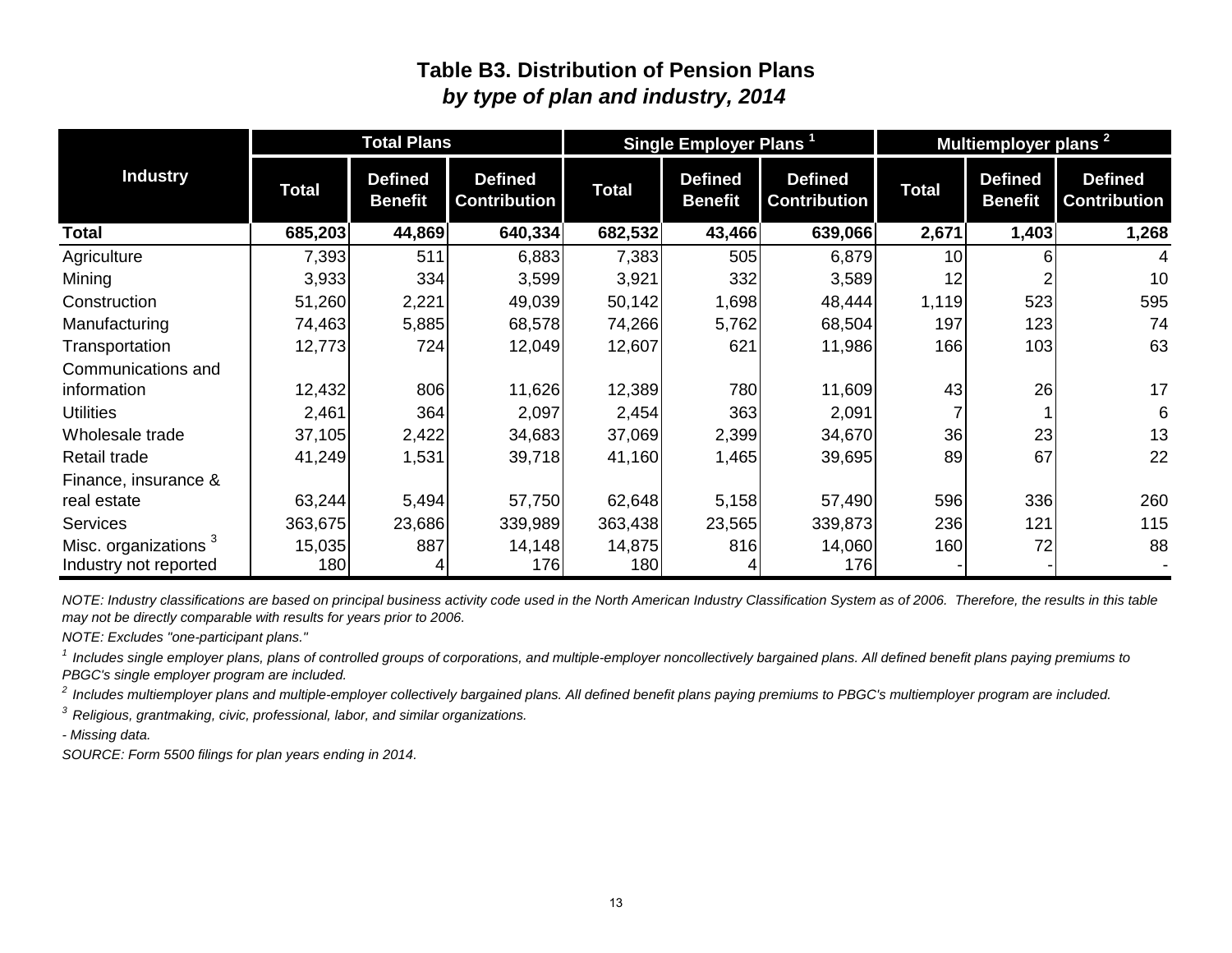# Table B3. Distribution of Pension Plans
## *by type of plan and industry, 2014*

| Industry | Total Plans | | | Single Employer Plans [1] | | | Multiemployer plans [2] | | |
|---|---|---|---|---|---|---|---|---|---|
| | Total | Defined Benefit | Defined Contribution | Total | Defined Benefit | Defined Contribution | Total | Defined Benefit | Defined Contribution |
| **Total** | **685,203** | **44,869** | **640,334** | **682,532** | **43,466** | **639,066** | **2,671** | **1,403** | **1,268** |
| Agriculture | 7,393 | 511 | 6,883 | 7,383 | 505 | 6,879 | 10 | 6 | 4 |
| Mining | 3,933 | 334 | 3,599 | 3,921 | 332 | 3,589 | 12 | 2 | 10 |
| Construction | 51,260 | 2,221 | 49,039 | 50,142 | 1,698 | 48,444 | 1,119 | 523 | 595 |
| Manufacturing | 74,463 | 5,885 | 68,578 | 74,266 | 5,762 | 68,504 | 197 | 123 | 74 |
| Transportation | 12,773 | 724 | 12,049 | 12,607 | 621 | 11,986 | 166 | 103 | 63 |
| Communications and information | 12,432 | 806 | 11,626 | 12,389 | 780 | 11,609 | 43 | 26 | 17 |
| Utilities | 2,461 | 364 | 2,097 | 2,454 | 363 | 2,091 | 7 | 1 | 6 |
| Wholesale trade | 37,105 | 2,422 | 34,683 | 37,069 | 2,399 | 34,670 | 36 | 23 | 13 |
| Retail trade | 41,249 | 1,531 | 39,718 | 41,160 | 1,465 | 39,695 | 89 | 67 | 22 |
| Finance, insurance & real estate | 63,244 | 5,494 | 57,750 | 62,648 | 5,158 | 57,490 | 596 | 336 | 260 |
| Services | 363,675 | 23,686 | 339,989 | 363,438 | 23,565 | 339,873 | 236 | 121 | 115 |
| Misc. organizations [3] | 15,035 | 887 | 14,148 | 14,875 | 816 | 14,060 | 160 | 72 | 88 |
| Industry not reported | 180 | 4 | 176 | 180 | 4 | 176 | - | - | - |

*NOTE: Industry classifications are based on principal business activity code used in the North American Industry Classification System as of 2006. Therefore, the results in this table may not be directly comparable with results for years prior to 2006.*

*NOTE: Excludes "one-participant plans."*

[1] *Includes single employer plans, plans of controlled groups of corporations, and multiple-employer noncollectively bargained plans. All defined benefit plans paying premiums to PBGC's single employer program are included.*

[2] *Includes multiemployer plans and multiple-employer collectively bargained plans. All defined benefit plans paying premiums to PBGC's multiemployer program are included.*

[3] *Religious, grantmaking, civic, professional, labor, and similar organizations.*

*- Missing data.*

*SOURCE: Form 5500 filings for plan years ending in 2014.*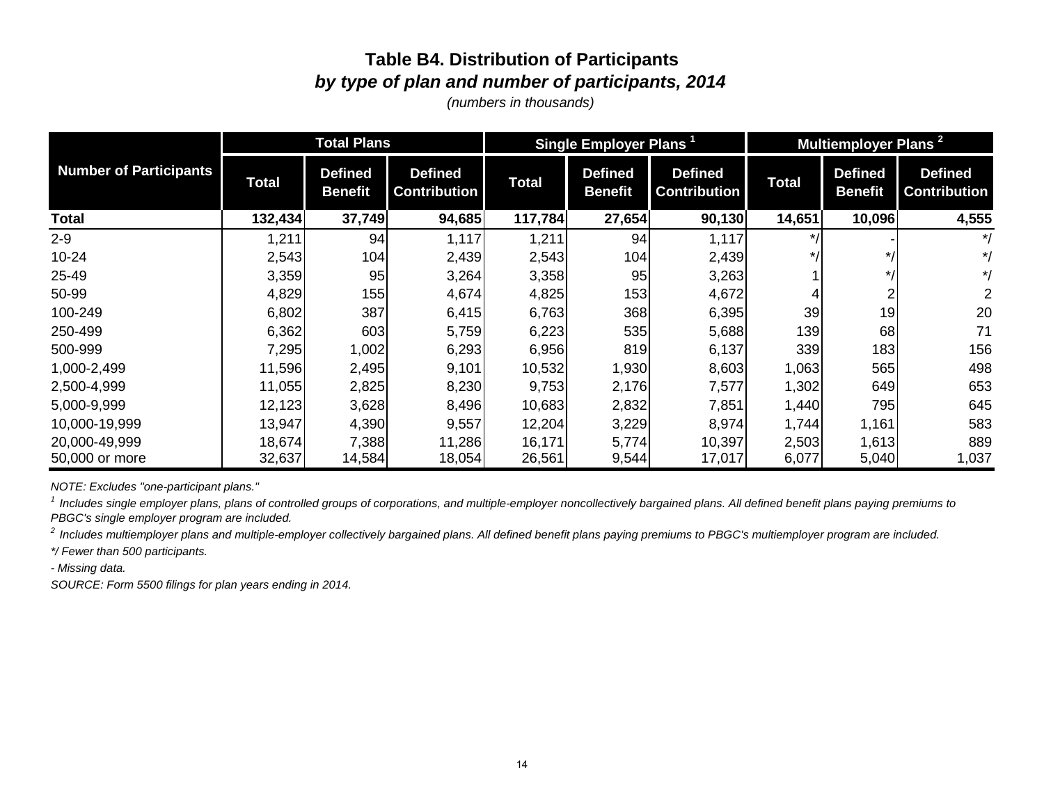# Table B4. Distribution of Participants

## *by type of plan and number of participants, 2014*

*(numbers in thousands)*

| Number of Participants | Total Plans | | | Single Employer Plans [1] | | | Multiemployer Plans [2] | | |
|---|---|---|---|---|---|---|---|---|---|
| | Total | Defined Benefit | Defined Contribution | Total | Defined Benefit | Defined Contribution | Total | Defined Benefit | Defined Contribution |
| **Total** | **132,434** | **37,749** | **94,685** | **117,784** | **27,654** | **90,130** | **14,651** | **10,096** | **4,555** |
| 2-9 | 1,211 | 94 | 1,117 | 1,211 | 94 | 1,117 | */ | - | */ |
| 10-24 | 2,543 | 104 | 2,439 | 2,543 | 104 | 2,439 | */ | */ | */ |
| 25-49 | 3,359 | 95 | 3,264 | 3,358 | 95 | 3,263 | 1 | */ | */ |
| 50-99 | 4,829 | 155 | 4,674 | 4,825 | 153 | 4,672 | 4 | 2 | 2 |
| 100-249 | 6,802 | 387 | 6,415 | 6,763 | 368 | 6,395 | 39 | 19 | 20 |
| 250-499 | 6,362 | 603 | 5,759 | 6,223 | 535 | 5,688 | 139 | 68 | 71 |
| 500-999 | 7,295 | 1,002 | 6,293 | 6,956 | 819 | 6,137 | 339 | 183 | 156 |
| 1,000-2,499 | 11,596 | 2,495 | 9,101 | 10,532 | 1,930 | 8,603 | 1,063 | 565 | 498 |
| 2,500-4,999 | 11,055 | 2,825 | 8,230 | 9,753 | 2,176 | 7,577 | 1,302 | 649 | 653 |
| 5,000-9,999 | 12,123 | 3,628 | 8,496 | 10,683 | 2,832 | 7,851 | 1,440 | 795 | 645 |
| 10,000-19,999 | 13,947 | 4,390 | 9,557 | 12,204 | 3,229 | 8,974 | 1,744 | 1,161 | 583 |
| 20,000-49,999 | 18,674 | 7,388 | 11,286 | 16,171 | 5,774 | 10,397 | 2,503 | 1,613 | 889 |
| 50,000 or more | 32,637 | 14,584 | 18,054 | 26,561 | 9,544 | 17,017 | 6,077 | 5,040 | 1,037 |

*NOTE: Excludes "one-participant plans."*

*[1] Includes single employer plans, plans of controlled groups of corporations, and multiple-employer noncollectively bargained plans. All defined benefit plans paying premiums to PBGC's single employer program are included.*

*[2] Includes multiemployer plans and multiple-employer collectively bargained plans. All defined benefit plans paying premiums to PBGC's multiemployer program are included.*

*\*/ Fewer than 500 participants.*

*- Missing data.*

*SOURCE: Form 5500 filings for plan years ending in 2014.*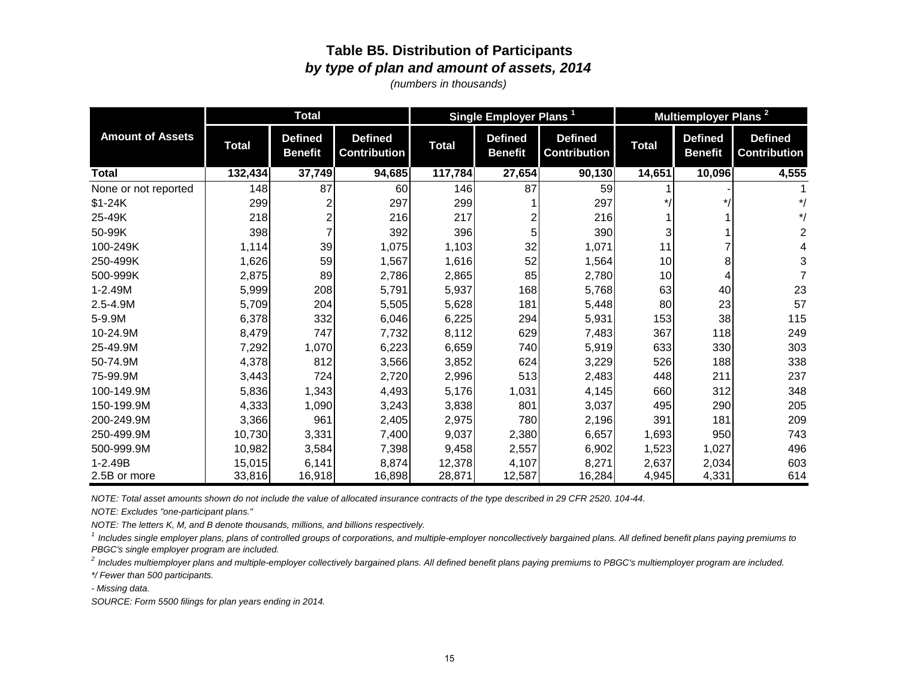# Table B5. Distribution of Participants

### *by type of plan and amount of assets, 2014*

*(numbers in thousands)*

| Amount of Assets | Total | | | Single Employer Plans [1] | | | Multiemployer Plans [2] | | |
|---|---|---|---|---|---|---|---|---|---|
| | Total | Defined Benefit | Defined Contribution | Total | Defined Benefit | Defined Contribution | Total | Defined Benefit | Defined Contribution |
| **Total** | **132,434** | **37,749** | **94,685** | **117,784** | **27,654** | **90,130** | **14,651** | **10,096** | **4,555** |
| None or not reported | 148 | 87 | 60 | 146 | 87 | 59 | 1 | - | 1 |
| $1-24K | 299 | 2 | 297 | 299 | 1 | 297 | */ | */ | */ |
| 25-49K | 218 | 2 | 216 | 217 | 2 | 216 | 1 | 1 | */ |
| 50-99K | 398 | 7 | 392 | 396 | 5 | 390 | 3 | 1 | 2 |
| 100-249K | 1,114 | 39 | 1,075 | 1,103 | 32 | 1,071 | 11 | 7 | 4 |
| 250-499K | 1,626 | 59 | 1,567 | 1,616 | 52 | 1,564 | 10 | 8 | 3 |
| 500-999K | 2,875 | 89 | 2,786 | 2,865 | 85 | 2,780 | 10 | 4 | 7 |
| 1-2.49M | 5,999 | 208 | 5,791 | 5,937 | 168 | 5,768 | 63 | 40 | 23 |
| 2.5-4.9M | 5,709 | 204 | 5,505 | 5,628 | 181 | 5,448 | 80 | 23 | 57 |
| 5-9.9M | 6,378 | 332 | 6,046 | 6,225 | 294 | 5,931 | 153 | 38 | 115 |
| 10-24.9M | 8,479 | 747 | 7,732 | 8,112 | 629 | 7,483 | 367 | 118 | 249 |
| 25-49.9M | 7,292 | 1,070 | 6,223 | 6,659 | 740 | 5,919 | 633 | 330 | 303 |
| 50-74.9M | 4,378 | 812 | 3,566 | 3,852 | 624 | 3,229 | 526 | 188 | 338 |
| 75-99.9M | 3,443 | 724 | 2,720 | 2,996 | 513 | 2,483 | 448 | 211 | 237 |
| 100-149.9M | 5,836 | 1,343 | 4,493 | 5,176 | 1,031 | 4,145 | 660 | 312 | 348 |
| 150-199.9M | 4,333 | 1,090 | 3,243 | 3,838 | 801 | 3,037 | 495 | 290 | 205 |
| 200-249.9M | 3,366 | 961 | 2,405 | 2,975 | 780 | 2,196 | 391 | 181 | 209 |
| 250-499.9M | 10,730 | 3,331 | 7,400 | 9,037 | 2,380 | 6,657 | 1,693 | 950 | 743 |
| 500-999.9M | 10,982 | 3,584 | 7,398 | 9,458 | 2,557 | 6,902 | 1,523 | 1,027 | 496 |
| 1-2.49B | 15,015 | 6,141 | 8,874 | 12,378 | 4,107 | 8,271 | 2,637 | 2,034 | 603 |
| 2.5B or more | 33,816 | 16,918 | 16,898 | 28,871 | 12,587 | 16,284 | 4,945 | 4,331 | 614 |

*NOTE: Total asset amounts shown do not include the value of allocated insurance contracts of the type described in 29 CFR 2520. 104-44.*

*NOTE: Excludes "one-participant plans."*

*NOTE: The letters K, M, and B denote thousands, millions, and billions respectively.*

[1] *Includes single employer plans, plans of controlled groups of corporations, and multiple-employer noncollectively bargained plans. All defined benefit plans paying premiums to PBGC's single employer program are included.*

[2] *Includes multiemployer plans and multiple-employer collectively bargained plans. All defined benefit plans paying premiums to PBGC's multiemployer program are included.*

*\*/ Fewer than 500 participants.*

*- Missing data.*

*SOURCE: Form 5500 filings for plan years ending in 2014.*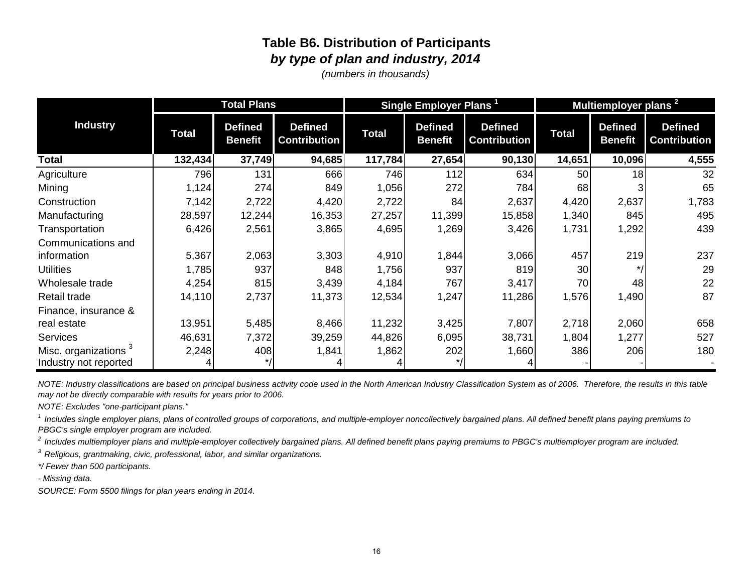# Table B6. Distribution of Participants

### *by type of plan and industry, 2014*

*(numbers in thousands)*

| Industry | Total Plans | | | Single Employer Plans [1] | | | Multiemployer plans [2] | | |
|---|---|---|---|---|---|---|---|---|---|
| | Total | Defined Benefit | Defined Contribution | Total | Defined Benefit | Defined Contribution | Total | Defined Benefit | Defined Contribution |
| **Total** | **132,434** | **37,749** | **94,685** | **117,784** | **27,654** | **90,130** | **14,651** | **10,096** | **4,555** |
| Agriculture | 796 | 131 | 666 | 746 | 112 | 634 | 50 | 18 | 32 |
| Mining | 1,124 | 274 | 849 | 1,056 | 272 | 784 | 68 | 3 | 65 |
| Construction | 7,142 | 2,722 | 4,420 | 2,722 | 84 | 2,637 | 4,420 | 2,637 | 1,783 |
| Manufacturing | 28,597 | 12,244 | 16,353 | 27,257 | 11,399 | 15,858 | 1,340 | 845 | 495 |
| Transportation | 6,426 | 2,561 | 3,865 | 4,695 | 1,269 | 3,426 | 1,731 | 1,292 | 439 |
| Communications and information | 5,367 | 2,063 | 3,303 | 4,910 | 1,844 | 3,066 | 457 | 219 | 237 |
| Utilities | 1,785 | 937 | 848 | 1,756 | 937 | 819 | 30 | */ | 29 |
| Wholesale trade | 4,254 | 815 | 3,439 | 4,184 | 767 | 3,417 | 70 | 48 | 22 |
| Retail trade | 14,110 | 2,737 | 11,373 | 12,534 | 1,247 | 11,286 | 1,576 | 1,490 | 87 |
| Finance, insurance & real estate | 13,951 | 5,485 | 8,466 | 11,232 | 3,425 | 7,807 | 2,718 | 2,060 | 658 |
| Services | 46,631 | 7,372 | 39,259 | 44,826 | 6,095 | 38,731 | 1,804 | 1,277 | 527 |
| Misc. organizations [3] | 2,248 | 408 | 1,841 | 1,862 | 202 | 1,660 | 386 | 206 | 180 |
| Industry not reported | 4 | */ | 4 | 4 | */ | 4 | - | - | - |

*NOTE: Industry classifications are based on principal business activity code used in the North American Industry Classification System as of 2006. Therefore, the results in this table may not be directly comparable with results for years prior to 2006.*

*NOTE: Excludes "one-participant plans."*

*[1] Includes single employer plans, plans of controlled groups of corporations, and multiple-employer noncollectively bargained plans. All defined benefit plans paying premiums to PBGC's single employer program are included.*

*[2] Includes multiemployer plans and multiple-employer collectively bargained plans. All defined benefit plans paying premiums to PBGC's multiemployer program are included.*

*[3] Religious, grantmaking, civic, professional, labor, and similar organizations.*

**/ Fewer than 500 participants.*

*- Missing data.*

*SOURCE: Form 5500 filings for plan years ending in 2014.*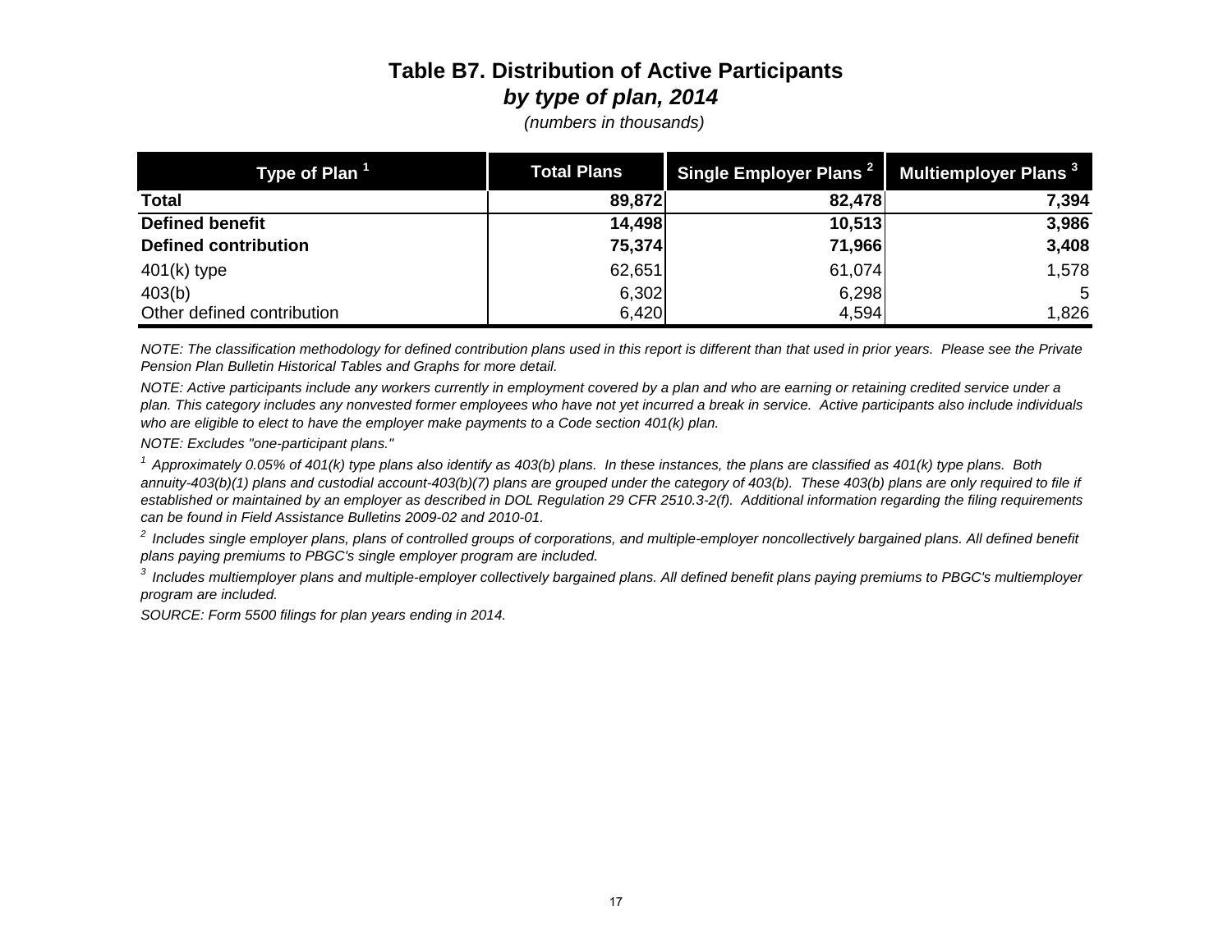# Table B7. Distribution of Active Participants

## *by type of plan, 2014*

*(numbers in thousands)*

| Type of Plan [1] | Total Plans | Single Employer Plans [2] | Multiemployer Plans [3] |
|---|---|---|---|
| **Total** | **89,872** | **82,478** | **7,394** |
| **Defined benefit** | **14,498** | **10,513** | **3,986** |
| **Defined contribution** | **75,374** | **71,966** | **3,408** |
| 401(k) type | 62,651 | 61,074 | 1,578 |
| 403(b) | 6,302 | 6,298 | 5 |
| Other defined contribution | 6,420 | 4,594 | 1,826 |

*NOTE: The classification methodology for defined contribution plans used in this report is different than that used in prior years. Please see the Private Pension Plan Bulletin Historical Tables and Graphs for more detail.*

*NOTE: Active participants include any workers currently in employment covered by a plan and who are earning or retaining credited service under a plan. This category includes any nonvested former employees who have not yet incurred a break in service. Active participants also include individuals who are eligible to elect to have the employer make payments to a Code section 401(k) plan.*

*NOTE: Excludes "one-participant plans."*

*[1] Approximately 0.05% of 401(k) type plans also identify as 403(b) plans. In these instances, the plans are classified as 401(k) type plans. Both annuity-403(b)(1) plans and custodial account-403(b)(7) plans are grouped under the category of 403(b). These 403(b) plans are only required to file if established or maintained by an employer as described in DOL Regulation 29 CFR 2510.3-2(f). Additional information regarding the filing requirements can be found in Field Assistance Bulletins 2009-02 and 2010-01.*

*[2] Includes single employer plans, plans of controlled groups of corporations, and multiple-employer noncollectively bargained plans. All defined benefit plans paying premiums to PBGC's single employer program are included.*

*[3] Includes multiemployer plans and multiple-employer collectively bargained plans. All defined benefit plans paying premiums to PBGC's multiemployer program are included.*

*SOURCE: Form 5500 filings for plan years ending in 2014.*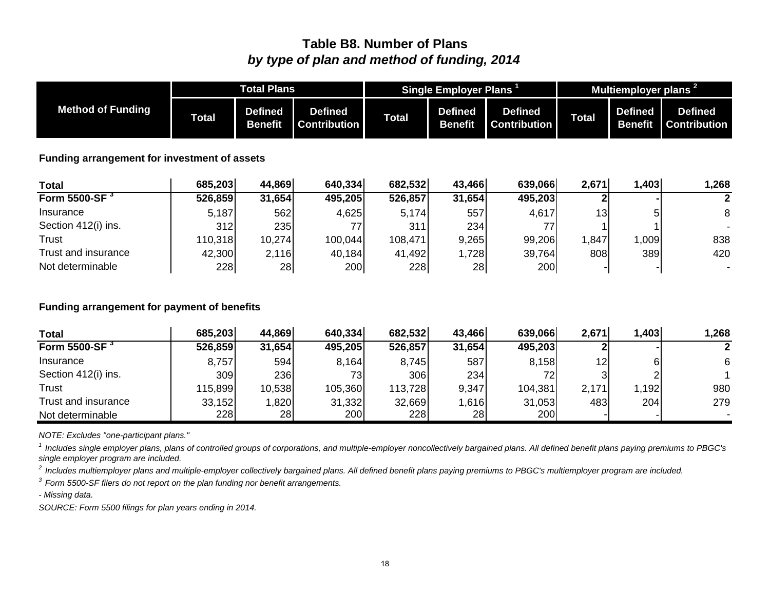# Table B8. Number of Plans
## *by type of plan and method of funding, 2014*

| Method of Funding | Total Plans | | | Single Employer Plans [1] | | | Multiemployer plans [2] | | |
|---|---|---|---|---|---|---|---|---|---|
| | Total | Defined Benefit | Defined Contribution | Total | Defined Benefit | Defined Contribution | Total | Defined Benefit | Defined Contribution |
| **Funding arrangement for investment of assets** | | | | | | | | | |
| **Total** | **685,203** | **44,869** | **640,334** | **682,532** | **43,466** | **639,066** | **2,671** | **1,403** | **1,268** |
| **Form 5500-SF [3]** | **526,859** | **31,654** | **495,205** | **526,857** | **31,654** | **495,203** | **2** | **-** | **2** |
| Insurance | 5,187 | 562 | 4,625 | 5,174 | 557 | 4,617 | 13 | 5 | 8 |
| Section 412(i) ins. | 312 | 235 | 77 | 311 | 234 | 77 | 1 | 1 | - |
| Trust | 110,318 | 10,274 | 100,044 | 108,471 | 9,265 | 99,206 | 1,847 | 1,009 | 838 |
| Trust and insurance | 42,300 | 2,116 | 40,184 | 41,492 | 1,728 | 39,764 | 808 | 389 | 420 |
| Not determinable | 228 | 28 | 200 | 228 | 28 | 200 | - | - | - |
| **Funding arrangement for payment of benefits** | | | | | | | | | |
| **Total** | **685,203** | **44,869** | **640,334** | **682,532** | **43,466** | **639,066** | **2,671** | **1,403** | **1,268** |
| **Form 5500-SF [3]** | **526,859** | **31,654** | **495,205** | **526,857** | **31,654** | **495,203** | **2** | **-** | **2** |
| Insurance | 8,757 | 594 | 8,164 | 8,745 | 587 | 8,158 | 12 | 6 | 6 |
| Section 412(i) ins. | 309 | 236 | 73 | 306 | 234 | 72 | 3 | 2 | 1 |
| Trust | 115,899 | 10,538 | 105,360 | 113,728 | 9,347 | 104,381 | 2,171 | 1,192 | 980 |
| Trust and insurance | 33,152 | 1,820 | 31,332 | 32,669 | 1,616 | 31,053 | 483 | 204 | 279 |
| Not determinable | 228 | 28 | 200 | 228 | 28 | 200 | - | - | - |

*NOTE: Excludes "one-participant plans."*

*[1] Includes single employer plans, plans of controlled groups of corporations, and multiple-employer noncollectively bargained plans. All defined benefit plans paying premiums to PBGC's single employer program are included.*

*[2] Includes multiemployer plans and multiple-employer collectively bargained plans. All defined benefit plans paying premiums to PBGC's multiemployer program are included.*

*[3] Form 5500-SF filers do not report on the plan funding nor benefit arrangements.*

*- Missing data.*

*SOURCE: Form 5500 filings for plan years ending in 2014.*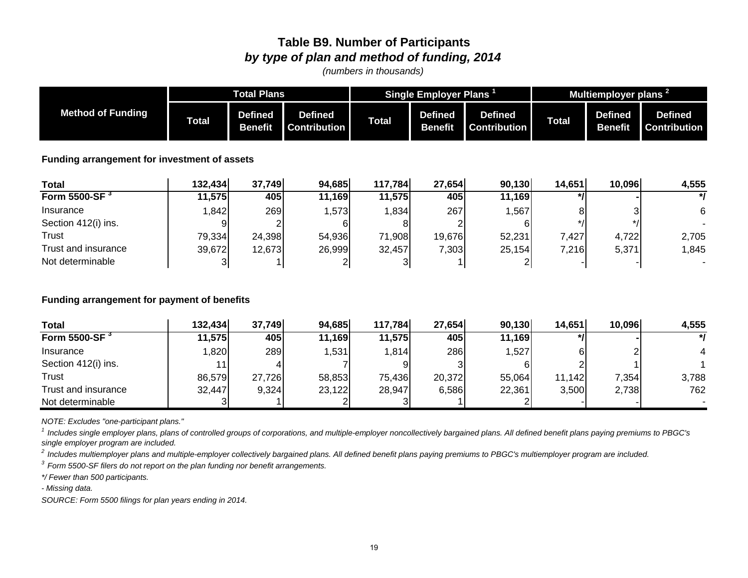# Table B9. Number of Participants
## *by type of plan and method of funding, 2014*
*(numbers in thousands)*

| Method of Funding | Total Plans | | | Single Employer Plans [1] | | | Multiemployer plans [2] | | |
|---|---|---|---|---|---|---|---|---|---|
| | Total | Defined Benefit | Defined Contribution | Total | Defined Benefit | Defined Contribution | Total | Defined Benefit | Defined Contribution |
| **Funding arrangement for investment of assets** | | | | | | | | | |
| **Total** | **132,434** | **37,749** | **94,685** | **117,784** | **27,654** | **90,130** | **14,651** | **10,096** | **4,555** |
| **Form 5500-SF [3]** | **11,575** | **405** | **11,169** | **11,575** | **405** | **11,169** | ***/** | **-** | ***/** |
| Insurance | 1,842 | 269 | 1,573 | 1,834 | 267 | 1,567 | 8 | 3 | 6 |
| Section 412(i) ins. | 9 | 2 | 6 | 8 | 2 | 6 | */ | */ | - |
| Trust | 79,334 | 24,398 | 54,936 | 71,908 | 19,676 | 52,231 | 7,427 | 4,722 | 2,705 |
| Trust and insurance | 39,672 | 12,673 | 26,999 | 32,457 | 7,303 | 25,154 | 7,216 | 5,371 | 1,845 |
| Not determinable | 3 | 1 | 2 | 3 | 1 | 2 | - | - | - |
| **Funding arrangement for payment of benefits** | | | | | | | | | |
| **Total** | **132,434** | **37,749** | **94,685** | **117,784** | **27,654** | **90,130** | **14,651** | **10,096** | **4,555** |
| **Form 5500-SF [3]** | **11,575** | **405** | **11,169** | **11,575** | **405** | **11,169** | ***/** | **-** | ***/** |
| Insurance | 1,820 | 289 | 1,531 | 1,814 | 286 | 1,527 | 6 | 2 | 4 |
| Section 412(i) ins. | 11 | 4 | 7 | 9 | 3 | 6 | 2 | 1 | 1 |
| Trust | 86,579 | 27,726 | 58,853 | 75,436 | 20,372 | 55,064 | 11,142 | 7,354 | 3,788 |
| Trust and insurance | 32,447 | 9,324 | 23,122 | 28,947 | 6,586 | 22,361 | 3,500 | 2,738 | 762 |
| Not determinable | 3 | 1 | 2 | 3 | 1 | 2 | - | - | - |

*NOTE: Excludes "one-participant plans."*

*[1] Includes single employer plans, plans of controlled groups of corporations, and multiple-employer noncollectively bargained plans. All defined benefit plans paying premiums to PBGC's single employer program are included.*

*[2] Includes multiemployer plans and multiple-employer collectively bargained plans. All defined benefit plans paying premiums to PBGC's multiemployer program are included.*

*[3] Form 5500-SF filers do not report on the plan funding nor benefit arrangements.*

**/ Fewer than 500 participants.*

*- Missing data.*

*SOURCE: Form 5500 filings for plan years ending in 2014.*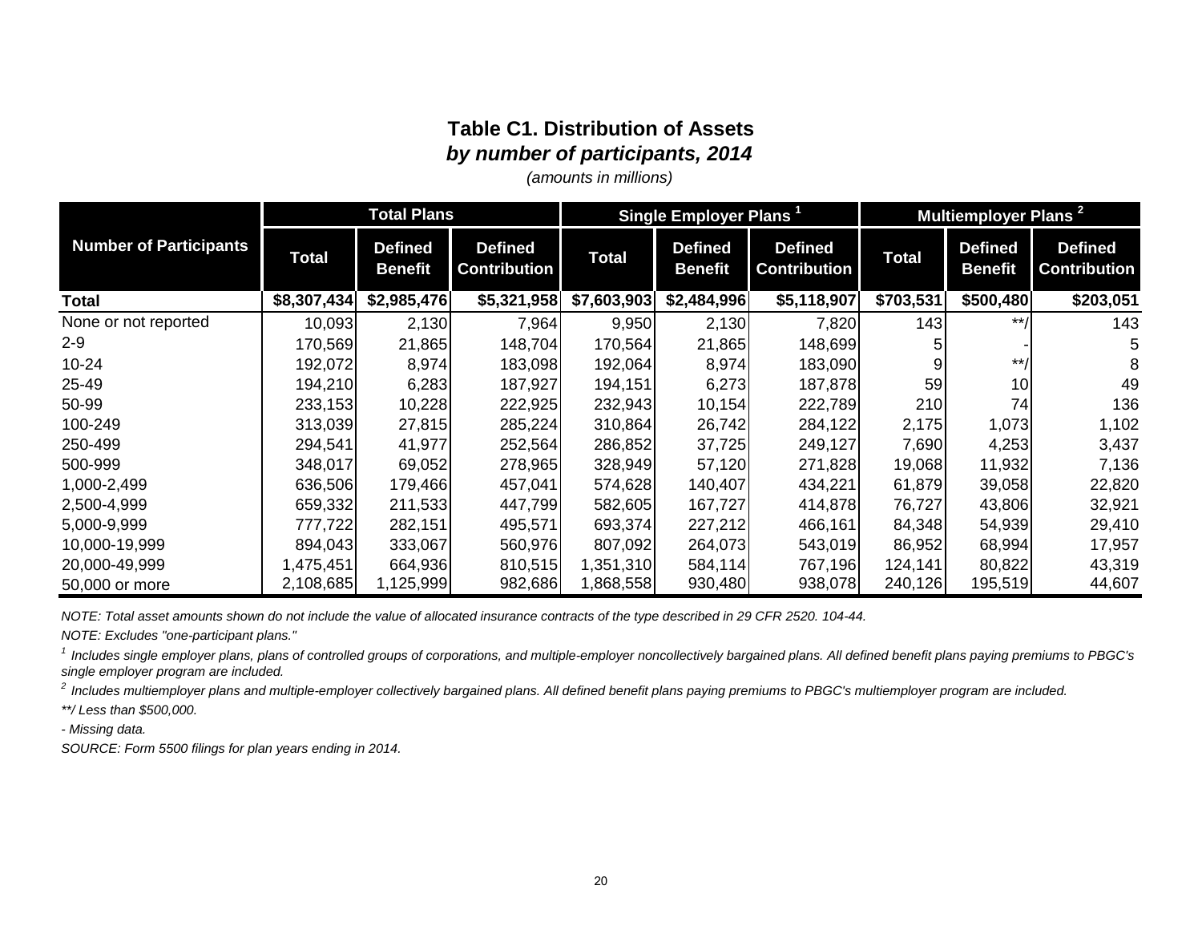## Table C1. Distribution of Assets

### *by number of participants, 2014*

*(amounts in millions)*

| Number of Participants | Total Plans | | | Single Employer Plans [1] | | | Multiemployer Plans [2] | | |
|---|---|---|---|---|---|---|---|---|---|
| | Total | Defined Benefit | Defined Contribution | Total | Defined Benefit | Defined Contribution | Total | Defined Benefit | Defined Contribution |
| **Total** | **$8,307,434** | **$2,985,476** | **$5,321,958** | **$7,603,903** | **$2,484,996** | **$5,118,907** | **$703,531** | **$500,480** | **$203,051** |
| None or not reported | 10,093 | 2,130 | 7,964 | 9,950 | 2,130 | 7,820 | 143 | **/ | 143 |
| 2-9 | 170,569 | 21,865 | 148,704 | 170,564 | 21,865 | 148,699 | 5 | - | 5 |
| 10-24 | 192,072 | 8,974 | 183,098 | 192,064 | 8,974 | 183,090 | 9 | **/ | 8 |
| 25-49 | 194,210 | 6,283 | 187,927 | 194,151 | 6,273 | 187,878 | 59 | 10 | 49 |
| 50-99 | 233,153 | 10,228 | 222,925 | 232,943 | 10,154 | 222,789 | 210 | 74 | 136 |
| 100-249 | 313,039 | 27,815 | 285,224 | 310,864 | 26,742 | 284,122 | 2,175 | 1,073 | 1,102 |
| 250-499 | 294,541 | 41,977 | 252,564 | 286,852 | 37,725 | 249,127 | 7,690 | 4,253 | 3,437 |
| 500-999 | 348,017 | 69,052 | 278,965 | 328,949 | 57,120 | 271,828 | 19,068 | 11,932 | 7,136 |
| 1,000-2,499 | 636,506 | 179,466 | 457,041 | 574,628 | 140,407 | 434,221 | 61,879 | 39,058 | 22,820 |
| 2,500-4,999 | 659,332 | 211,533 | 447,799 | 582,605 | 167,727 | 414,878 | 76,727 | 43,806 | 32,921 |
| 5,000-9,999 | 777,722 | 282,151 | 495,571 | 693,374 | 227,212 | 466,161 | 84,348 | 54,939 | 29,410 |
| 10,000-19,999 | 894,043 | 333,067 | 560,976 | 807,092 | 264,073 | 543,019 | 86,952 | 68,994 | 17,957 |
| 20,000-49,999 | 1,475,451 | 664,936 | 810,515 | 1,351,310 | 584,114 | 767,196 | 124,141 | 80,822 | 43,319 |
| 50,000 or more | 2,108,685 | 1,125,999 | 982,686 | 1,868,558 | 930,480 | 938,078 | 240,126 | 195,519 | 44,607 |

*NOTE: Total asset amounts shown do not include the value of allocated insurance contracts of the type described in 29 CFR 2520. 104-44.*

*NOTE: Excludes "one-participant plans."*

*[1] Includes single employer plans, plans of controlled groups of corporations, and multiple-employer noncollectively bargained plans. All defined benefit plans paying premiums to PBGC's single employer program are included.*

*[2] Includes multiemployer plans and multiple-employer collectively bargained plans. All defined benefit plans paying premiums to PBGC's multiemployer program are included.*

*\*\*/ Less than $500,000.*

*- Missing data.*

*SOURCE: Form 5500 filings for plan years ending in 2014.*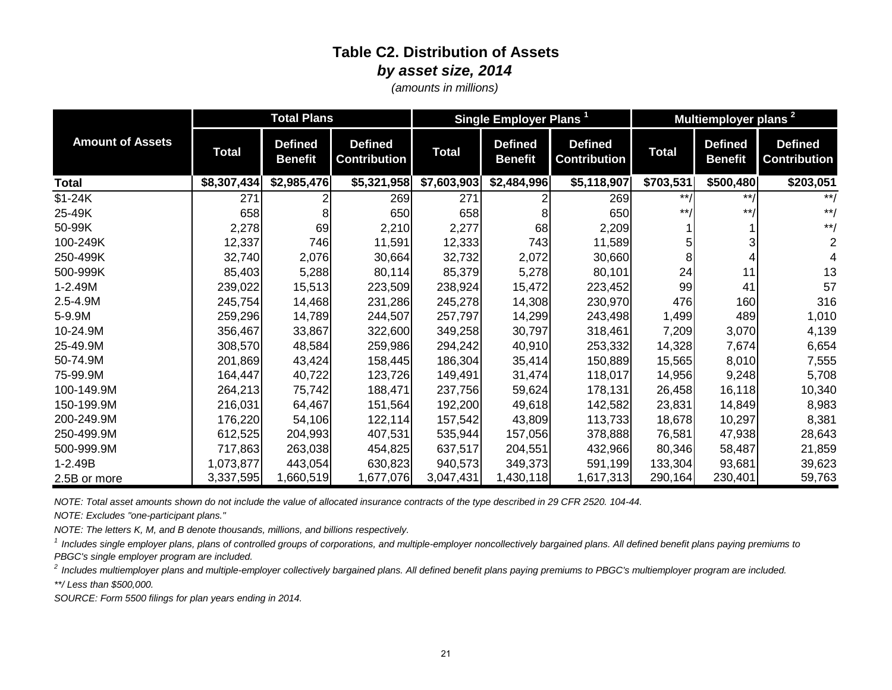# Table C2. Distribution of Assets

***by asset size, 2014***

*(amounts in millions)*

| Amount of Assets | Total Plans | | | Single Employer Plans [1] | | | Multiemployer plans [2] | | |
|---|---|---|---|---|---|---|---|---|---|
| | Total | Defined Benefit | Defined Contribution | Total | Defined Benefit | Defined Contribution | Total | Defined Benefit | Defined Contribution |
| **Total** | **$8,307,434** | **$2,985,476** | **$5,321,958** | **$7,603,903** | **$2,484,996** | **$5,118,907** | **$703,531** | **$500,480** | **$203,051** |
| $1-24K | 271 | 2 | 269 | 271 | 2 | 269 | **/ | **/ | **/ |
| 25-49K | 658 | 8 | 650 | 658 | 8 | 650 | **/ | **/ | **/ |
| 50-99K | 2,278 | 69 | 2,210 | 2,277 | 68 | 2,209 | 1 | 1 | **/ |
| 100-249K | 12,337 | 746 | 11,591 | 12,333 | 743 | 11,589 | 5 | 3 | 2 |
| 250-499K | 32,740 | 2,076 | 30,664 | 32,732 | 2,072 | 30,660 | 8 | 4 | 4 |
| 500-999K | 85,403 | 5,288 | 80,114 | 85,379 | 5,278 | 80,101 | 24 | 11 | 13 |
| 1-2.49M | 239,022 | 15,513 | 223,509 | 238,924 | 15,472 | 223,452 | 99 | 41 | 57 |
| 2.5-4.9M | 245,754 | 14,468 | 231,286 | 245,278 | 14,308 | 230,970 | 476 | 160 | 316 |
| 5-9.9M | 259,296 | 14,789 | 244,507 | 257,797 | 14,299 | 243,498 | 1,499 | 489 | 1,010 |
| 10-24.9M | 356,467 | 33,867 | 322,600 | 349,258 | 30,797 | 318,461 | 7,209 | 3,070 | 4,139 |
| 25-49.9M | 308,570 | 48,584 | 259,986 | 294,242 | 40,910 | 253,332 | 14,328 | 7,674 | 6,654 |
| 50-74.9M | 201,869 | 43,424 | 158,445 | 186,304 | 35,414 | 150,889 | 15,565 | 8,010 | 7,555 |
| 75-99.9M | 164,447 | 40,722 | 123,726 | 149,491 | 31,474 | 118,017 | 14,956 | 9,248 | 5,708 |
| 100-149.9M | 264,213 | 75,742 | 188,471 | 237,756 | 59,624 | 178,131 | 26,458 | 16,118 | 10,340 |
| 150-199.9M | 216,031 | 64,467 | 151,564 | 192,200 | 49,618 | 142,582 | 23,831 | 14,849 | 8,983 |
| 200-249.9M | 176,220 | 54,106 | 122,114 | 157,542 | 43,809 | 113,733 | 18,678 | 10,297 | 8,381 |
| 250-499.9M | 612,525 | 204,993 | 407,531 | 535,944 | 157,056 | 378,888 | 76,581 | 47,938 | 28,643 |
| 500-999.9M | 717,863 | 263,038 | 454,825 | 637,517 | 204,551 | 432,966 | 80,346 | 58,487 | 21,859 |
| 1-2.49B | 1,073,877 | 443,054 | 630,823 | 940,573 | 349,373 | 591,199 | 133,304 | 93,681 | 39,623 |
| 2.5B or more | 3,337,595 | 1,660,519 | 1,677,076 | 3,047,431 | 1,430,118 | 1,617,313 | 290,164 | 230,401 | 59,763 |

*NOTE: Total asset amounts shown do not include the value of allocated insurance contracts of the type described in 29 CFR 2520. 104-44.*

*NOTE: Excludes "one-participant plans."*

*NOTE: The letters K, M, and B denote thousands, millions, and billions respectively.*

*[1] Includes single employer plans, plans of controlled groups of corporations, and multiple-employer noncollectively bargained plans. All defined benefit plans paying premiums to PBGC's single employer program are included.*

*[2] Includes multiemployer plans and multiple-employer collectively bargained plans. All defined benefit plans paying premiums to PBGC's multiemployer program are included.*

*\**/ Less than $500,000.*

*SOURCE: Form 5500 filings for plan years ending in 2014.*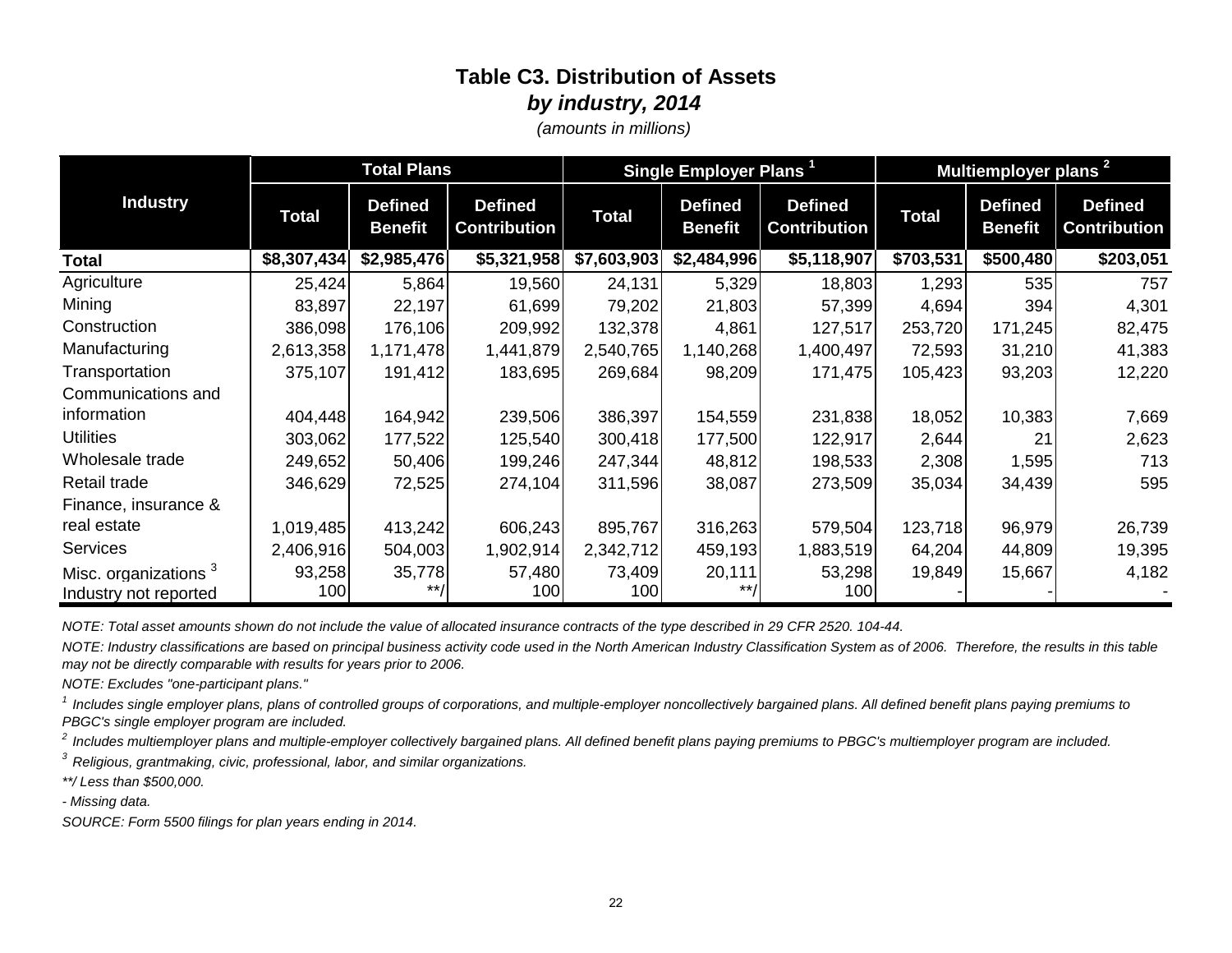## Table C3. Distribution of Assets
### *by industry, 2014*
*(amounts in millions)*

| Industry | Total Plans | | | Single Employer Plans [1] | | | Multiemployer plans [2] | | |
|---|---|---|---|---|---|---|---|---|---|
| | Total | Defined Benefit | Defined Contribution | Total | Defined Benefit | Defined Contribution | Total | Defined Benefit | Defined Contribution |
| **Total** | **$8,307,434** | **$2,985,476** | **$5,321,958** | **$7,603,903** | **$2,484,996** | **$5,118,907** | **$703,531** | **$500,480** | **$203,051** |
| Agriculture | 25,424 | 5,864 | 19,560 | 24,131 | 5,329 | 18,803 | 1,293 | 535 | 757 |
| Mining | 83,897 | 22,197 | 61,699 | 79,202 | 21,803 | 57,399 | 4,694 | 394 | 4,301 |
| Construction | 386,098 | 176,106 | 209,992 | 132,378 | 4,861 | 127,517 | 253,720 | 171,245 | 82,475 |
| Manufacturing | 2,613,358 | 1,171,478 | 1,441,879 | 2,540,765 | 1,140,268 | 1,400,497 | 72,593 | 31,210 | 41,383 |
| Transportation | 375,107 | 191,412 | 183,695 | 269,684 | 98,209 | 171,475 | 105,423 | 93,203 | 12,220 |
| Communications and information | 404,448 | 164,942 | 239,506 | 386,397 | 154,559 | 231,838 | 18,052 | 10,383 | 7,669 |
| Utilities | 303,062 | 177,522 | 125,540 | 300,418 | 177,500 | 122,917 | 2,644 | 21 | 2,623 |
| Wholesale trade | 249,652 | 50,406 | 199,246 | 247,344 | 48,812 | 198,533 | 2,308 | 1,595 | 713 |
| Retail trade | 346,629 | 72,525 | 274,104 | 311,596 | 38,087 | 273,509 | 35,034 | 34,439 | 595 |
| Finance, insurance & real estate | 1,019,485 | 413,242 | 606,243 | 895,767 | 316,263 | 579,504 | 123,718 | 96,979 | 26,739 |
| Services | 2,406,916 | 504,003 | 1,902,914 | 2,342,712 | 459,193 | 1,883,519 | 64,204 | 44,809 | 19,395 |
| Misc. organizations [3] | 93,258 | 35,778 | 57,480 | 73,409 | 20,111 | 53,298 | 19,849 | 15,667 | 4,182 |
| Industry not reported | 100 | **/ | 100 | 100 | **/ | 100 | - | - | - |

*NOTE: Total asset amounts shown do not include the value of allocated insurance contracts of the type described in 29 CFR 2520. 104-44.*

*NOTE: Industry classifications are based on principal business activity code used in the North American Industry Classification System as of 2006. Therefore, the results in this table may not be directly comparable with results for years prior to 2006.*

*NOTE: Excludes "one-participant plans."*

*[1] Includes single employer plans, plans of controlled groups of corporations, and multiple-employer noncollectively bargained plans. All defined benefit plans paying premiums to PBGC's single employer program are included.*

*[2] Includes multiemployer plans and multiple-employer collectively bargained plans. All defined benefit plans paying premiums to PBGC's multiemployer program are included.*

*[3] Religious, grantmaking, civic, professional, labor, and similar organizations.*

*\*\*/ Less than $500,000.*

*- Missing data.*

*SOURCE: Form 5500 filings for plan years ending in 2014.*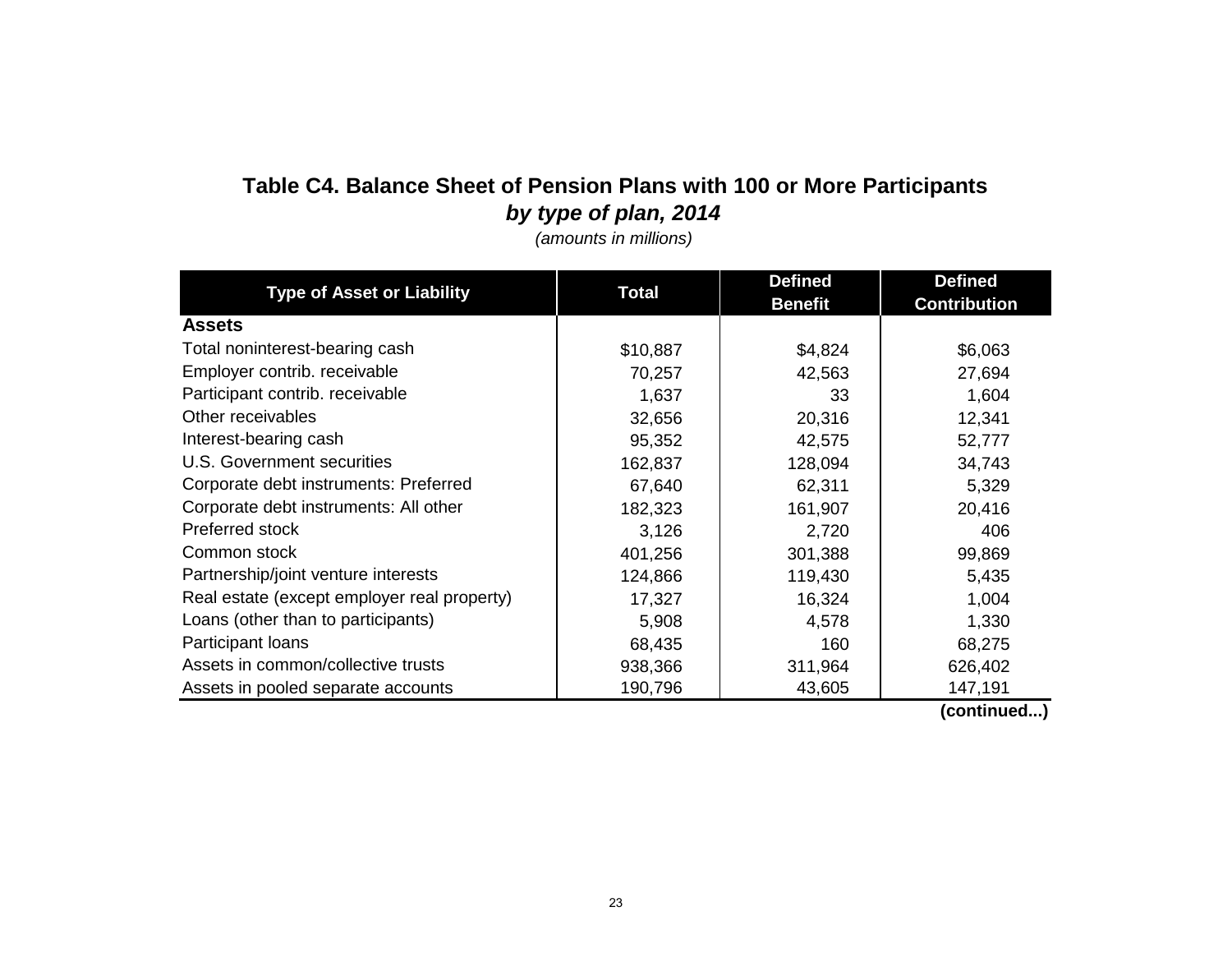## Table C4. Balance Sheet of Pension Plans with 100 or More Participants
### *by type of plan, 2014*
*(amounts in millions)*

| Type of Asset or Liability | Total | Defined Benefit | Defined Contribution |
|---|---|---|---|
| **Assets** | | | |
| Total noninterest-bearing cash | $10,887 | $4,824 | $6,063 |
| Employer contrib. receivable | 70,257 | 42,563 | 27,694 |
| Participant contrib. receivable | 1,637 | 33 | 1,604 |
| Other receivables | 32,656 | 20,316 | 12,341 |
| Interest-bearing cash | 95,352 | 42,575 | 52,777 |
| U.S. Government securities | 162,837 | 128,094 | 34,743 |
| Corporate debt instruments: Preferred | 67,640 | 62,311 | 5,329 |
| Corporate debt instruments: All other | 182,323 | 161,907 | 20,416 |
| Preferred stock | 3,126 | 2,720 | 406 |
| Common stock | 401,256 | 301,388 | 99,869 |
| Partnership/joint venture interests | 124,866 | 119,430 | 5,435 |
| Real estate (except employer real property) | 17,327 | 16,324 | 1,004 |
| Loans (other than to participants) | 5,908 | 4,578 | 1,330 |
| Participant loans | 68,435 | 160 | 68,275 |
| Assets in common/collective trusts | 938,366 | 311,964 | 626,402 |
| Assets in pooled separate accounts | 190,796 | 43,605 | 147,191 |

**(continued...)**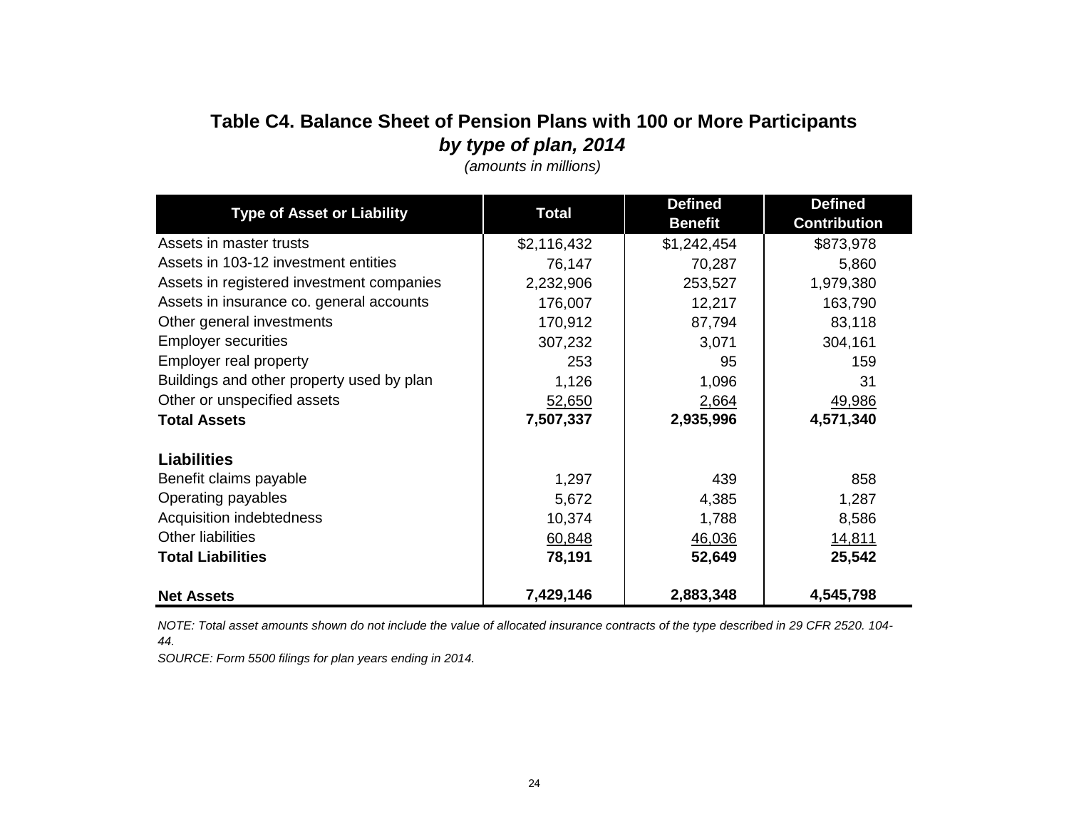# Table C4. Balance Sheet of Pension Plans with 100 or More Participants

### *by type of plan, 2014*

*(amounts in millions)*

| Type of Asset or Liability | Total | Defined Benefit | Defined Contribution |
|---|---|---|---|
| Assets in master trusts | $2,116,432 | $1,242,454 | $873,978 |
| Assets in 103-12 investment entities | 76,147 | 70,287 | 5,860 |
| Assets in registered investment companies | 2,232,906 | 253,527 | 1,979,380 |
| Assets in insurance co. general accounts | 176,007 | 12,217 | 163,790 |
| Other general investments | 170,912 | 87,794 | 83,118 |
| Employer securities | 307,232 | 3,071 | 304,161 |
| Employer real property | 253 | 95 | 159 |
| Buildings and other property used by plan | 1,126 | 1,096 | 31 |
| Other or unspecified assets | 52,650 | 2,664 | 49,986 |
| **Total Assets** | **7,507,337** | **2,935,996** | **4,571,340** |
| **Liabilities** | | | |
| Benefit claims payable | 1,297 | 439 | 858 |
| Operating payables | 5,672 | 4,385 | 1,287 |
| Acquisition indebtedness | 10,374 | 1,788 | 8,586 |
| Other liabilities | 60,848 | 46,036 | 14,811 |
| **Total Liabilities** | **78,191** | **52,649** | **25,542** |
| **Net Assets** | **7,429,146** | **2,883,348** | **4,545,798** |

*NOTE: Total asset amounts shown do not include the value of allocated insurance contracts of the type described in 29 CFR 2520. 104-44.*

*SOURCE: Form 5500 filings for plan years ending in 2014.*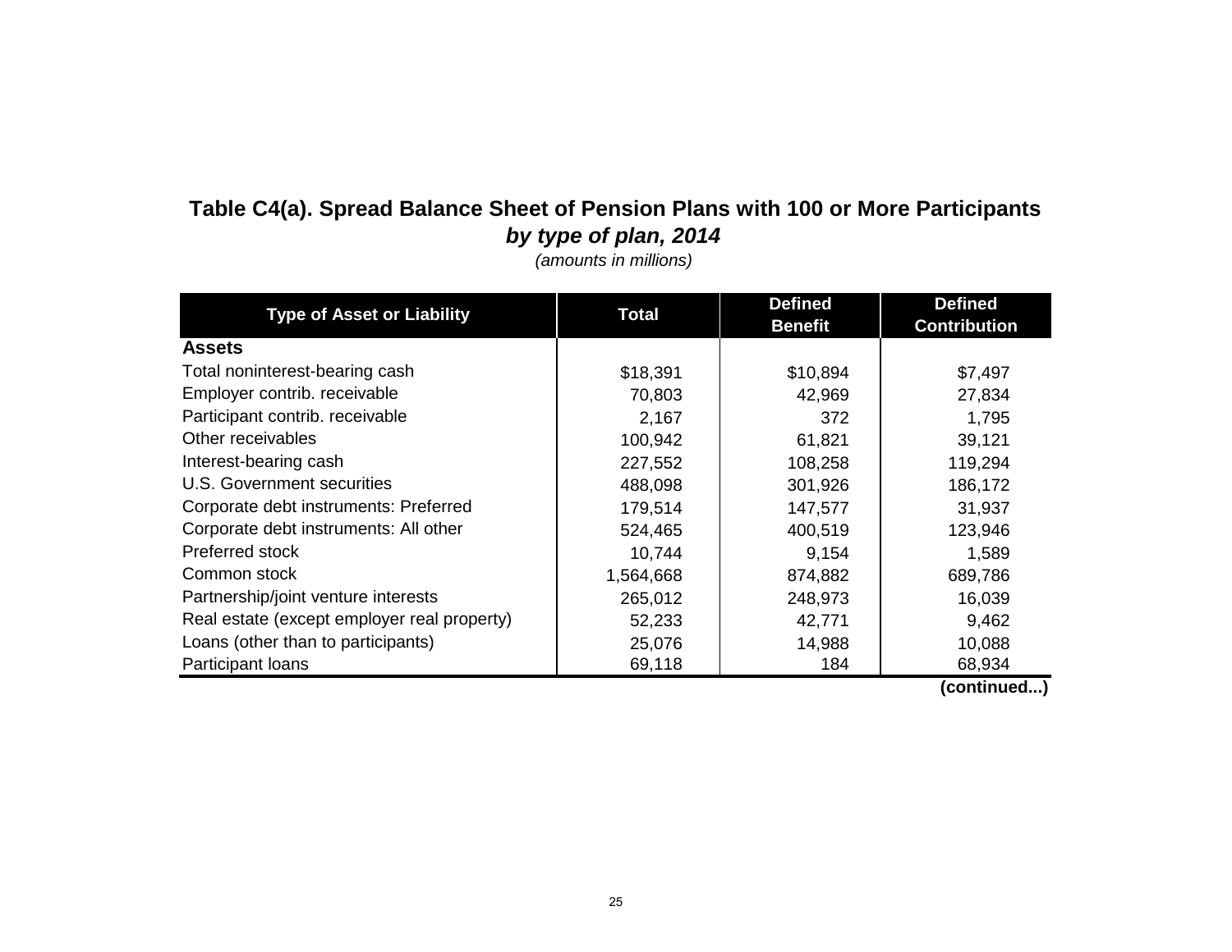## Table C4(a). Spread Balance Sheet of Pension Plans with 100 or More Participants
### *by type of plan, 2014*

*(amounts in millions)*

| Type of Asset or Liability | Total | Defined Benefit | Defined Contribution |
|---|---|---|---|
| **Assets** | | | |
| Total noninterest-bearing cash | $18,391 | $10,894 | $7,497 |
| Employer contrib. receivable | 70,803 | 42,969 | 27,834 |
| Participant contrib. receivable | 2,167 | 372 | 1,795 |
| Other receivables | 100,942 | 61,821 | 39,121 |
| Interest-bearing cash | 227,552 | 108,258 | 119,294 |
| U.S. Government securities | 488,098 | 301,926 | 186,172 |
| Corporate debt instruments: Preferred | 179,514 | 147,577 | 31,937 |
| Corporate debt instruments: All other | 524,465 | 400,519 | 123,946 |
| Preferred stock | 10,744 | 9,154 | 1,589 |
| Common stock | 1,564,668 | 874,882 | 689,786 |
| Partnership/joint venture interests | 265,012 | 248,973 | 16,039 |
| Real estate (except employer real property) | 52,233 | 42,771 | 9,462 |
| Loans (other than to participants) | 25,076 | 14,988 | 10,088 |
| Participant loans | 69,118 | 184 | 68,934 |

**(continued...)**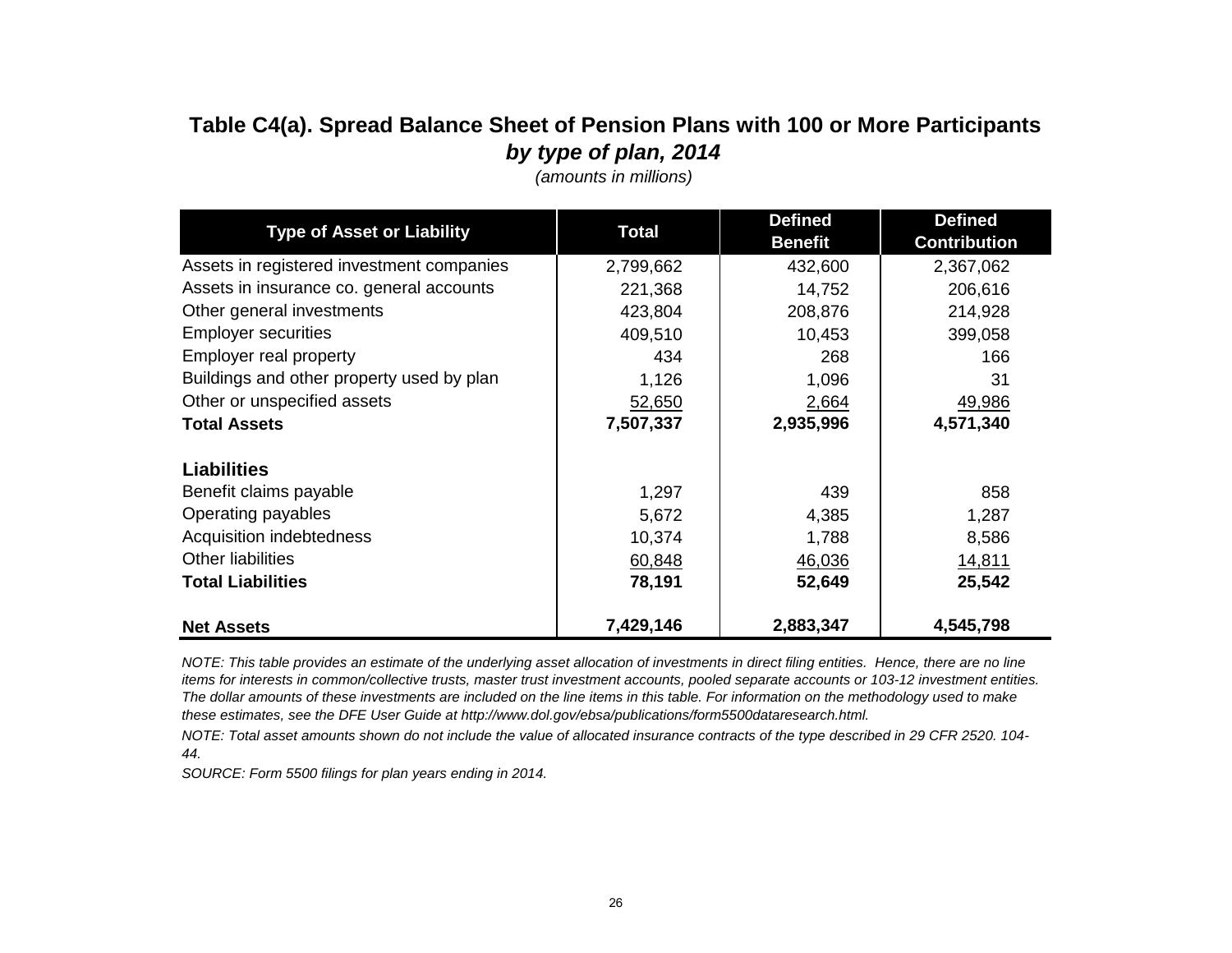## Table C4(a). Spread Balance Sheet of Pension Plans with 100 or More Participants

### *by type of plan, 2014*

*(amounts in millions)*

| Type of Asset or Liability | Total | Defined Benefit | Defined Contribution |
|---|---|---|---|
| Assets in registered investment companies | 2,799,662 | 432,600 | 2,367,062 |
| Assets in insurance co. general accounts | 221,368 | 14,752 | 206,616 |
| Other general investments | 423,804 | 208,876 | 214,928 |
| Employer securities | 409,510 | 10,453 | 399,058 |
| Employer real property | 434 | 268 | 166 |
| Buildings and other property used by plan | 1,126 | 1,096 | 31 |
| Other or unspecified assets | 52,650 | 2,664 | 49,986 |
| **Total Assets** | **7,507,337** | **2,935,996** | **4,571,340** |
| **Liabilities** | | | |
| Benefit claims payable | 1,297 | 439 | 858 |
| Operating payables | 5,672 | 4,385 | 1,287 |
| Acquisition indebtedness | 10,374 | 1,788 | 8,586 |
| Other liabilities | 60,848 | 46,036 | 14,811 |
| **Total Liabilities** | **78,191** | **52,649** | **25,542** |
| **Net Assets** | **7,429,146** | **2,883,347** | **4,545,798** |

*NOTE: This table provides an estimate of the underlying asset allocation of investments in direct filing entities. Hence, there are no line items for interests in common/collective trusts, master trust investment accounts, pooled separate accounts or 103-12 investment entities. The dollar amounts of these investments are included on the line items in this table. For information on the methodology used to make these estimates, see the DFE User Guide at http://www.dol.gov/ebsa/publications/form5500dataresearch.html.*

*NOTE: Total asset amounts shown do not include the value of allocated insurance contracts of the type described in 29 CFR 2520. 104-44.*

*SOURCE: Form 5500 filings for plan years ending in 2014.*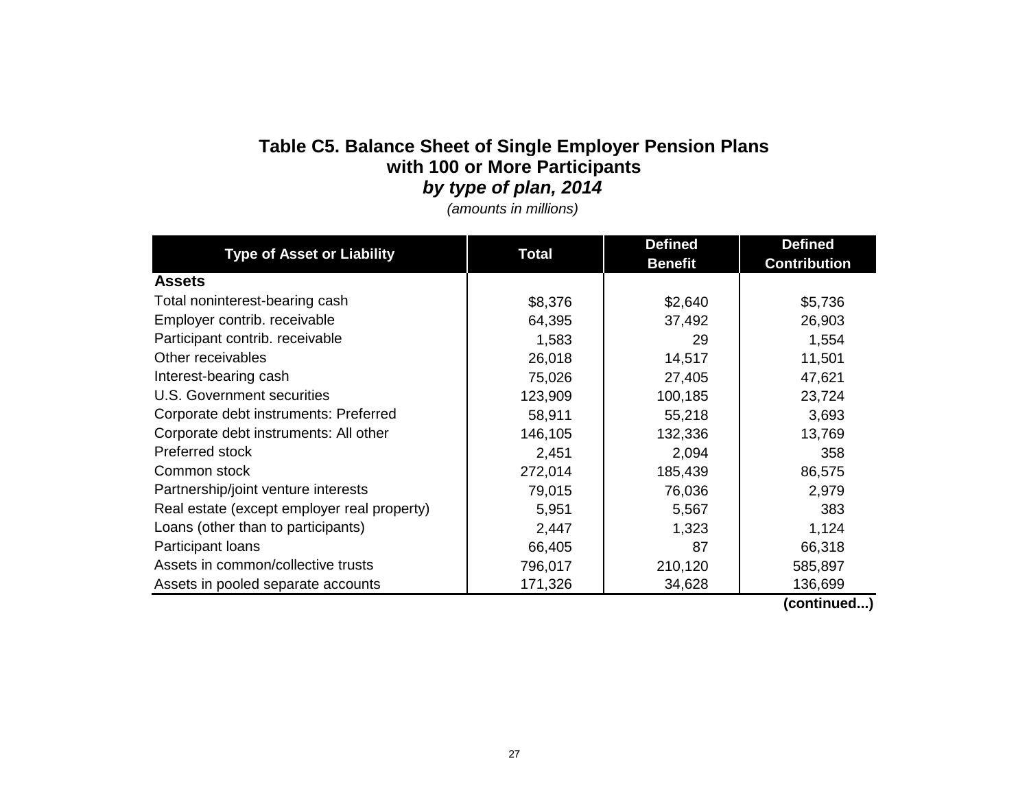# Table C5. Balance Sheet of Single Employer Pension Plans with 100 or More Participants

### *by type of plan, 2014*

*(amounts in millions)*

| Type of Asset or Liability | Total | Defined Benefit | Defined Contribution |
|---|---|---|---|
| **Assets** | | | |
| Total noninterest-bearing cash | $8,376 | $2,640 | $5,736 |
| Employer contrib. receivable | 64,395 | 37,492 | 26,903 |
| Participant contrib. receivable | 1,583 | 29 | 1,554 |
| Other receivables | 26,018 | 14,517 | 11,501 |
| Interest-bearing cash | 75,026 | 27,405 | 47,621 |
| U.S. Government securities | 123,909 | 100,185 | 23,724 |
| Corporate debt instruments: Preferred | 58,911 | 55,218 | 3,693 |
| Corporate debt instruments: All other | 146,105 | 132,336 | 13,769 |
| Preferred stock | 2,451 | 2,094 | 358 |
| Common stock | 272,014 | 185,439 | 86,575 |
| Partnership/joint venture interests | 79,015 | 76,036 | 2,979 |
| Real estate (except employer real property) | 5,951 | 5,567 | 383 |
| Loans (other than to participants) | 2,447 | 1,323 | 1,124 |
| Participant loans | 66,405 | 87 | 66,318 |
| Assets in common/collective trusts | 796,017 | 210,120 | 585,897 |
| Assets in pooled separate accounts | 171,326 | 34,628 | 136,699 |

**(continued...)**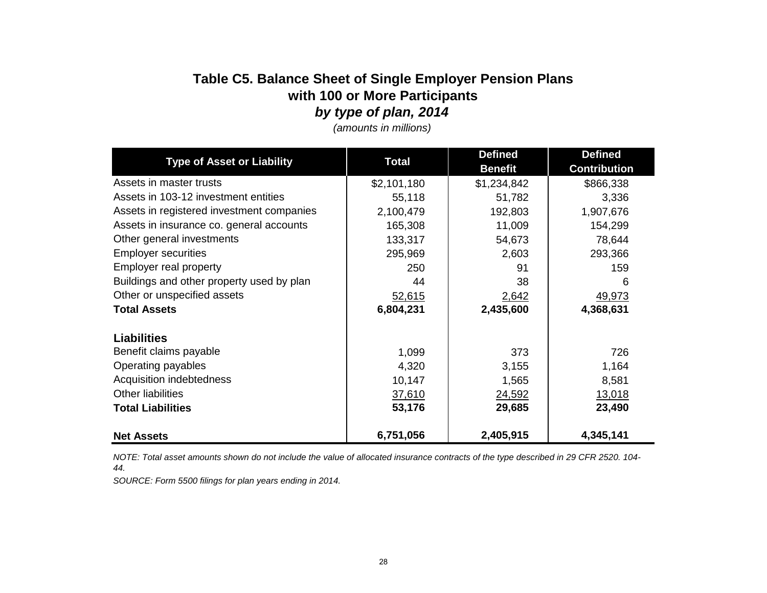# Table C5. Balance Sheet of Single Employer Pension Plans with 100 or More Participants

### *by type of plan, 2014*

*(amounts in millions)*

| Type of Asset or Liability | Total | Defined Benefit | Defined Contribution |
|---|---|---|---|
| Assets in master trusts | $2,101,180 | $1,234,842 | $866,338 |
| Assets in 103-12 investment entities | 55,118 | 51,782 | 3,336 |
| Assets in registered investment companies | 2,100,479 | 192,803 | 1,907,676 |
| Assets in insurance co. general accounts | 165,308 | 11,009 | 154,299 |
| Other general investments | 133,317 | 54,673 | 78,644 |
| Employer securities | 295,969 | 2,603 | 293,366 |
| Employer real property | 250 | 91 | 159 |
| Buildings and other property used by plan | 44 | 38 | 6 |
| Other or unspecified assets | 52,615 | 2,642 | 49,973 |
| **Total Assets** | **6,804,231** | **2,435,600** | **4,368,631** |
| **Liabilities** | | | |
| Benefit claims payable | 1,099 | 373 | 726 |
| Operating payables | 4,320 | 3,155 | 1,164 |
| Acquisition indebtedness | 10,147 | 1,565 | 8,581 |
| Other liabilities | 37,610 | 24,592 | 13,018 |
| **Total Liabilities** | **53,176** | **29,685** | **23,490** |
| **Net Assets** | **6,751,056** | **2,405,915** | **4,345,141** |

*NOTE: Total asset amounts shown do not include the value of allocated insurance contracts of the type described in 29 CFR 2520. 104-44.*

*SOURCE: Form 5500 filings for plan years ending in 2014.*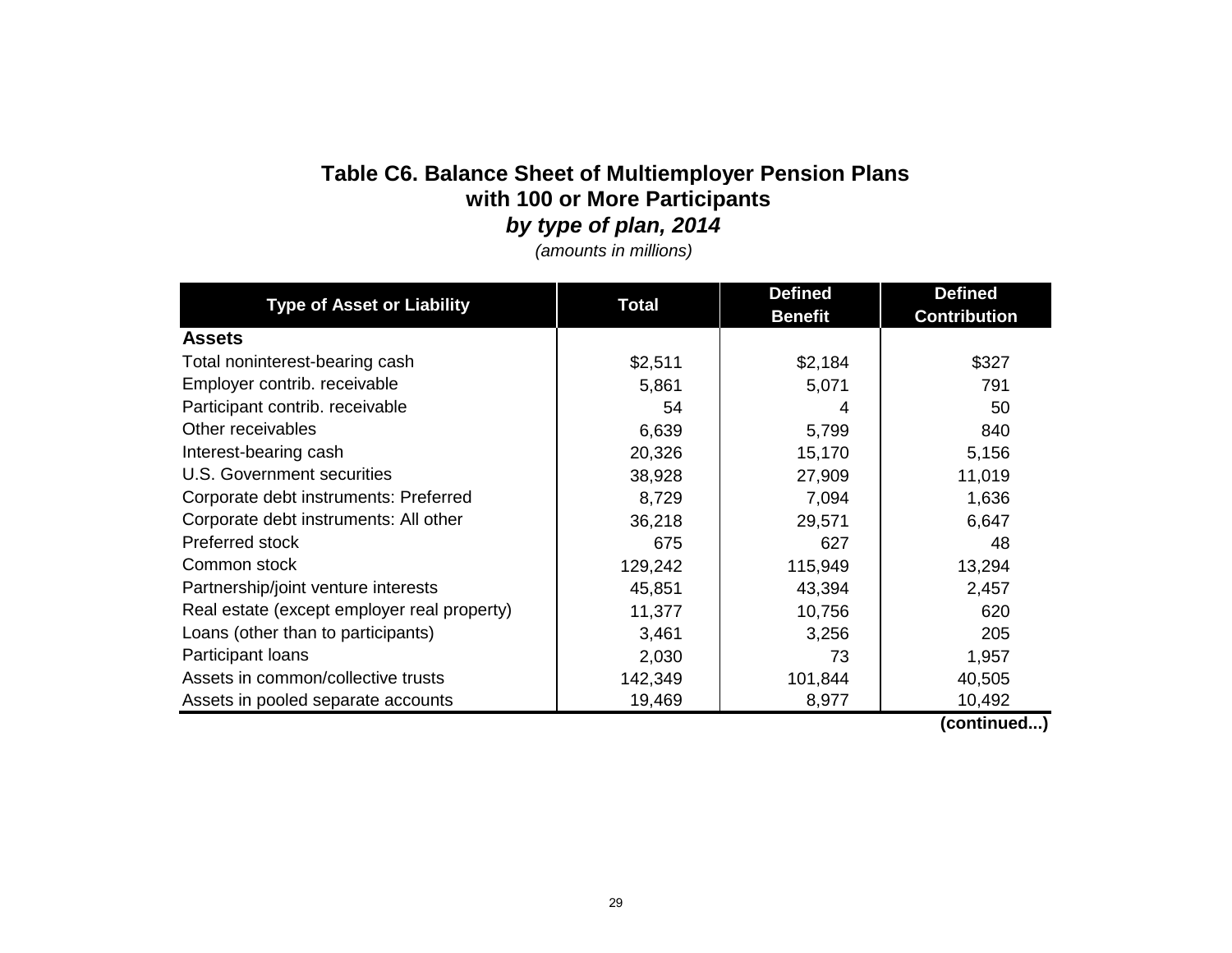# Table C6. Balance Sheet of Multiemployer Pension Plans with 100 or More Participants

## *by type of plan, 2014*

*(amounts in millions)*

| Type of Asset or Liability | Total | Defined Benefit | Defined Contribution |
|---|---|---|---|
| **Assets** | | | |
| Total noninterest-bearing cash | $2,511 | $2,184 | $327 |
| Employer contrib. receivable | 5,861 | 5,071 | 791 |
| Participant contrib. receivable | 54 | 4 | 50 |
| Other receivables | 6,639 | 5,799 | 840 |
| Interest-bearing cash | 20,326 | 15,170 | 5,156 |
| U.S. Government securities | 38,928 | 27,909 | 11,019 |
| Corporate debt instruments: Preferred | 8,729 | 7,094 | 1,636 |
| Corporate debt instruments: All other | 36,218 | 29,571 | 6,647 |
| Preferred stock | 675 | 627 | 48 |
| Common stock | 129,242 | 115,949 | 13,294 |
| Partnership/joint venture interests | 45,851 | 43,394 | 2,457 |
| Real estate (except employer real property) | 11,377 | 10,756 | 620 |
| Loans (other than to participants) | 3,461 | 3,256 | 205 |
| Participant loans | 2,030 | 73 | 1,957 |
| Assets in common/collective trusts | 142,349 | 101,844 | 40,505 |
| Assets in pooled separate accounts | 19,469 | 8,977 | 10,492 |

**(continued...)**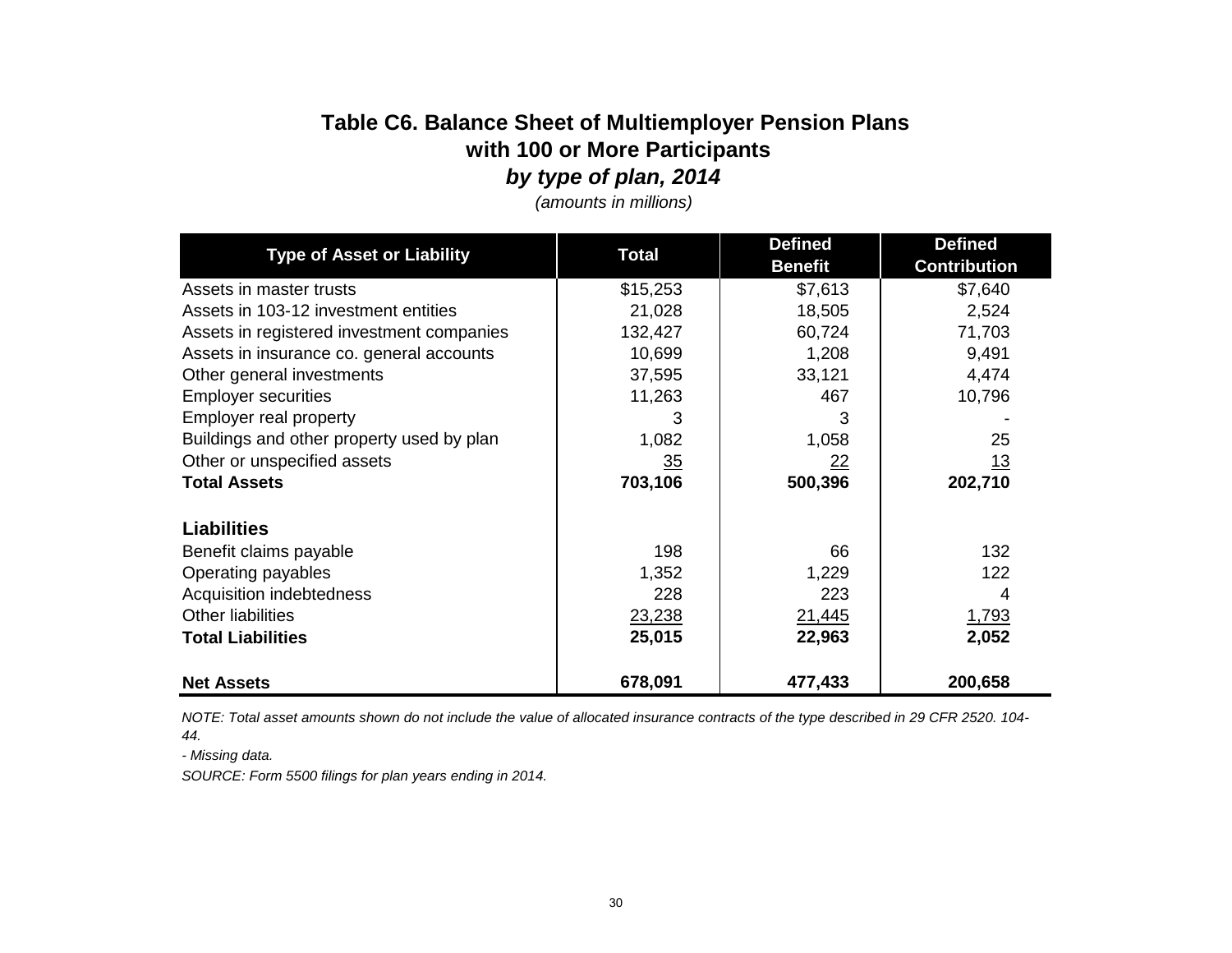# Table C6. Balance Sheet of Multiemployer Pension Plans with 100 or More Participants

## *by type of plan, 2014*

*(amounts in millions)*

| Type of Asset or Liability | Total | Defined Benefit | Defined Contribution |
|---|---|---|---|
| Assets in master trusts | $15,253 | $7,613 | $7,640 |
| Assets in 103-12 investment entities | 21,028 | 18,505 | 2,524 |
| Assets in registered investment companies | 132,427 | 60,724 | 71,703 |
| Assets in insurance co. general accounts | 10,699 | 1,208 | 9,491 |
| Other general investments | 37,595 | 33,121 | 4,474 |
| Employer securities | 11,263 | 467 | 10,796 |
| Employer real property | 3 | 3 | - |
| Buildings and other property used by plan | 1,082 | 1,058 | 25 |
| Other or unspecified assets | 35 | 22 | 13 |
| **Total Assets** | **703,106** | **500,396** | **202,710** |
| | | | |
| **Liabilities** | | | |
| Benefit claims payable | 198 | 66 | 132 |
| Operating payables | 1,352 | 1,229 | 122 |
| Acquisition indebtedness | 228 | 223 | 4 |
| Other liabilities | 23,238 | 21,445 | 1,793 |
| **Total Liabilities** | **25,015** | **22,963** | **2,052** |
| | | | |
| **Net Assets** | **678,091** | **477,433** | **200,658** |

*NOTE: Total asset amounts shown do not include the value of allocated insurance contracts of the type described in 29 CFR 2520. 104-44.*

*- Missing data.*

*SOURCE: Form 5500 filings for plan years ending in 2014.*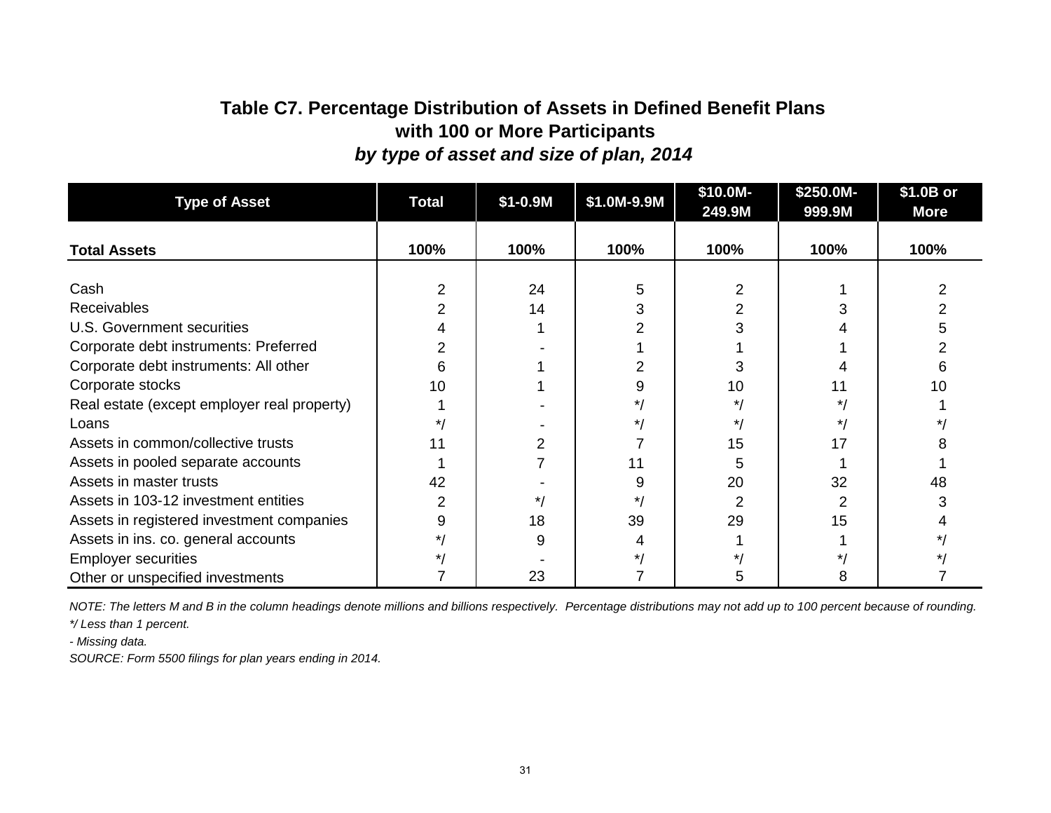## Table C7. Percentage Distribution of Assets in Defined Benefit Plans with 100 or More Participants

### *by type of asset and size of plan, 2014*

| Type of Asset | Total | $1-0.9M | $1.0M-9.9M | $10.0M-249.9M | $250.0M-999.9M | $1.0B or More |
|---|---|---|---|---|---|---|
| **Total Assets** | **100%** | **100%** | **100%** | **100%** | **100%** | **100%** |
| Cash | 2 | 24 | 5 | 2 | 1 | 2 |
| Receivables | 2 | 14 | 3 | 2 | 3 | 2 |
| U.S. Government securities | 4 | 1 | 2 | 3 | 4 | 5 |
| Corporate debt instruments: Preferred | 2 | - | 1 | 1 | 1 | 2 |
| Corporate debt instruments: All other | 6 | 1 | 2 | 3 | 4 | 6 |
| Corporate stocks | 10 | 1 | 9 | 10 | 11 | 10 |
| Real estate (except employer real property) | 1 | - | */ | */ | */ | 1 |
| Loans | */ | - | */ | */ | */ | */ |
| Assets in common/collective trusts | 11 | 2 | 7 | 15 | 17 | 8 |
| Assets in pooled separate accounts | 1 | 7 | 11 | 5 | 1 | 1 |
| Assets in master trusts | 42 | - | 9 | 20 | 32 | 48 |
| Assets in 103-12 investment entities | 2 | */ | */ | 2 | 2 | 3 |
| Assets in registered investment companies | 9 | 18 | 39 | 29 | 15 | 4 |
| Assets in ins. co. general accounts | */ | 9 | 4 | 1 | 1 | */ |
| Employer securities | */ | - | */ | */ | */ | */ |
| Other or unspecified investments | 7 | 23 | 7 | 5 | 8 | 7 |

*NOTE: The letters M and B in the column headings denote millions and billions respectively. Percentage distributions may not add up to 100 percent because of rounding.*

**/ Less than 1 percent.*

*- Missing data.*

*SOURCE: Form 5500 filings for plan years ending in 2014.*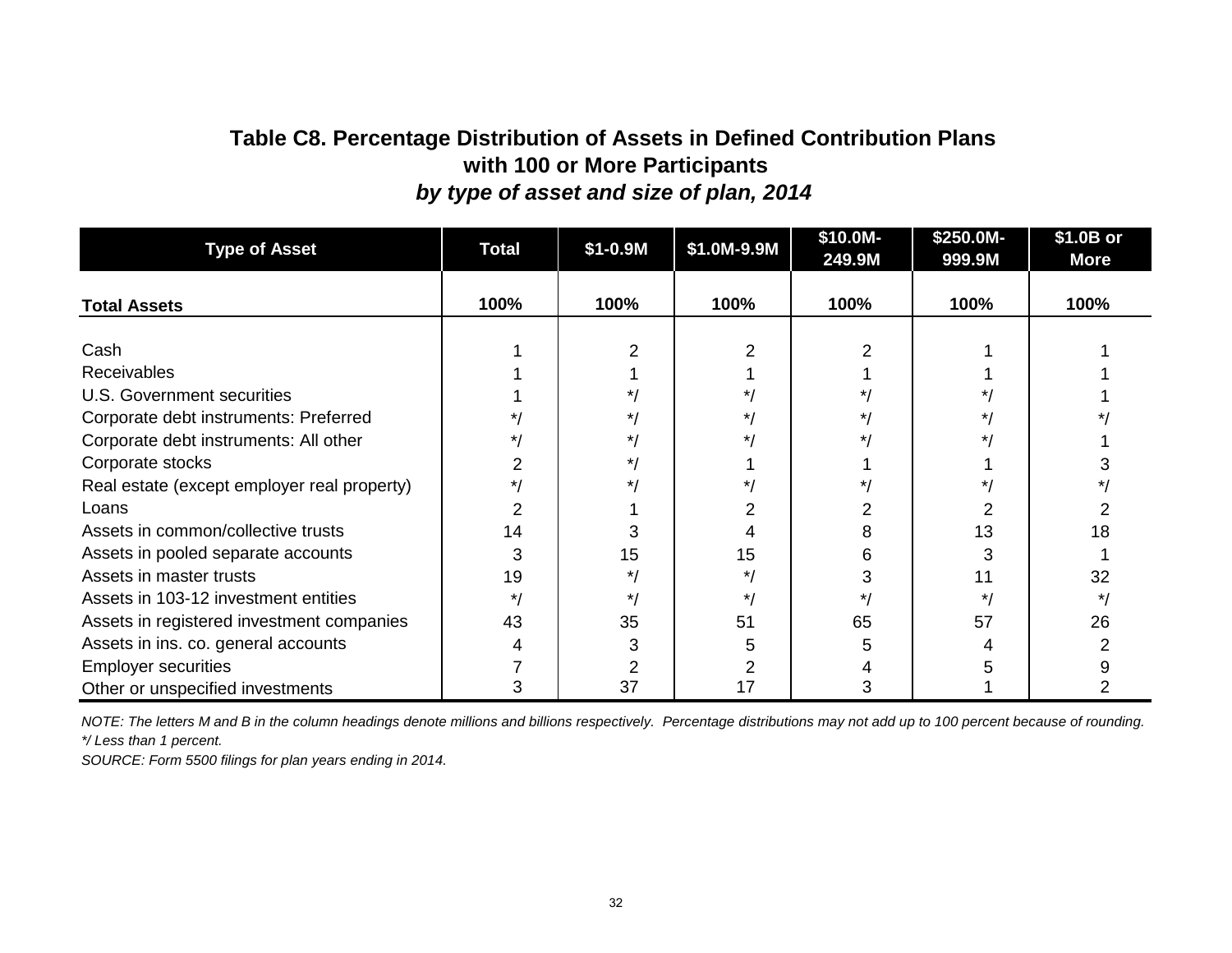# Table C8. Percentage Distribution of Assets in Defined Contribution Plans with 100 or More Participants

### *by type of asset and size of plan, 2014*

| Type of Asset | Total | $1-0.9M | $1.0M-9.9M | $10.0M-249.9M | $250.0M-999.9M | $1.0B or More |
|---|---|---|---|---|---|---|
| **Total Assets** | **100%** | **100%** | **100%** | **100%** | **100%** | **100%** |
| Cash | 1 | 2 | 2 | 2 | 1 | 1 |
| Receivables | 1 | 1 | 1 | 1 | 1 | 1 |
| U.S. Government securities | 1 | */ | */ | */ | */ | 1 |
| Corporate debt instruments: Preferred | */ | */ | */ | */ | */ | */ |
| Corporate debt instruments: All other | */ | */ | */ | */ | */ | 1 |
| Corporate stocks | 2 | */ | 1 | 1 | 1 | 3 |
| Real estate (except employer real property) | */ | */ | */ | */ | */ | */ |
| Loans | 2 | 1 | 2 | 2 | 2 | 2 |
| Assets in common/collective trusts | 14 | 3 | 4 | 8 | 13 | 18 |
| Assets in pooled separate accounts | 3 | 15 | 15 | 6 | 3 | 1 |
| Assets in master trusts | 19 | */ | */ | 3 | 11 | 32 |
| Assets in 103-12 investment entities | */ | */ | */ | */ | */ | */ |
| Assets in registered investment companies | 43 | 35 | 51 | 65 | 57 | 26 |
| Assets in ins. co. general accounts | 4 | 3 | 5 | 5 | 4 | 2 |
| Employer securities | 7 | 2 | 2 | 4 | 5 | 9 |
| Other or unspecified investments | 3 | 37 | 17 | 3 | 1 | 2 |

*NOTE: The letters M and B in the column headings denote millions and billions respectively. Percentage distributions may not add up to 100 percent because of rounding.*
*\*/ Less than 1 percent.*
*SOURCE: Form 5500 filings for plan years ending in 2014.*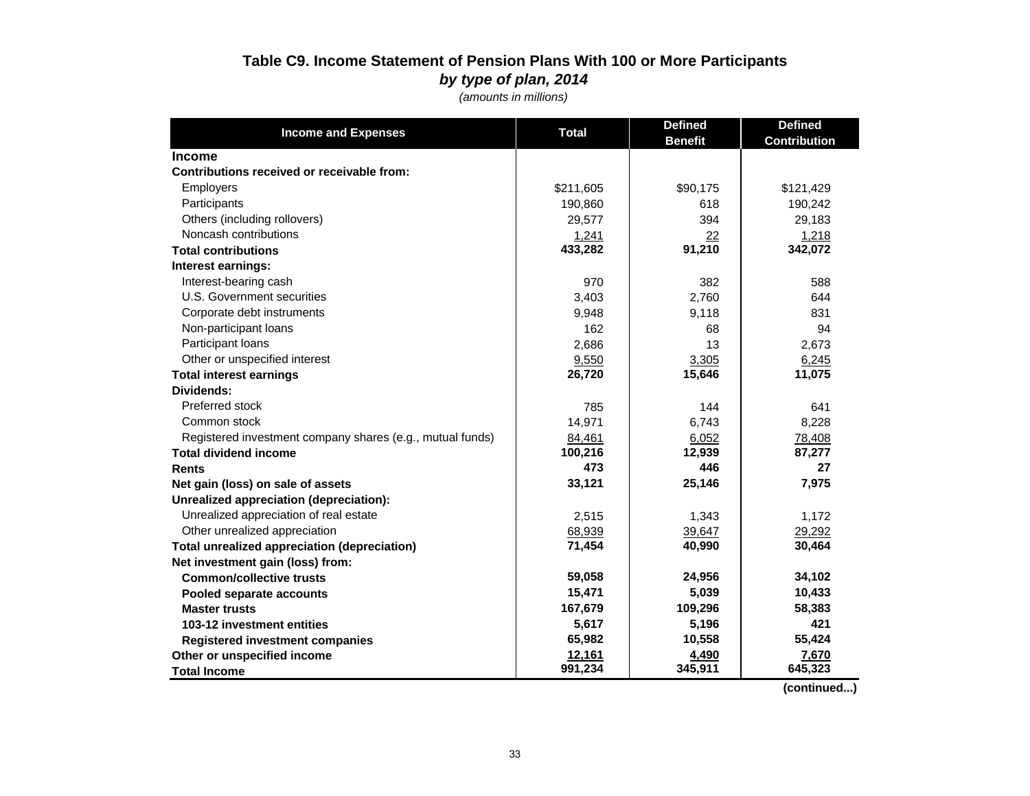# Table C9. Income Statement of Pension Plans With 100 or More Participants

***by type of plan, 2014***

*(amounts in millions)*

| Income and Expenses | Total | Defined Benefit | Defined Contribution |
|---|---|---|---|
| **Income** | | | |
| **Contributions received or receivable from:** | | | |
| Employers | $211,605 | $90,175 | $121,429 |
| Participants | 190,860 | 618 | 190,242 |
| Others (including rollovers) | 29,577 | 394 | 29,183 |
| Noncash contributions | 1,241 | 22 | 1,218 |
| **Total contributions** | **433,282** | **91,210** | **342,072** |
| **Interest earnings:** | | | |
| Interest-bearing cash | 970 | 382 | 588 |
| U.S. Government securities | 3,403 | 2,760 | 644 |
| Corporate debt instruments | 9,948 | 9,118 | 831 |
| Non-participant loans | 162 | 68 | 94 |
| Participant loans | 2,686 | 13 | 2,673 |
| Other or unspecified interest | 9,550 | 3,305 | 6,245 |
| **Total interest earnings** | **26,720** | **15,646** | **11,075** |
| **Dividends:** | | | |
| Preferred stock | 785 | 144 | 641 |
| Common stock | 14,971 | 6,743 | 8,228 |
| Registered investment company shares (e.g., mutual funds) | 84,461 | 6,052 | 78,408 |
| **Total dividend income** | **100,216** | **12,939** | **87,277** |
| **Rents** | **473** | **446** | **27** |
| **Net gain (loss) on sale of assets** | **33,121** | **25,146** | **7,975** |
| **Unrealized appreciation (depreciation):** | | | |
| Unrealized appreciation of real estate | 2,515 | 1,343 | 1,172 |
| Other unrealized appreciation | 68,939 | 39,647 | 29,292 |
| **Total unrealized appreciation (depreciation)** | **71,454** | **40,990** | **30,464** |
| **Net investment gain (loss) from:** | | | |
| **Common/collective trusts** | **59,058** | **24,956** | **34,102** |
| **Pooled separate accounts** | **15,471** | **5,039** | **10,433** |
| **Master trusts** | **167,679** | **109,296** | **58,383** |
| **103-12 investment entities** | **5,617** | **5,196** | **421** |
| **Registered investment companies** | **65,982** | **10,558** | **55,424** |
| **Other or unspecified income** | **12,161** | **4,490** | **7,670** |
| **Total Income** | **991,234** | **345,911** | **645,323** |

**(continued...)**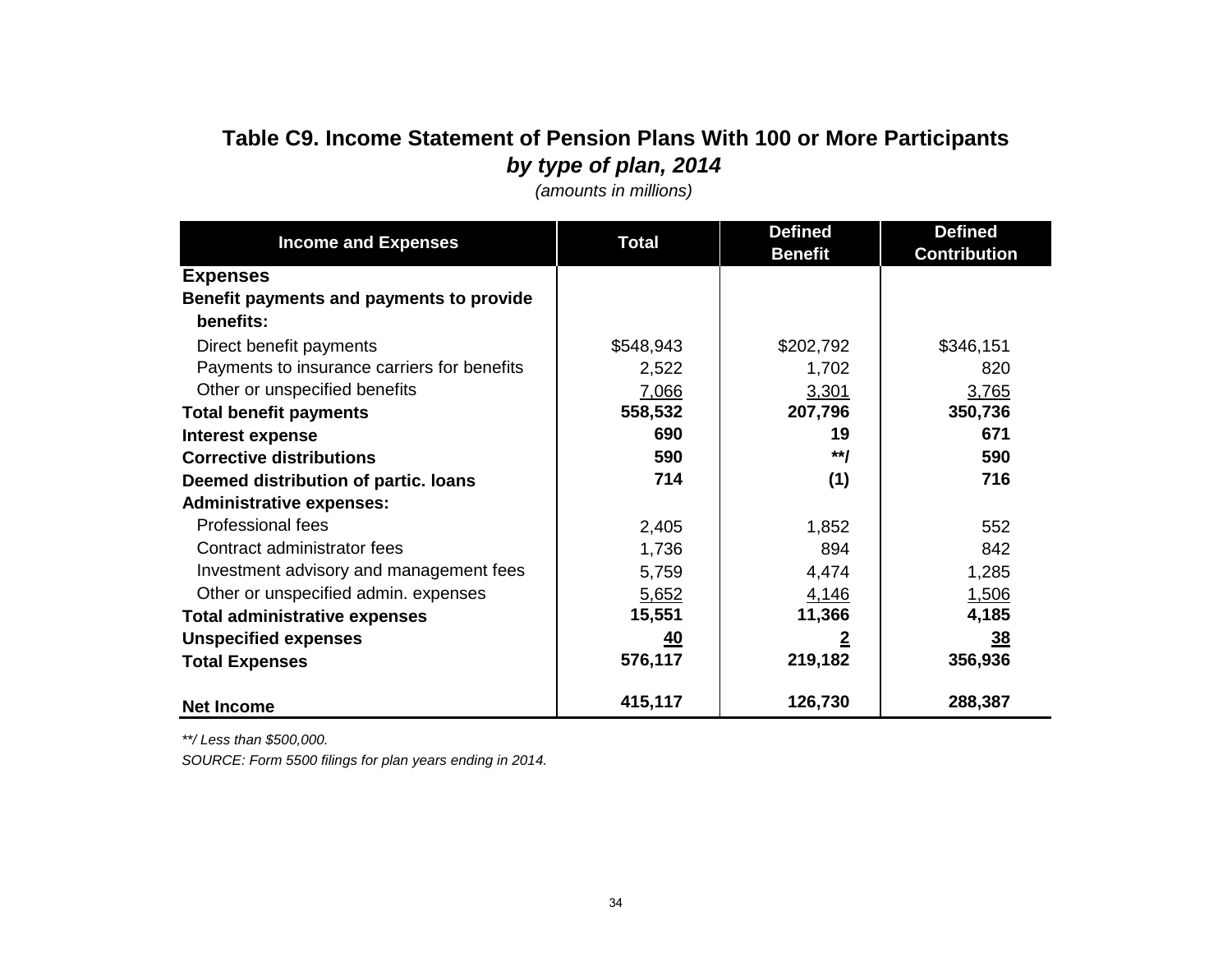# Table C9. Income Statement of Pension Plans With 100 or More Participants

## *by type of plan, 2014*

*(amounts in millions)*

| Income and Expenses | Total | Defined Benefit | Defined Contribution |
|---|---|---|---|
| **Expenses** | | | |
| **Benefit payments and payments to provide benefits:** | | | |
| Direct benefit payments | $548,943 | $202,792 | $346,151 |
| Payments to insurance carriers for benefits | 2,522 | 1,702 | 820 |
| Other or unspecified benefits | 7,066 | 3,301 | 3,765 |
| **Total benefit payments** | **558,532** | **207,796** | **350,736** |
| **Interest expense** | **690** | **19** | **671** |
| **Corrective distributions** | **590** | **\*\*/** | **590** |
| **Deemed distribution of partic. loans** | **714** | **(1)** | **716** |
| **Administrative expenses:** | | | |
| Professional fees | 2,405 | 1,852 | 552 |
| Contract administrator fees | 1,736 | 894 | 842 |
| Investment advisory and management fees | 5,759 | 4,474 | 1,285 |
| Other or unspecified admin. expenses | 5,652 | 4,146 | 1,506 |
| **Total administrative expenses** | **15,551** | **11,366** | **4,185** |
| **Unspecified expenses** | **40** | **2** | **38** |
| **Total Expenses** | **576,117** | **219,182** | **356,936** |
| **Net Income** | **415,117** | **126,730** | **288,387** |

*\*\*/ Less than $500,000.*

*SOURCE: Form 5500 filings for plan years ending in 2014.*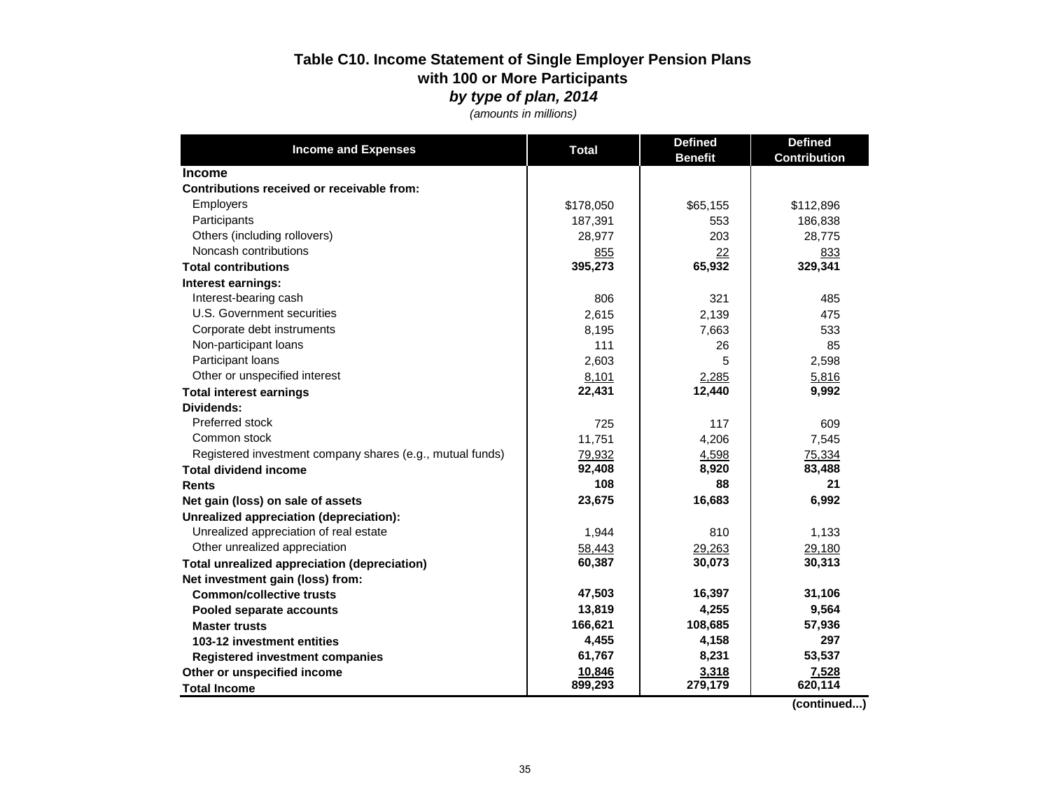## Table C10. Income Statement of Single Employer Pension Plans with 100 or More Participants

### *by type of plan, 2014*

*(amounts in millions)*

| Income and Expenses | Total | Defined Benefit | Defined Contribution |
|---|---|---|---|
| **Income** | | | |
| **Contributions received or receivable from:** | | | |
| Employers | $178,050 | $65,155 | $112,896 |
| Participants | 187,391 | 553 | 186,838 |
| Others (including rollovers) | 28,977 | 203 | 28,775 |
| Noncash contributions | 855 | 22 | 833 |
| **Total contributions** | **395,273** | **65,932** | **329,341** |
| **Interest earnings:** | | | |
| Interest-bearing cash | 806 | 321 | 485 |
| U.S. Government securities | 2,615 | 2,139 | 475 |
| Corporate debt instruments | 8,195 | 7,663 | 533 |
| Non-participant loans | 111 | 26 | 85 |
| Participant loans | 2,603 | 5 | 2,598 |
| Other or unspecified interest | 8,101 | 2,285 | 5,816 |
| **Total interest earnings** | **22,431** | **12,440** | **9,992** |
| **Dividends:** | | | |
| Preferred stock | 725 | 117 | 609 |
| Common stock | 11,751 | 4,206 | 7,545 |
| Registered investment company shares (e.g., mutual funds) | 79,932 | 4,598 | 75,334 |
| **Total dividend income** | **92,408** | **8,920** | **83,488** |
| **Rents** | **108** | **88** | **21** |
| **Net gain (loss) on sale of assets** | **23,675** | **16,683** | **6,992** |
| **Unrealized appreciation (depreciation):** | | | |
| Unrealized appreciation of real estate | 1,944 | 810 | 1,133 |
| Other unrealized appreciation | 58,443 | 29,263 | 29,180 |
| **Total unrealized appreciation (depreciation)** | **60,387** | **30,073** | **30,313** |
| **Net investment gain (loss) from:** | | | |
| **Common/collective trusts** | **47,503** | **16,397** | **31,106** |
| **Pooled separate accounts** | **13,819** | **4,255** | **9,564** |
| **Master trusts** | **166,621** | **108,685** | **57,936** |
| **103-12 investment entities** | **4,455** | **4,158** | **297** |
| **Registered investment companies** | **61,767** | **8,231** | **53,537** |
| **Other or unspecified income** | **10,846** | **3,318** | **7,528** |
| **Total Income** | **899,293** | **279,179** | **620,114** |

**(continued...)**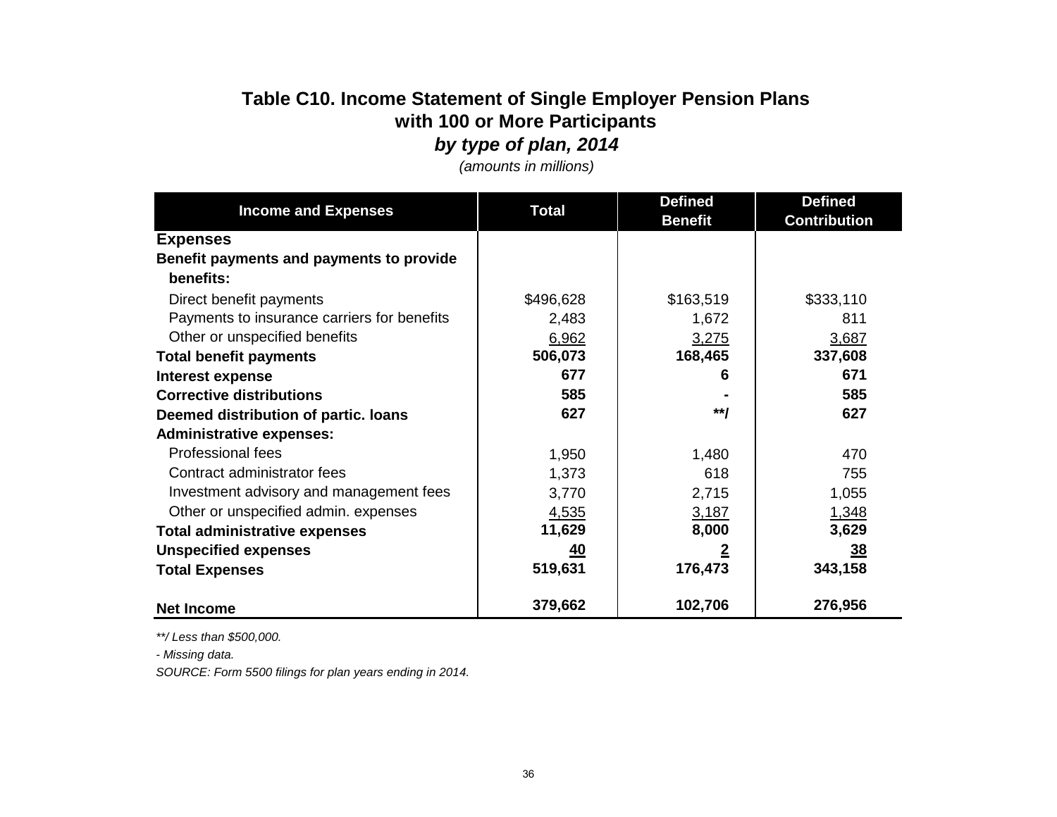## Table C10. Income Statement of Single Employer Pension Plans with 100 or More Participants

### *by type of plan, 2014*

*(amounts in millions)*

| Income and Expenses | Total | Defined Benefit | Defined Contribution |
|---|---|---|---|
| **Expenses** | | | |
| **Benefit payments and payments to provide benefits:** | | | |
| Direct benefit payments | $496,628 | $163,519 | $333,110 |
| Payments to insurance carriers for benefits | 2,483 | 1,672 | 811 |
| Other or unspecified benefits | 6,962 | 3,275 | 3,687 |
| **Total benefit payments** | **506,073** | **168,465** | **337,608** |
| **Interest expense** | **677** | **6** | **671** |
| **Corrective distributions** | **585** | **-** | **585** |
| **Deemed distribution of partic. loans** | **627** | **\*\*/** | **627** |
| **Administrative expenses:** | | | |
| Professional fees | 1,950 | 1,480 | 470 |
| Contract administrator fees | 1,373 | 618 | 755 |
| Investment advisory and management fees | 3,770 | 2,715 | 1,055 |
| Other or unspecified admin. expenses | 4,535 | 3,187 | 1,348 |
| **Total administrative expenses** | **11,629** | **8,000** | **3,629** |
| **Unspecified expenses** | **40** | **2** | **38** |
| **Total Expenses** | **519,631** | **176,473** | **343,158** |
| **Net Income** | **379,662** | **102,706** | **276,956** |

*\*\*/ Less than $500,000.*

*- Missing data.*

*SOURCE: Form 5500 filings for plan years ending in 2014.*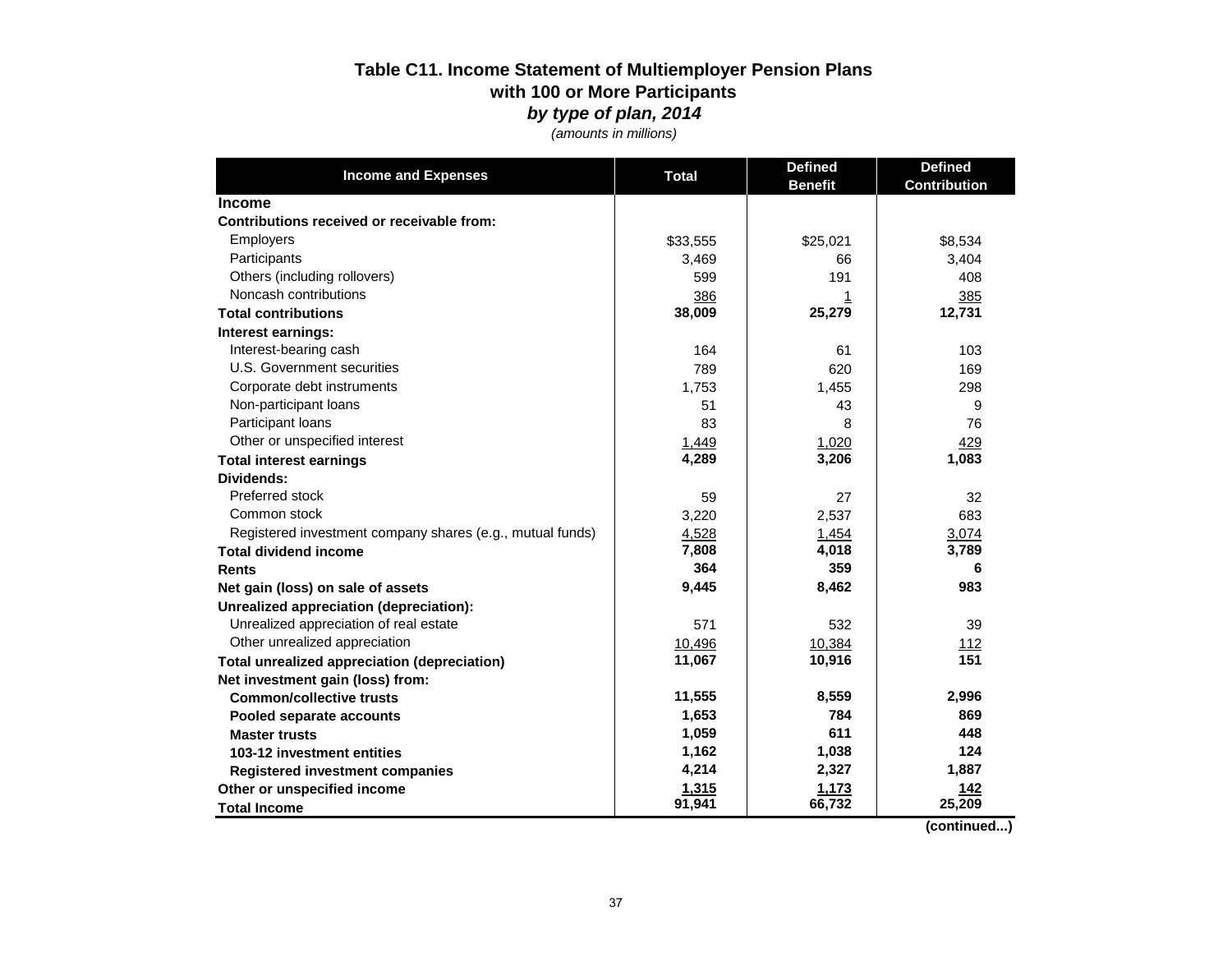### Table C11. Income Statement of Multiemployer Pension Plans with 100 or More Participants

***by type of plan, 2014***

*(amounts in millions)*

| Income and Expenses | Total | Defined Benefit | Defined Contribution |
|---|---|---|---|
| **Income** | | | |
| **Contributions received or receivable from:** | | | |
| Employers | $33,555 | $25,021 | $8,534 |
| Participants | 3,469 | 66 | 3,404 |
| Others (including rollovers) | 599 | 191 | 408 |
| Noncash contributions | 386 | 1 | 385 |
| **Total contributions** | **38,009** | **25,279** | **12,731** |
| **Interest earnings:** | | | |
| Interest-bearing cash | 164 | 61 | 103 |
| U.S. Government securities | 789 | 620 | 169 |
| Corporate debt instruments | 1,753 | 1,455 | 298 |
| Non-participant loans | 51 | 43 | 9 |
| Participant loans | 83 | 8 | 76 |
| Other or unspecified interest | 1,449 | 1,020 | 429 |
| **Total interest earnings** | **4,289** | **3,206** | **1,083** |
| **Dividends:** | | | |
| Preferred stock | 59 | 27 | 32 |
| Common stock | 3,220 | 2,537 | 683 |
| Registered investment company shares (e.g., mutual funds) | 4,528 | 1,454 | 3,074 |
| **Total dividend income** | **7,808** | **4,018** | **3,789** |
| **Rents** | **364** | **359** | **6** |
| **Net gain (loss) on sale of assets** | **9,445** | **8,462** | **983** |
| **Unrealized appreciation (depreciation):** | | | |
| Unrealized appreciation of real estate | 571 | 532 | 39 |
| Other unrealized appreciation | 10,496 | 10,384 | 112 |
| **Total unrealized appreciation (depreciation)** | **11,067** | **10,916** | **151** |
| **Net investment gain (loss) from:** | | | |
| **Common/collective trusts** | **11,555** | **8,559** | **2,996** |
| **Pooled separate accounts** | **1,653** | **784** | **869** |
| **Master trusts** | **1,059** | **611** | **448** |
| **103-12 investment entities** | **1,162** | **1,038** | **124** |
| **Registered investment companies** | **4,214** | **2,327** | **1,887** |
| **Other or unspecified income** | **1,315** | **1,173** | **142** |
| **Total Income** | **91,941** | **66,732** | **25,209** |

**(continued...)**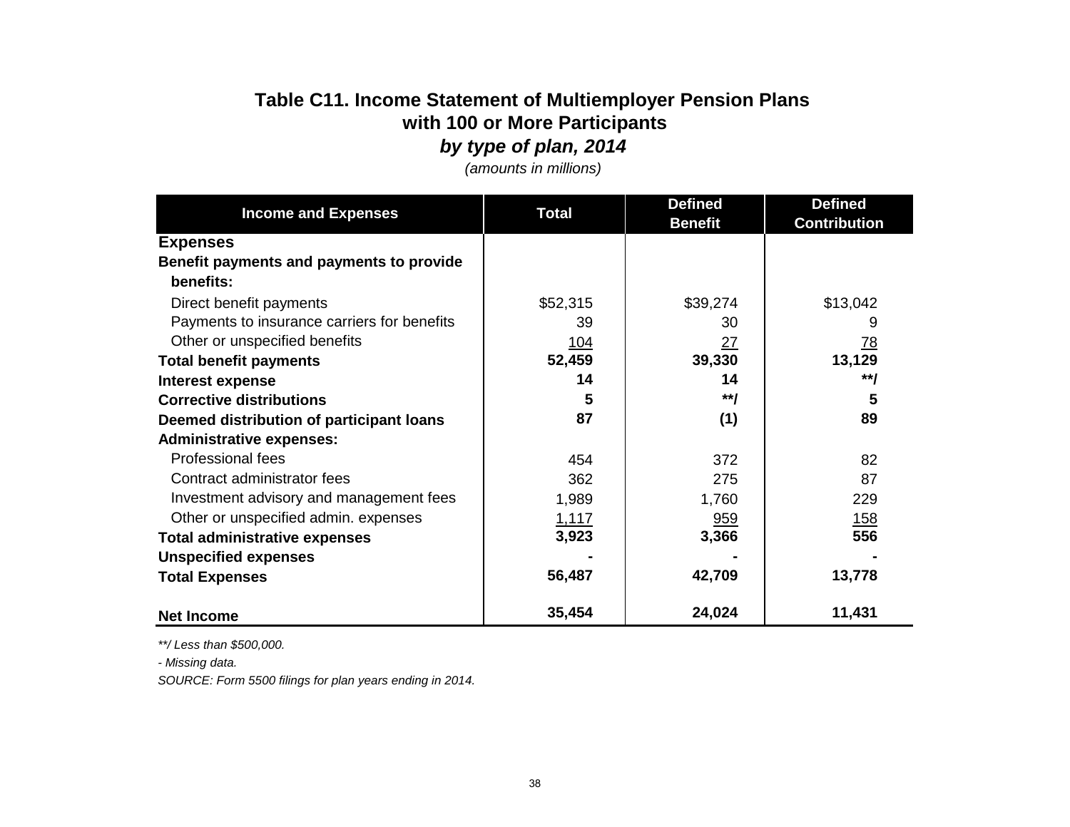# Table C11. Income Statement of Multiemployer Pension Plans with 100 or More Participants

## *by type of plan, 2014*

*(amounts in millions)*

| Income and Expenses | Total | Defined Benefit | Defined Contribution |
|---|---|---|---|
| **Expenses** | | | |
| **Benefit payments and payments to provide benefits:** | | | |
| Direct benefit payments | $52,315 | $39,274 | $13,042 |
| Payments to insurance carriers for benefits | 39 | 30 | 9 |
| Other or unspecified benefits | 104 | 27 | 78 |
| **Total benefit payments** | **52,459** | **39,330** | **13,129** |
| **Interest expense** | **14** | **14** | **\*\*/** |
| **Corrective distributions** | **5** | **\*\*/** | **5** |
| **Deemed distribution of participant loans** | **87** | **(1)** | **89** |
| **Administrative expenses:** | | | |
| Professional fees | 454 | 372 | 82 |
| Contract administrator fees | 362 | 275 | 87 |
| Investment advisory and management fees | 1,989 | 1,760 | 229 |
| Other or unspecified admin. expenses | 1,117 | 959 | 158 |
| **Total administrative expenses** | **3,923** | **3,366** | **556** |
| **Unspecified expenses** | **-** | **-** | **-** |
| **Total Expenses** | **56,487** | **42,709** | **13,778** |
| **Net Income** | **35,454** | **24,024** | **11,431** |

*\*\*/ Less than $500,000.*

*- Missing data.*

*SOURCE: Form 5500 filings for plan years ending in 2014.*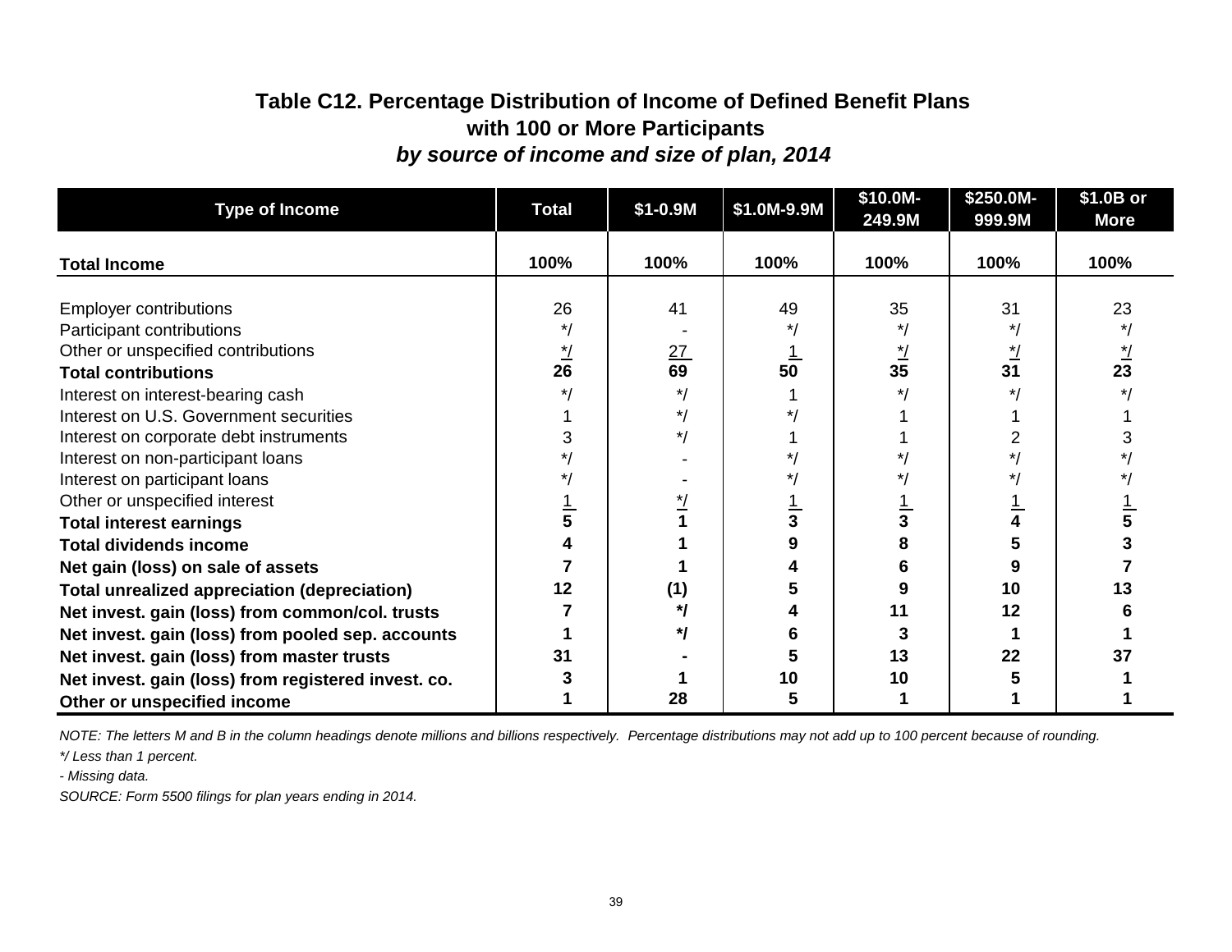# Table C12. Percentage Distribution of Income of Defined Benefit Plans with 100 or More Participants

***by source of income and size of plan, 2014***

| Type of Income | Total | $1-0.9M | $1.0M-9.9M | $10.0M-249.9M | $250.0M-999.9M | $1.0B or More |
|---|---|---|---|---|---|---|
| **Total Income** | **100%** | **100%** | **100%** | **100%** | **100%** | **100%** |
| Employer contributions | 26 | 41 | 49 | 35 | 31 | 23 |
| Participant contributions | */ | - | */ | */ | */ | */ |
| Other or unspecified contributions | */ | 27 | 1 | */ | */ | */ |
| **Total contributions** | **26** | **69** | **50** | **35** | **31** | **23** |
| Interest on interest-bearing cash | */ | */ | 1 | */ | */ | */ |
| Interest on U.S. Government securities | 1 | */ | */ | 1 | 1 | 1 |
| Interest on corporate debt instruments | 3 | */ | 1 | 1 | 2 | 3 |
| Interest on non-participant loans | */ | - | */ | */ | */ | */ |
| Interest on participant loans | */ | - | */ | */ | */ | */ |
| Other or unspecified interest | 1 | */ | 1 | 1 | 1 | 1 |
| **Total interest earnings** | **5** | **1** | **3** | **3** | **4** | **5** |
| **Total dividends income** | **4** | **1** | **9** | **8** | **5** | **3** |
| **Net gain (loss) on sale of assets** | **7** | **1** | **4** | **6** | **9** | **7** |
| **Total unrealized appreciation (depreciation)** | **12** | **(1)** | **5** | **9** | **10** | **13** |
| **Net invest. gain (loss) from common/col. trusts** | **7** | ***/** | **4** | **11** | **12** | **6** |
| **Net invest. gain (loss) from pooled sep. accounts** | **1** | ***/** | **6** | **3** | **1** | **1** |
| **Net invest. gain (loss) from master trusts** | **31** | **-** | **5** | **13** | **22** | **37** |
| **Net invest. gain (loss) from registered invest. co.** | **3** | **1** | **10** | **10** | **5** | **1** |
| **Other or unspecified income** | **1** | **28** | **5** | **1** | **1** | **1** |

*NOTE: The letters M and B in the column headings denote millions and billions respectively. Percentage distributions may not add up to 100 percent because of rounding.*

**/ Less than 1 percent.*

*- Missing data.*

*SOURCE: Form 5500 filings for plan years ending in 2014.*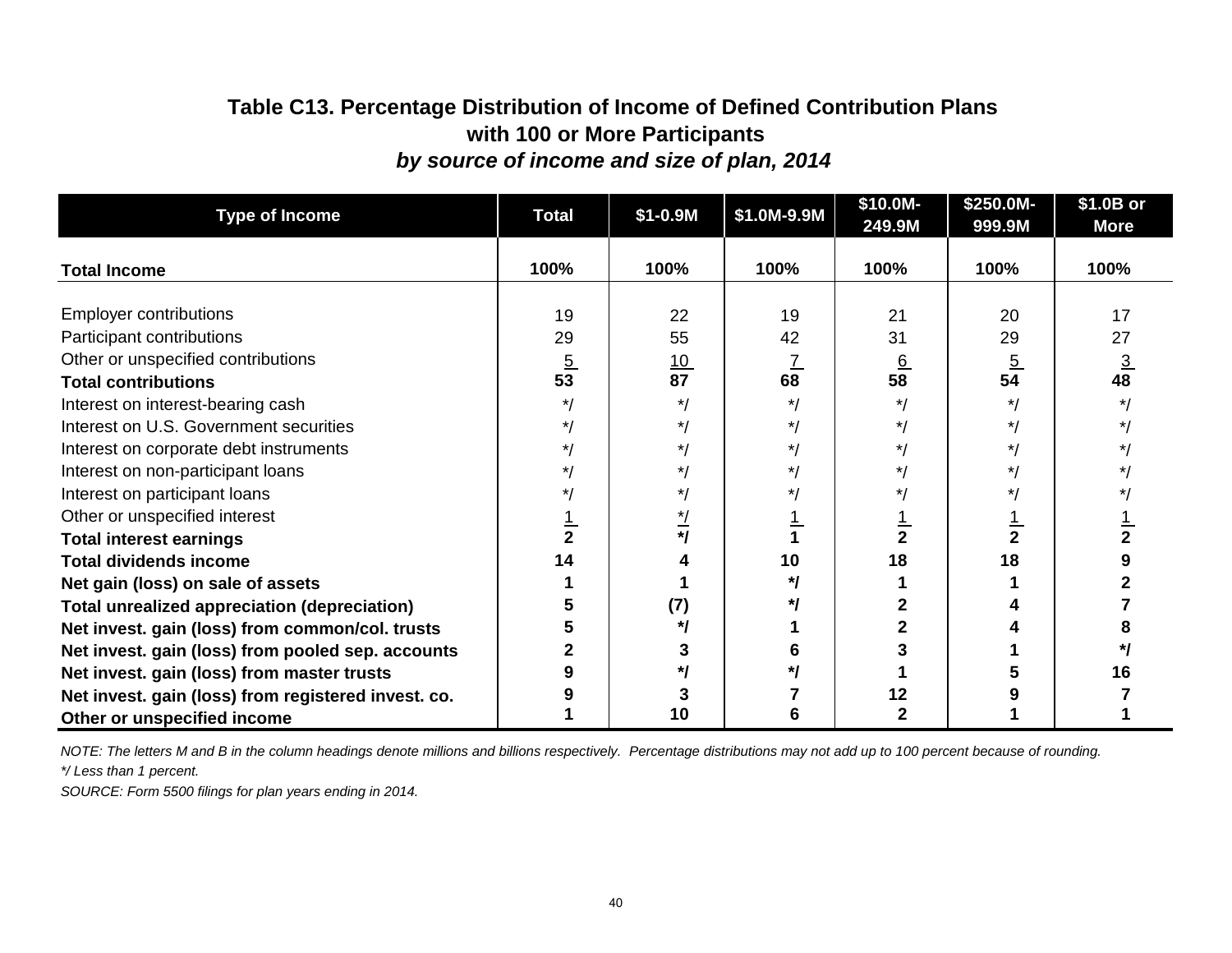# Table C13. Percentage Distribution of Income of Defined Contribution Plans with 100 or More Participants

### *by source of income and size of plan, 2014*

| Type of Income | Total | $1-0.9M | $1.0M-9.9M | $10.0M-249.9M | $250.0M-999.9M | $1.0B or More |
|---|---|---|---|---|---|---|
| **Total Income** | **100%** | **100%** | **100%** | **100%** | **100%** | **100%** |
| Employer contributions | 19 | 22 | 19 | 21 | 20 | 17 |
| Participant contributions | 29 | 55 | 42 | 31 | 29 | 27 |
| Other or unspecified contributions | 5 | 10 | 7 | 6 | 5 | 3 |
| **Total contributions** | **53** | **87** | **68** | **58** | **54** | **48** |
| Interest on interest-bearing cash | */ | */ | */ | */ | */ | */ |
| Interest on U.S. Government securities | */ | */ | */ | */ | */ | */ |
| Interest on corporate debt instruments | */ | */ | */ | */ | */ | */ |
| Interest on non-participant loans | */ | */ | */ | */ | */ | */ |
| Interest on participant loans | */ | */ | */ | */ | */ | */ |
| Other or unspecified interest | 1 | */ | 1 | 1 | 1 | 1 |
| **Total interest earnings** | **2** | **\*/** | **1** | **2** | **2** | **2** |
| **Total dividends income** | **14** | **4** | **10** | **18** | **18** | **9** |
| **Net gain (loss) on sale of assets** | **1** | **1** | **\*/** | **1** | **1** | **2** |
| **Total unrealized appreciation (depreciation)** | **5** | **(7)** | **\*/** | **2** | **4** | **7** |
| **Net invest. gain (loss) from common/col. trusts** | **5** | **\*/** | **1** | **2** | **4** | **8** |
| **Net invest. gain (loss) from pooled sep. accounts** | **2** | **3** | **6** | **3** | **1** | **\*/** |
| **Net invest. gain (loss) from master trusts** | **9** | **\*/** | **\*/** | **1** | **5** | **16** |
| **Net invest. gain (loss) from registered invest. co.** | **9** | **3** | **7** | **12** | **9** | **7** |
| **Other or unspecified income** | **1** | **10** | **6** | **2** | **1** | **1** |

*NOTE: The letters M and B in the column headings denote millions and billions respectively. Percentage distributions may not add up to 100 percent because of rounding.*

*\*/ Less than 1 percent.*

*SOURCE: Form 5500 filings for plan years ending in 2014.*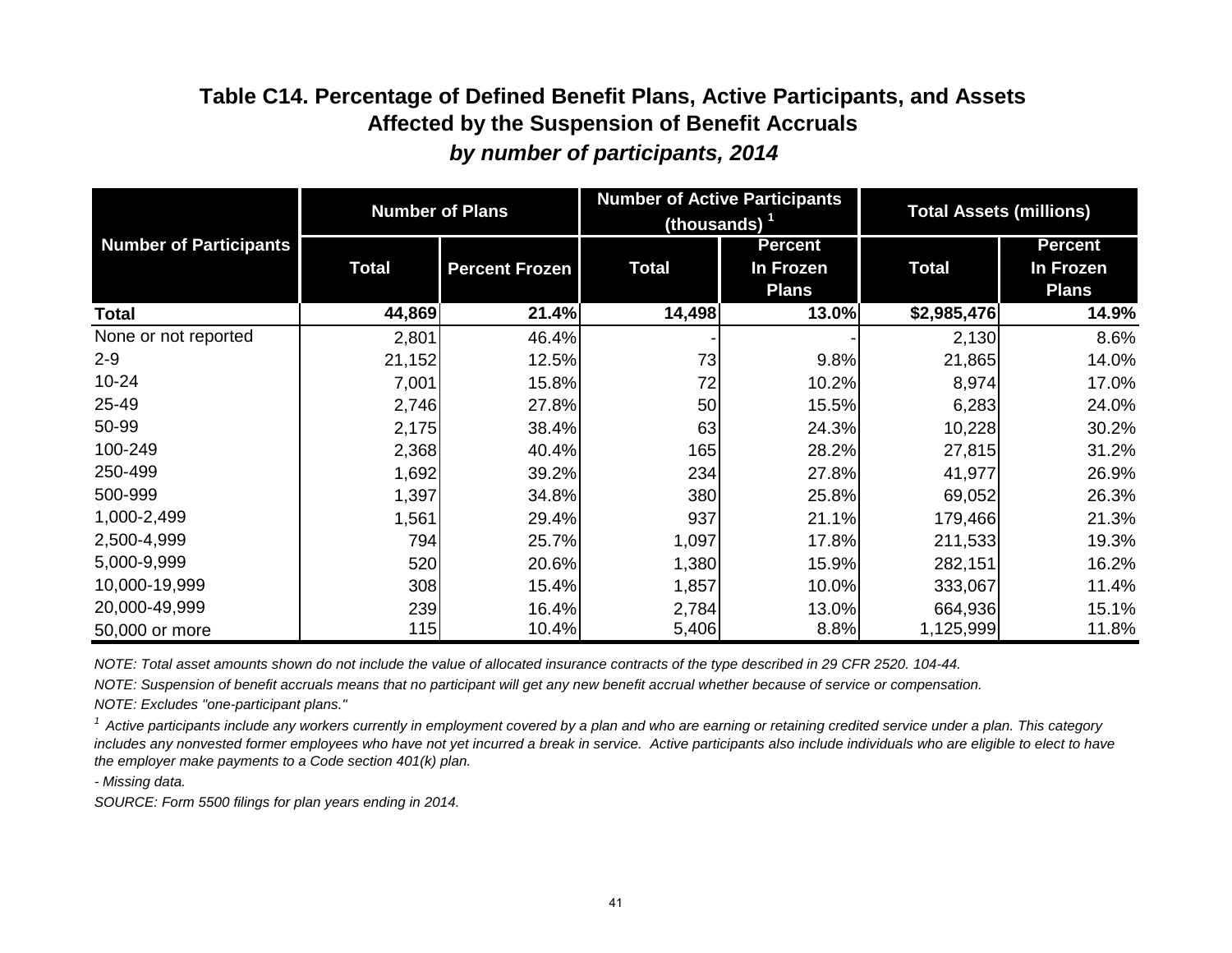## Table C14. Percentage of Defined Benefit Plans, Active Participants, and Assets Affected by the Suspension of Benefit Accruals

### *by number of participants, 2014*

| Number of Participants | Number of Plans | | Number of Active Participants (thousands) [1] | | Total Assets (millions) | |
|---|---|---|---|---|---|---|
| | Total | Percent Frozen | Total | Percent In Frozen Plans | Total | Percent In Frozen Plans |
| **Total** | **44,869** | **21.4%** | **14,498** | **13.0%** | **$2,985,476** | **14.9%** |
| None or not reported | 2,801 | 46.4% | - | - | 2,130 | 8.6% |
| 2-9 | 21,152 | 12.5% | 73 | 9.8% | 21,865 | 14.0% |
| 10-24 | 7,001 | 15.8% | 72 | 10.2% | 8,974 | 17.0% |
| 25-49 | 2,746 | 27.8% | 50 | 15.5% | 6,283 | 24.0% |
| 50-99 | 2,175 | 38.4% | 63 | 24.3% | 10,228 | 30.2% |
| 100-249 | 2,368 | 40.4% | 165 | 28.2% | 27,815 | 31.2% |
| 250-499 | 1,692 | 39.2% | 234 | 27.8% | 41,977 | 26.9% |
| 500-999 | 1,397 | 34.8% | 380 | 25.8% | 69,052 | 26.3% |
| 1,000-2,499 | 1,561 | 29.4% | 937 | 21.1% | 179,466 | 21.3% |
| 2,500-4,999 | 794 | 25.7% | 1,097 | 17.8% | 211,533 | 19.3% |
| 5,000-9,999 | 520 | 20.6% | 1,380 | 15.9% | 282,151 | 16.2% |
| 10,000-19,999 | 308 | 15.4% | 1,857 | 10.0% | 333,067 | 11.4% |
| 20,000-49,999 | 239 | 16.4% | 2,784 | 13.0% | 664,936 | 15.1% |
| 50,000 or more | 115 | 10.4% | 5,406 | 8.8% | 1,125,999 | 11.8% |

*NOTE: Total asset amounts shown do not include the value of allocated insurance contracts of the type described in 29 CFR 2520. 104-44.*

*NOTE: Suspension of benefit accruals means that no participant will get any new benefit accrual whether because of service or compensation.*

*NOTE: Excludes "one-participant plans."*

*[1] Active participants include any workers currently in employment covered by a plan and who are earning or retaining credited service under a plan. This category includes any nonvested former employees who have not yet incurred a break in service. Active participants also include individuals who are eligible to elect to have the employer make payments to a Code section 401(k) plan.*

*- Missing data.*

*SOURCE: Form 5500 filings for plan years ending in 2014.*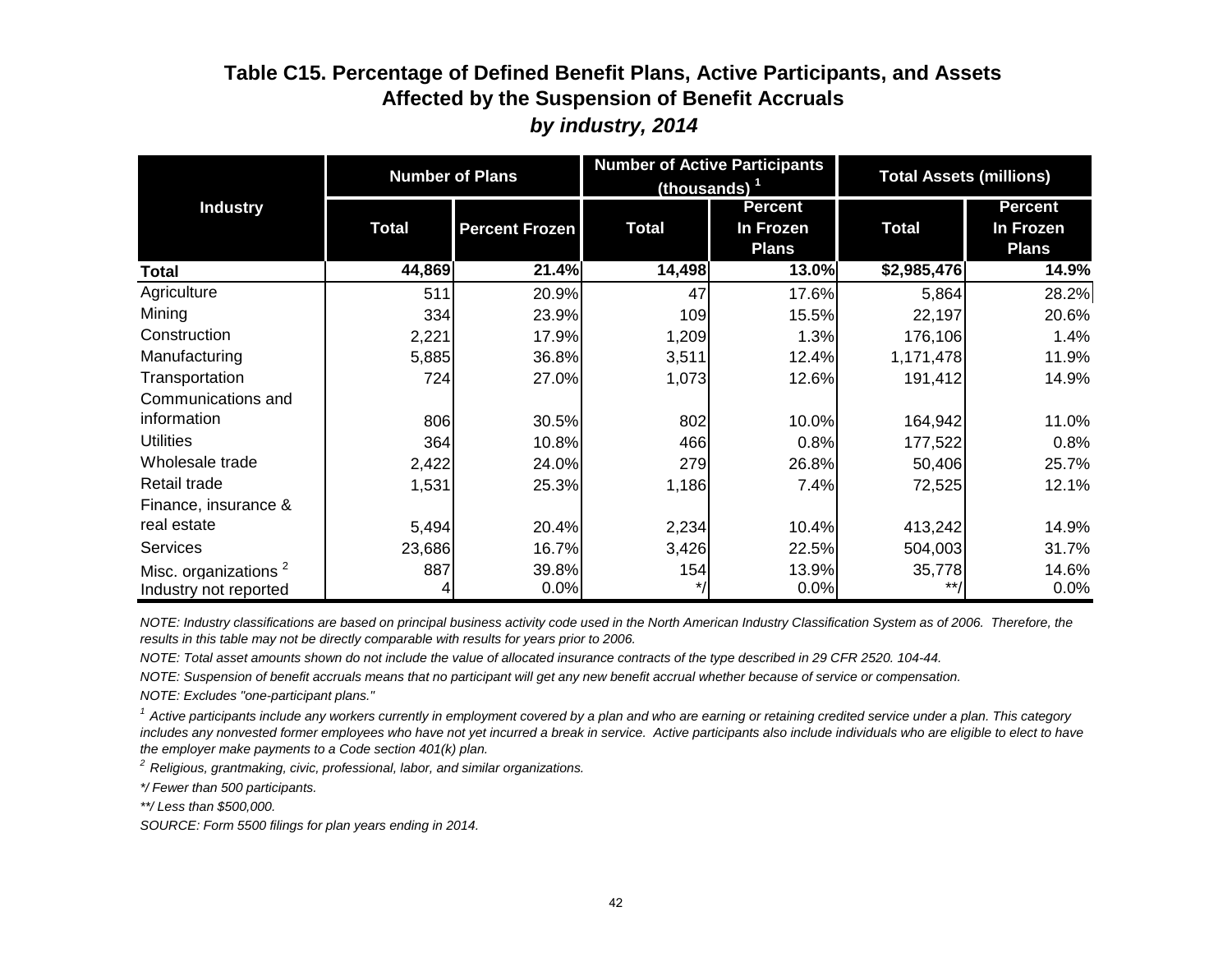## Table C15. Percentage of Defined Benefit Plans, Active Participants, and Assets Affected by the Suspension of Benefit Accruals

### *by industry, 2014*

| Industry | Number of Plans | | Number of Active Participants (thousands) [1] | | Total Assets (millions) | |
|---|---|---|---|---|---|---|
| | Total | Percent Frozen | Total | Percent In Frozen Plans | Total | Percent In Frozen Plans |
| **Total** | **44,869** | **21.4%** | **14,498** | **13.0%** | **$2,985,476** | **14.9%** |
| Agriculture | 511 | 20.9% | 47 | 17.6% | 5,864 | 28.2% |
| Mining | 334 | 23.9% | 109 | 15.5% | 22,197 | 20.6% |
| Construction | 2,221 | 17.9% | 1,209 | 1.3% | 176,106 | 1.4% |
| Manufacturing | 5,885 | 36.8% | 3,511 | 12.4% | 1,171,478 | 11.9% |
| Transportation | 724 | 27.0% | 1,073 | 12.6% | 191,412 | 14.9% |
| Communications and information | 806 | 30.5% | 802 | 10.0% | 164,942 | 11.0% |
| Utilities | 364 | 10.8% | 466 | 0.8% | 177,522 | 0.8% |
| Wholesale trade | 2,422 | 24.0% | 279 | 26.8% | 50,406 | 25.7% |
| Retail trade | 1,531 | 25.3% | 1,186 | 7.4% | 72,525 | 12.1% |
| Finance, insurance & real estate | 5,494 | 20.4% | 2,234 | 10.4% | 413,242 | 14.9% |
| Services | 23,686 | 16.7% | 3,426 | 22.5% | 504,003 | 31.7% |
| Misc. organizations [2] | 887 | 39.8% | 154 | 13.9% | 35,778 | 14.6% |
| Industry not reported | 4 | 0.0% | */ | 0.0% | **/ | 0.0% |

*NOTE: Industry classifications are based on principal business activity code used in the North American Industry Classification System as of 2006. Therefore, the results in this table may not be directly comparable with results for years prior to 2006.*

*NOTE: Total asset amounts shown do not include the value of allocated insurance contracts of the type described in 29 CFR 2520. 104-44.*

*NOTE: Suspension of benefit accruals means that no participant will get any new benefit accrual whether because of service or compensation.*

*NOTE: Excludes "one-participant plans."*

*[1] Active participants include any workers currently in employment covered by a plan and who are earning or retaining credited service under a plan. This category includes any nonvested former employees who have not yet incurred a break in service. Active participants also include individuals who are eligible to elect to have the employer make payments to a Code section 401(k) plan.*

*[2] Religious, grantmaking, civic, professional, labor, and similar organizations.*

*\*/ Fewer than 500 participants.*

*\*\*/ Less than $500,000.*

*SOURCE: Form 5500 filings for plan years ending in 2014.*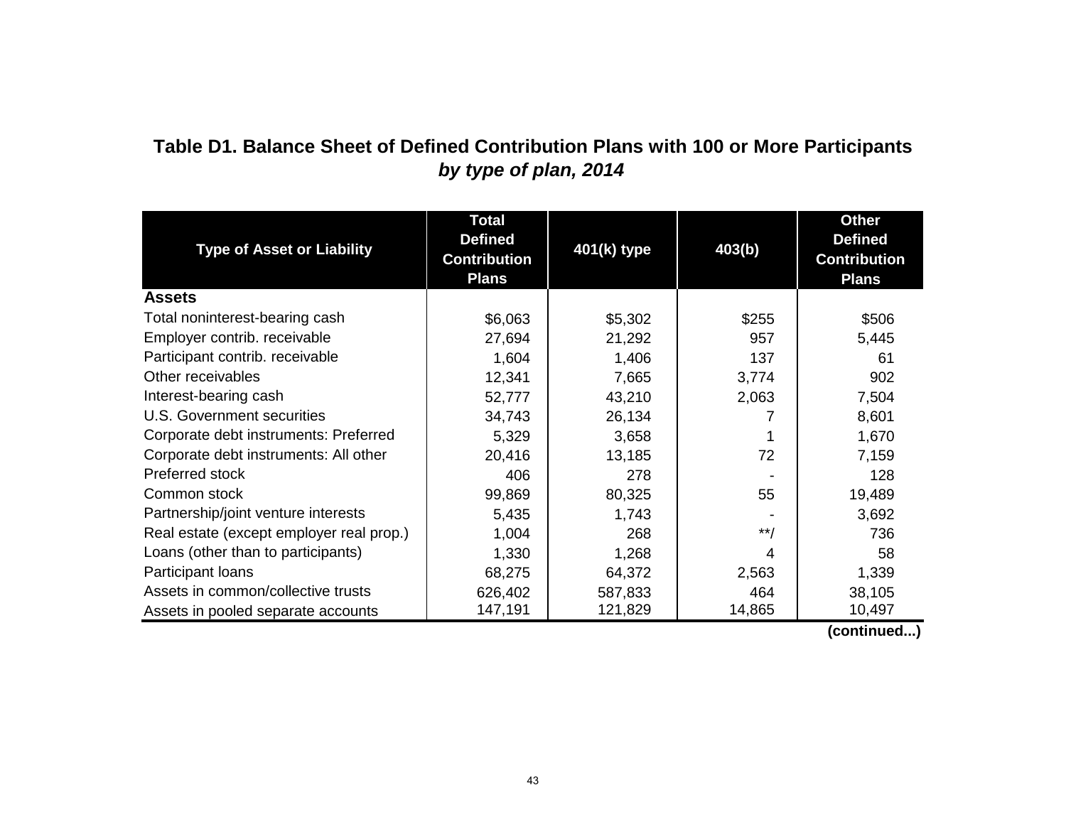## Table D1. Balance Sheet of Defined Contribution Plans with 100 or More Participants
### *by type of plan, 2014*

| Type of Asset or Liability | Total Defined Contribution Plans | 401(k) type | 403(b) | Other Defined Contribution Plans |
|---|---|---|---|---|
| **Assets** | | | | |
| Total noninterest-bearing cash | $6,063 | $5,302 | $255 | $506 |
| Employer contrib. receivable | 27,694 | 21,292 | 957 | 5,445 |
| Participant contrib. receivable | 1,604 | 1,406 | 137 | 61 |
| Other receivables | 12,341 | 7,665 | 3,774 | 902 |
| Interest-bearing cash | 52,777 | 43,210 | 2,063 | 7,504 |
| U.S. Government securities | 34,743 | 26,134 | 7 | 8,601 |
| Corporate debt instruments: Preferred | 5,329 | 3,658 | 1 | 1,670 |
| Corporate debt instruments: All other | 20,416 | 13,185 | 72 | 7,159 |
| Preferred stock | 406 | 278 | - | 128 |
| Common stock | 99,869 | 80,325 | 55 | 19,489 |
| Partnership/joint venture interests | 5,435 | 1,743 | - | 3,692 |
| Real estate (except employer real prop.) | 1,004 | 268 | **/ | 736 |
| Loans (other than to participants) | 1,330 | 1,268 | 4 | 58 |
| Participant loans | 68,275 | 64,372 | 2,563 | 1,339 |
| Assets in common/collective trusts | 626,402 | 587,833 | 464 | 38,105 |
| Assets in pooled separate accounts | 147,191 | 121,829 | 14,865 | 10,497 |

**(continued...)**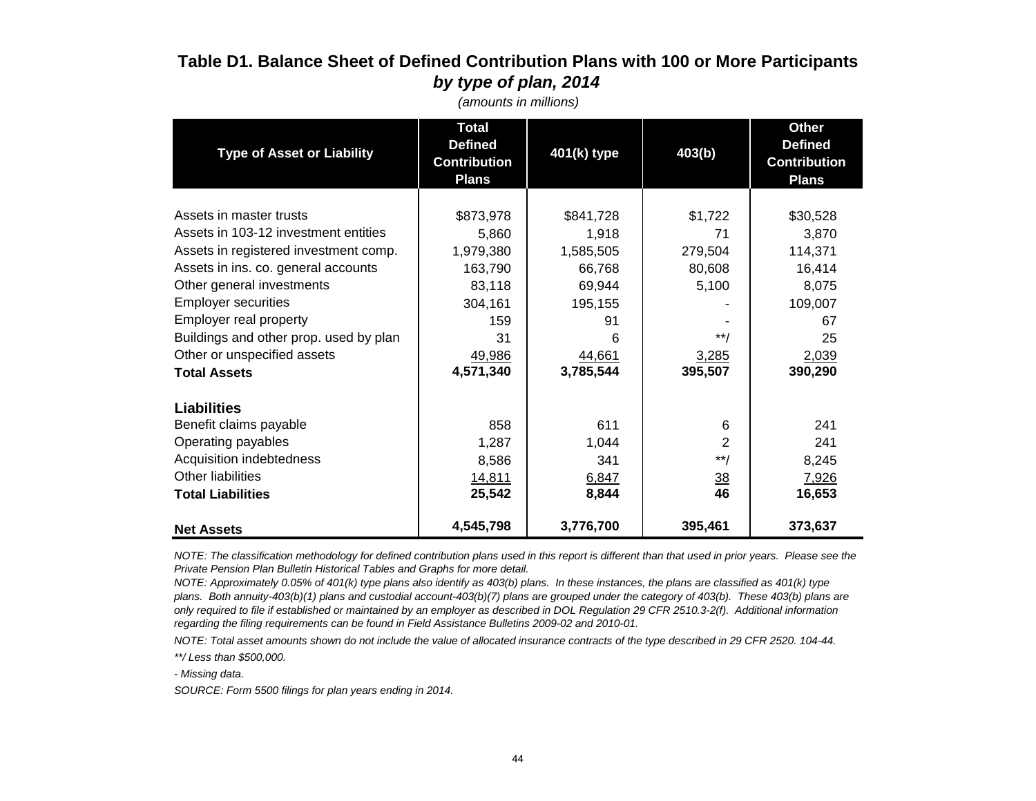## Table D1. Balance Sheet of Defined Contribution Plans with 100 or More Participants
### *by type of plan, 2014*

*(amounts in millions)*

| Type of Asset or Liability | Total Defined Contribution Plans | 401(k) type | 403(b) | Other Defined Contribution Plans |
|---|---|---|---|---|
| Assets in master trusts | $873,978 | $841,728 | $1,722 | $30,528 |
| Assets in 103-12 investment entities | 5,860 | 1,918 | 71 | 3,870 |
| Assets in registered investment comp. | 1,979,380 | 1,585,505 | 279,504 | 114,371 |
| Assets in ins. co. general accounts | 163,790 | 66,768 | 80,608 | 16,414 |
| Other general investments | 83,118 | 69,944 | 5,100 | 8,075 |
| Employer securities | 304,161 | 195,155 | - | 109,007 |
| Employer real property | 159 | 91 | - | 67 |
| Buildings and other prop. used by plan | 31 | 6 | **/ | 25 |
| Other or unspecified assets | 49,986 | 44,661 | 3,285 | 2,039 |
| **Total Assets** | **4,571,340** | **3,785,544** | **395,507** | **390,290** |
| **Liabilities** | | | | |
| Benefit claims payable | 858 | 611 | 6 | 241 |
| Operating payables | 1,287 | 1,044 | 2 | 241 |
| Acquisition indebtedness | 8,586 | 341 | **/ | 8,245 |
| Other liabilities | 14,811 | 6,847 | 38 | 7,926 |
| **Total Liabilities** | **25,542** | **8,844** | **46** | **16,653** |
| **Net Assets** | **4,545,798** | **3,776,700** | **395,461** | **373,637** |

*NOTE: The classification methodology for defined contribution plans used in this report is different than that used in prior years. Please see the Private Pension Plan Bulletin Historical Tables and Graphs for more detail.*

*NOTE: Approximately 0.05% of 401(k) type plans also identify as 403(b) plans. In these instances, the plans are classified as 401(k) type plans. Both annuity-403(b)(1) plans and custodial account-403(b)(7) plans are grouped under the category of 403(b). These 403(b) plans are only required to file if established or maintained by an employer as described in DOL Regulation 29 CFR 2510.3-2(f). Additional information regarding the filing requirements can be found in Field Assistance Bulletins 2009-02 and 2010-01.*

*NOTE: Total asset amounts shown do not include the value of allocated insurance contracts of the type described in 29 CFR 2520. 104-44.*

*\**/ Less than $500,000.*

*- Missing data.*

*SOURCE: Form 5500 filings for plan years ending in 2014.*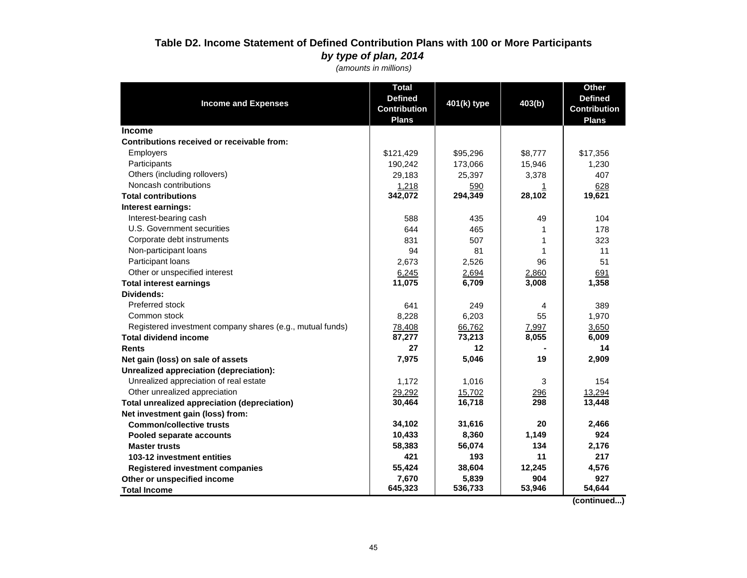### Table D2. Income Statement of Defined Contribution Plans with 100 or More Participants
#### *by type of plan, 2014*
*(amounts in millions)*

| Income and Expenses | Total Defined Contribution Plans | 401(k) type | 403(b) | Other Defined Contribution Plans |
|---|---|---|---|---|
| **Income** | | | | |
| **Contributions received or receivable from:** | | | | |
| Employers | $121,429 | $95,296 | $8,777 | $17,356 |
| Participants | 190,242 | 173,066 | 15,946 | 1,230 |
| Others (including rollovers) | 29,183 | 25,397 | 3,378 | 407 |
| Noncash contributions | 1,218 | 590 | 1 | 628 |
| **Total contributions** | **342,072** | **294,349** | **28,102** | **19,621** |
| **Interest earnings:** | | | | |
| Interest-bearing cash | 588 | 435 | 49 | 104 |
| U.S. Government securities | 644 | 465 | 1 | 178 |
| Corporate debt instruments | 831 | 507 | 1 | 323 |
| Non-participant loans | 94 | 81 | 1 | 11 |
| Participant loans | 2,673 | 2,526 | 96 | 51 |
| Other or unspecified interest | 6,245 | 2,694 | 2,860 | 691 |
| **Total interest earnings** | **11,075** | **6,709** | **3,008** | **1,358** |
| **Dividends:** | | | | |
| Preferred stock | 641 | 249 | 4 | 389 |
| Common stock | 8,228 | 6,203 | 55 | 1,970 |
| Registered investment company shares (e.g., mutual funds) | 78,408 | 66,762 | 7,997 | 3,650 |
| **Total dividend income** | **87,277** | **73,213** | **8,055** | **6,009** |
| **Rents** | **27** | **12** | **-** | **14** |
| **Net gain (loss) on sale of assets** | **7,975** | **5,046** | **19** | **2,909** |
| **Unrealized appreciation (depreciation):** | | | | |
| Unrealized appreciation of real estate | 1,172 | 1,016 | 3 | 154 |
| Other unrealized appreciation | 29,292 | 15,702 | 296 | 13,294 |
| **Total unrealized appreciation (depreciation)** | **30,464** | **16,718** | **298** | **13,448** |
| **Net investment gain (loss) from:** | | | | |
| **Common/collective trusts** | **34,102** | **31,616** | **20** | **2,466** |
| **Pooled separate accounts** | **10,433** | **8,360** | **1,149** | **924** |
| **Master trusts** | **58,383** | **56,074** | **134** | **2,176** |
| **103-12 investment entities** | **421** | **193** | **11** | **217** |
| **Registered investment companies** | **55,424** | **38,604** | **12,245** | **4,576** |
| **Other or unspecified income** | **7,670** | **5,839** | **904** | **927** |
| **Total Income** | **645,323** | **536,733** | **53,946** | **54,644** |

**(continued...)**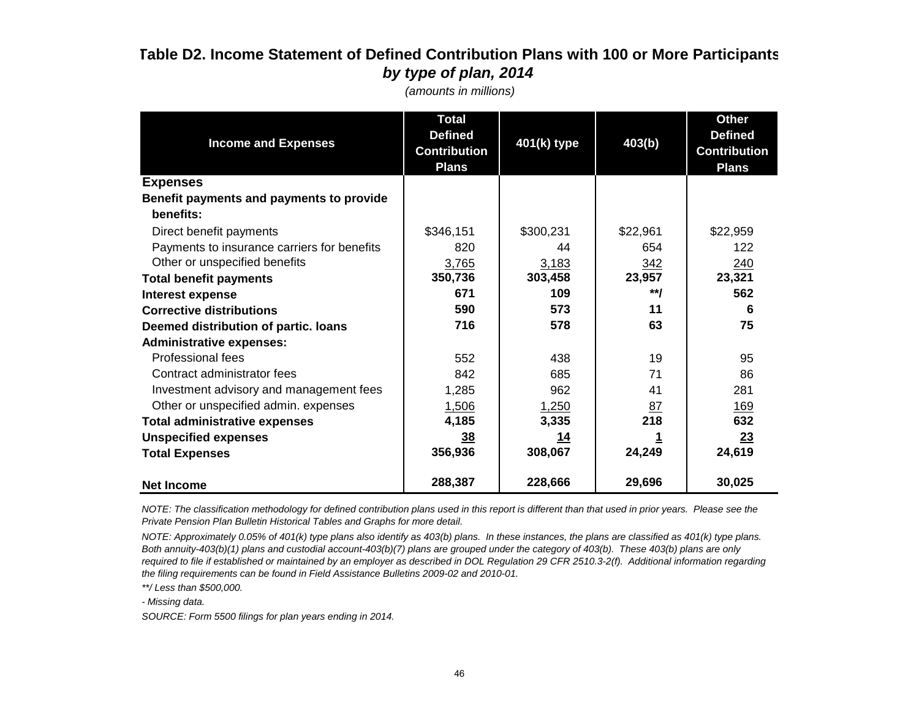# Table D2. Income Statement of Defined Contribution Plans with 100 or More Participants

## *by type of plan, 2014*

*(amounts in millions)*

| Income and Expenses | Total Defined Contribution Plans | 401(k) type | 403(b) | Other Defined Contribution Plans |
|---|---|---|---|---|
| **Expenses** | | | | |
| **Benefit payments and payments to provide benefits:** | | | | |
| Direct benefit payments | $346,151 | $300,231 | $22,961 | $22,959 |
| Payments to insurance carriers for benefits | 820 | 44 | 654 | 122 |
| Other or unspecified benefits | 3,765 | 3,183 | 342 | 240 |
| **Total benefit payments** | **350,736** | **303,458** | **23,957** | **23,321** |
| **Interest expense** | **671** | **109** | **\*\*/** | **562** |
| **Corrective distributions** | **590** | **573** | **11** | **6** |
| **Deemed distribution of partic. loans** | **716** | **578** | **63** | **75** |
| **Administrative expenses:** | | | | |
| Professional fees | 552 | 438 | 19 | 95 |
| Contract administrator fees | 842 | 685 | 71 | 86 |
| Investment advisory and management fees | 1,285 | 962 | 41 | 281 |
| Other or unspecified admin. expenses | 1,506 | 1,250 | 87 | 169 |
| **Total administrative expenses** | **4,185** | **3,335** | **218** | **632** |
| **Unspecified expenses** | **38** | **14** | **1** | **23** |
| **Total Expenses** | **356,936** | **308,067** | **24,249** | **24,619** |
| **Net Income** | **288,387** | **228,666** | **29,696** | **30,025** |

*NOTE: The classification methodology for defined contribution plans used in this report is different than that used in prior years. Please see the Private Pension Plan Bulletin Historical Tables and Graphs for more detail.*

*NOTE: Approximately 0.05% of 401(k) type plans also identify as 403(b) plans. In these instances, the plans are classified as 401(k) type plans. Both annuity-403(b)(1) plans and custodial account-403(b)(7) plans are grouped under the category of 403(b). These 403(b) plans are only required to file if established or maintained by an employer as described in DOL Regulation 29 CFR 2510.3-2(f). Additional information regarding the filing requirements can be found in Field Assistance Bulletins 2009-02 and 2010-01.*

*\*\*/ Less than $500,000.*

*- Missing data.*

*SOURCE: Form 5500 filings for plan years ending in 2014.*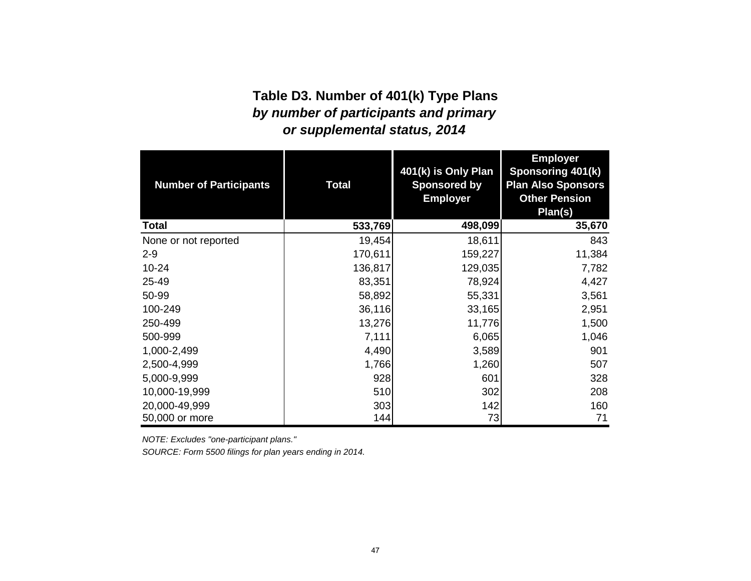# Table D3. Number of 401(k) Type Plans

### *by number of participants and primary or supplemental status, 2014*

| Number of Participants | Total | 401(k) is Only Plan Sponsored by Employer | Employer Sponsoring 401(k) Plan Also Sponsors Other Pension Plan(s) |
|---|---|---|---|
| **Total** | **533,769** | **498,099** | **35,670** |
| None or not reported | 19,454 | 18,611 | 843 |
| 2-9 | 170,611 | 159,227 | 11,384 |
| 10-24 | 136,817 | 129,035 | 7,782 |
| 25-49 | 83,351 | 78,924 | 4,427 |
| 50-99 | 58,892 | 55,331 | 3,561 |
| 100-249 | 36,116 | 33,165 | 2,951 |
| 250-499 | 13,276 | 11,776 | 1,500 |
| 500-999 | 7,111 | 6,065 | 1,046 |
| 1,000-2,499 | 4,490 | 3,589 | 901 |
| 2,500-4,999 | 1,766 | 1,260 | 507 |
| 5,000-9,999 | 928 | 601 | 328 |
| 10,000-19,999 | 510 | 302 | 208 |
| 20,000-49,999 | 303 | 142 | 160 |
| 50,000 or more | 144 | 73 | 71 |

*NOTE: Excludes "one-participant plans."*

*SOURCE: Form 5500 filings for plan years ending in 2014.*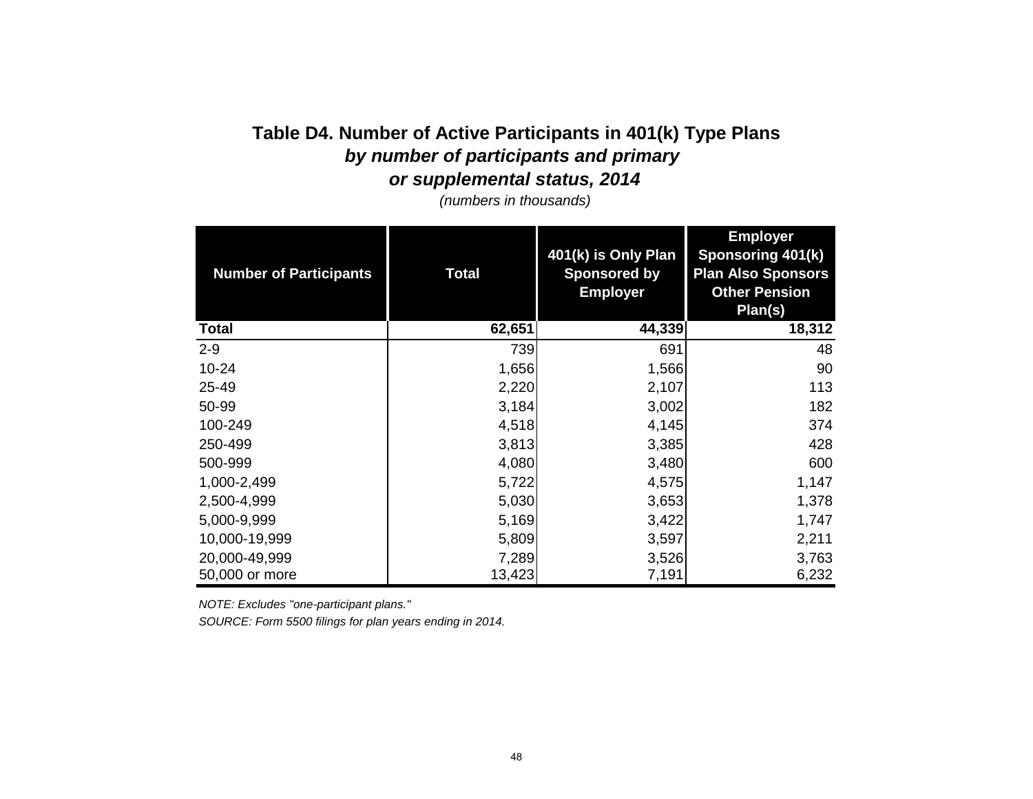# Table D4. Number of Active Participants in 401(k) Type Plans
## *by number of participants and primary or supplemental status, 2014*

*(numbers in thousands)*

| Number of Participants | Total | 401(k) is Only Plan Sponsored by Employer | Employer Sponsoring 401(k) Plan Also Sponsors Other Pension Plan(s) |
|---|---|---|---|
| **Total** | **62,651** | **44,339** | **18,312** |
| 2-9 | 739 | 691 | 48 |
| 10-24 | 1,656 | 1,566 | 90 |
| 25-49 | 2,220 | 2,107 | 113 |
| 50-99 | 3,184 | 3,002 | 182 |
| 100-249 | 4,518 | 4,145 | 374 |
| 250-499 | 3,813 | 3,385 | 428 |
| 500-999 | 4,080 | 3,480 | 600 |
| 1,000-2,499 | 5,722 | 4,575 | 1,147 |
| 2,500-4,999 | 5,030 | 3,653 | 1,378 |
| 5,000-9,999 | 5,169 | 3,422 | 1,747 |
| 10,000-19,999 | 5,809 | 3,597 | 2,211 |
| 20,000-49,999 | 7,289 | 3,526 | 3,763 |
| 50,000 or more | 13,423 | 7,191 | 6,232 |

*NOTE: Excludes "one-participant plans."*

*SOURCE: Form 5500 filings for plan years ending in 2014.*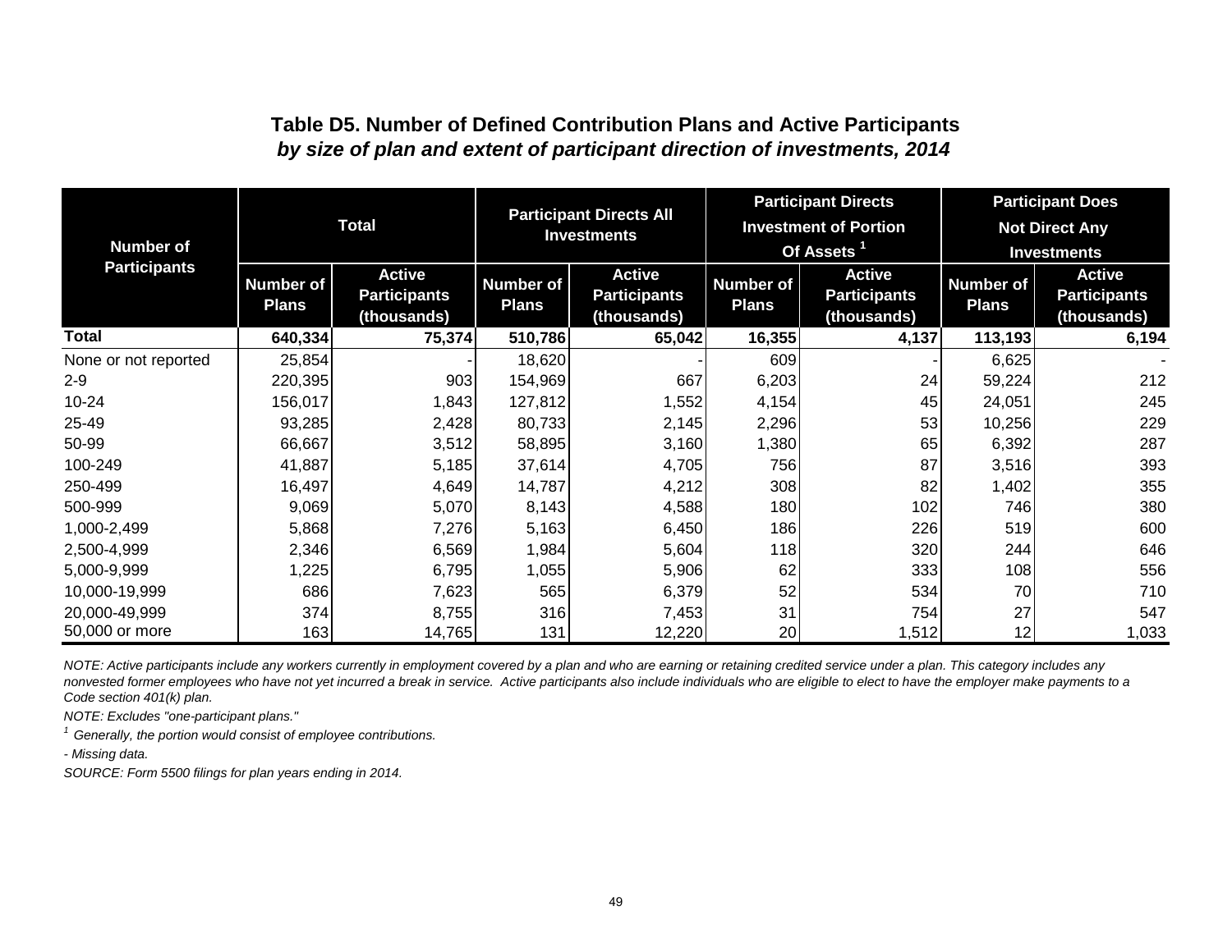## Table D5. Number of Defined Contribution Plans and Active Participants

***by size of plan and extent of participant direction of investments, 2014***

| Number of Participants | Total | | Participant Directs All Investments | | Participant Directs Investment of Portion Of Assets [1] | | Participant Does Not Direct Any Investments | |
|---|---|---|---|---|---|---|---|---|
| | Number of Plans | Active Participants (thousands) | Number of Plans | Active Participants (thousands) | Number of Plans | Active Participants (thousands) | Number of Plans | Active Participants (thousands) |
| **Total** | **640,334** | **75,374** | **510,786** | **65,042** | **16,355** | **4,137** | **113,193** | **6,194** |
| None or not reported | 25,854 | - | 18,620 | - | 609 | - | 6,625 | - |
| 2-9 | 220,395 | 903 | 154,969 | 667 | 6,203 | 24 | 59,224 | 212 |
| 10-24 | 156,017 | 1,843 | 127,812 | 1,552 | 4,154 | 45 | 24,051 | 245 |
| 25-49 | 93,285 | 2,428 | 80,733 | 2,145 | 2,296 | 53 | 10,256 | 229 |
| 50-99 | 66,667 | 3,512 | 58,895 | 3,160 | 1,380 | 65 | 6,392 | 287 |
| 100-249 | 41,887 | 5,185 | 37,614 | 4,705 | 756 | 87 | 3,516 | 393 |
| 250-499 | 16,497 | 4,649 | 14,787 | 4,212 | 308 | 82 | 1,402 | 355 |
| 500-999 | 9,069 | 5,070 | 8,143 | 4,588 | 180 | 102 | 746 | 380 |
| 1,000-2,499 | 5,868 | 7,276 | 5,163 | 6,450 | 186 | 226 | 519 | 600 |
| 2,500-4,999 | 2,346 | 6,569 | 1,984 | 5,604 | 118 | 320 | 244 | 646 |
| 5,000-9,999 | 1,225 | 6,795 | 1,055 | 5,906 | 62 | 333 | 108 | 556 |
| 10,000-19,999 | 686 | 7,623 | 565 | 6,379 | 52 | 534 | 70 | 710 |
| 20,000-49,999 | 374 | 8,755 | 316 | 7,453 | 31 | 754 | 27 | 547 |
| 50,000 or more | 163 | 14,765 | 131 | 12,220 | 20 | 1,512 | 12 | 1,033 |

*NOTE: Active participants include any workers currently in employment covered by a plan and who are earning or retaining credited service under a plan. This category includes any nonvested former employees who have not yet incurred a break in service. Active participants also include individuals who are eligible to elect to have the employer make payments to a Code section 401(k) plan.*

*NOTE: Excludes "one-participant plans."*

*[1] Generally, the portion would consist of employee contributions.*

*- Missing data.*

*SOURCE: Form 5500 filings for plan years ending in 2014.*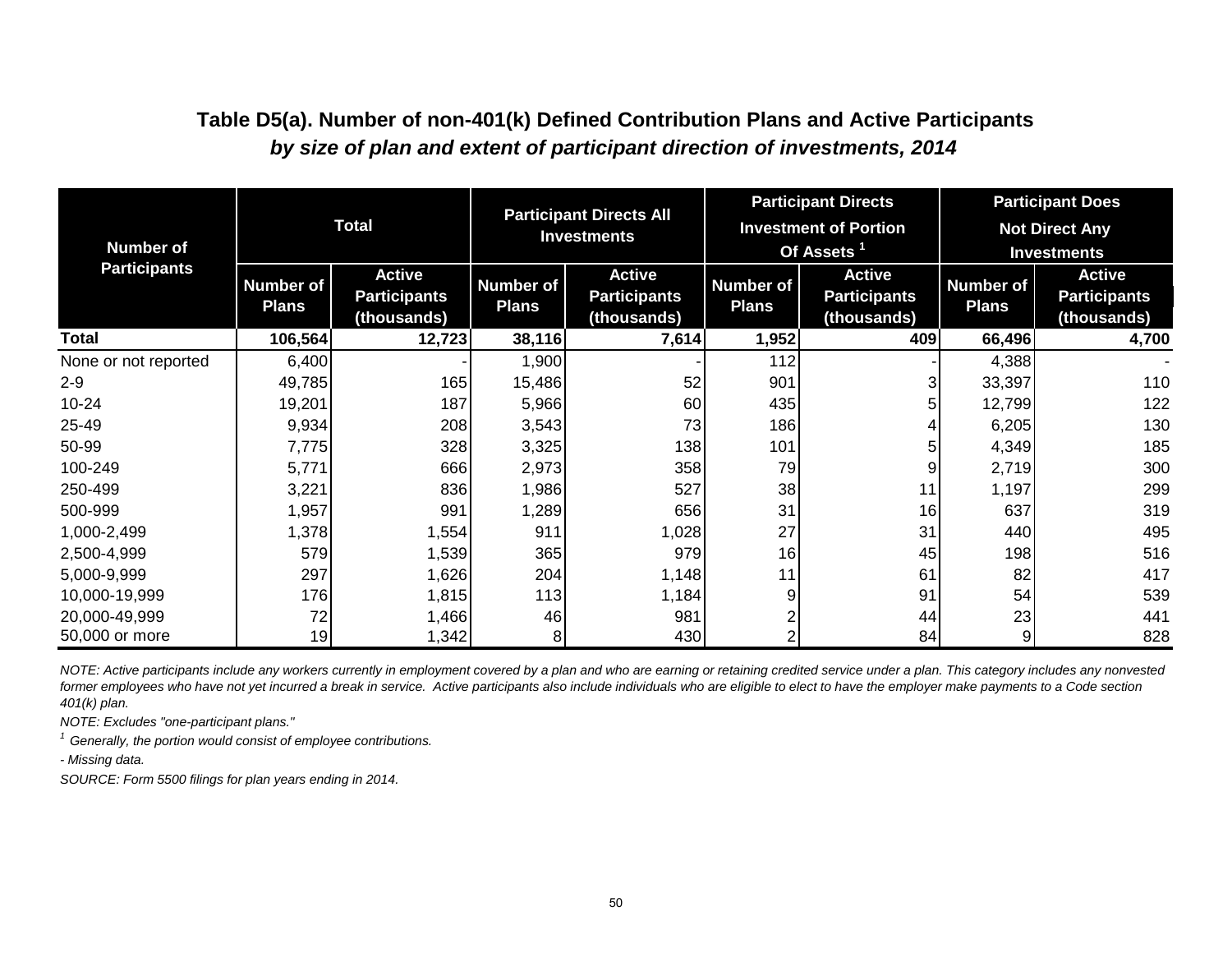## Table D5(a). Number of non-401(k) Defined Contribution Plans and Active Participants

### *by size of plan and extent of participant direction of investments, 2014*

| Number of Participants | Total | | Participant Directs All Investments | | Participant Directs Investment of Portion Of Assets [1] | | Participant Does Not Direct Any Investments | |
|---|---|---|---|---|---|---|---|---|
| | Number of Plans | Active Participants (thousands) | Number of Plans | Active Participants (thousands) | Number of Plans | Active Participants (thousands) | Number of Plans | Active Participants (thousands) |
| **Total** | **106,564** | **12,723** | **38,116** | **7,614** | **1,952** | **409** | **66,496** | **4,700** |
| None or not reported | 6,400 | - | 1,900 | - | 112 | - | 4,388 | - |
| 2-9 | 49,785 | 165 | 15,486 | 52 | 901 | 3 | 33,397 | 110 |
| 10-24 | 19,201 | 187 | 5,966 | 60 | 435 | 5 | 12,799 | 122 |
| 25-49 | 9,934 | 208 | 3,543 | 73 | 186 | 4 | 6,205 | 130 |
| 50-99 | 7,775 | 328 | 3,325 | 138 | 101 | 5 | 4,349 | 185 |
| 100-249 | 5,771 | 666 | 2,973 | 358 | 79 | 9 | 2,719 | 300 |
| 250-499 | 3,221 | 836 | 1,986 | 527 | 38 | 11 | 1,197 | 299 |
| 500-999 | 1,957 | 991 | 1,289 | 656 | 31 | 16 | 637 | 319 |
| 1,000-2,499 | 1,378 | 1,554 | 911 | 1,028 | 27 | 31 | 440 | 495 |
| 2,500-4,999 | 579 | 1,539 | 365 | 979 | 16 | 45 | 198 | 516 |
| 5,000-9,999 | 297 | 1,626 | 204 | 1,148 | 11 | 61 | 82 | 417 |
| 10,000-19,999 | 176 | 1,815 | 113 | 1,184 | 9 | 91 | 54 | 539 |
| 20,000-49,999 | 72 | 1,466 | 46 | 981 | 2 | 44 | 23 | 441 |
| 50,000 or more | 19 | 1,342 | 8 | 430 | 2 | 84 | 9 | 828 |

*NOTE: Active participants include any workers currently in employment covered by a plan and who are earning or retaining credited service under a plan. This category includes any nonvested former employees who have not yet incurred a break in service. Active participants also include individuals who are eligible to elect to have the employer make payments to a Code section 401(k) plan.*

*NOTE: Excludes "one-participant plans."*

*[1] Generally, the portion would consist of employee contributions.*

*- Missing data.*

*SOURCE: Form 5500 filings for plan years ending in 2014.*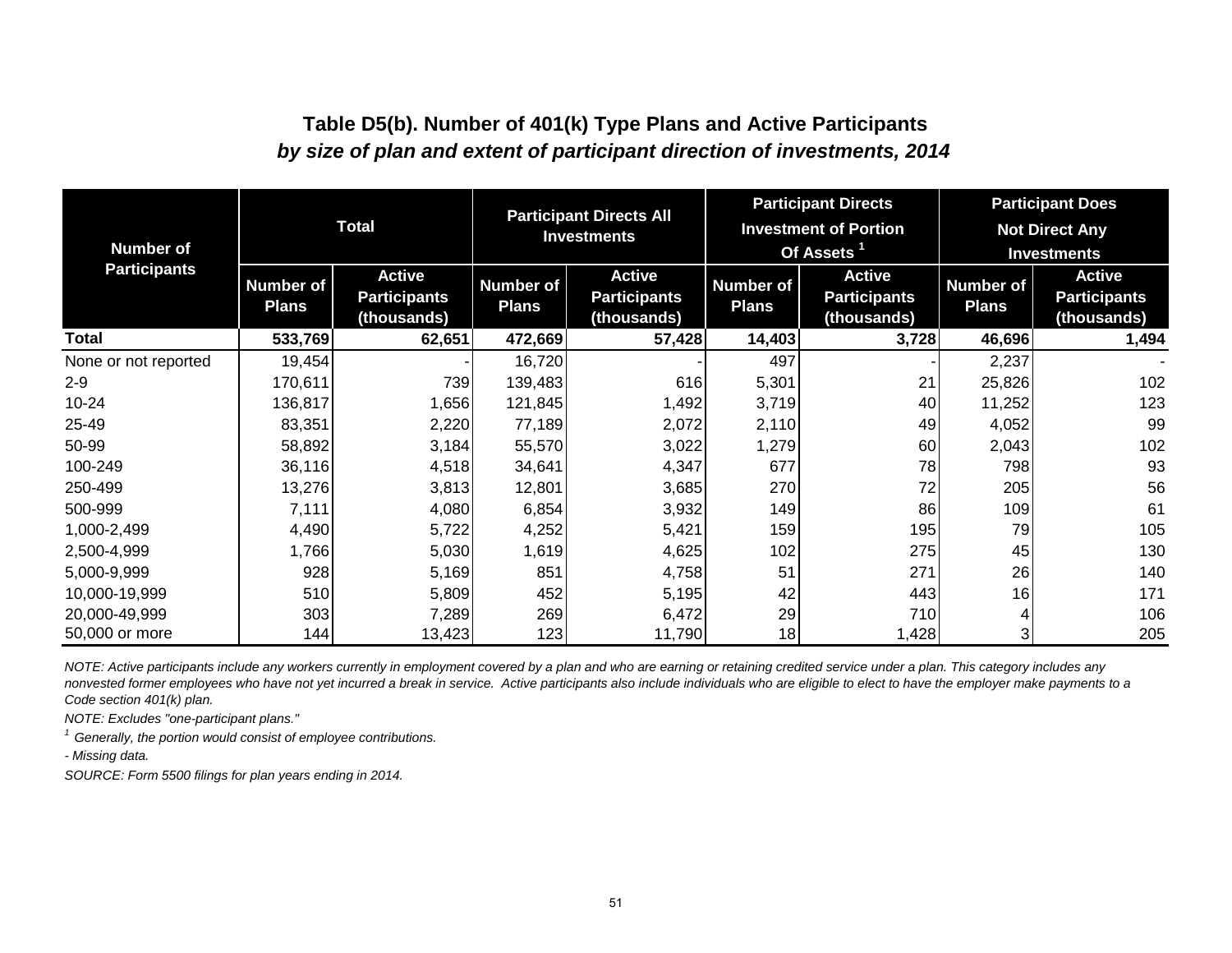## Table D5(b). Number of 401(k) Type Plans and Active Participants

### *by size of plan and extent of participant direction of investments, 2014*

| Number of Participants | Total | | Participant Directs All Investments | | Participant Directs Investment of Portion Of Assets [1] | | Participant Does Not Direct Any Investments | |
|---|---|---|---|---|---|---|---|---|
| | Number of Plans | Active Participants (thousands) | Number of Plans | Active Participants (thousands) | Number of Plans | Active Participants (thousands) | Number of Plans | Active Participants (thousands) |
| **Total** | **533,769** | **62,651** | **472,669** | **57,428** | **14,403** | **3,728** | **46,696** | **1,494** |
| None or not reported | 19,454 | - | 16,720 | - | 497 | - | 2,237 | - |
| 2-9 | 170,611 | 739 | 139,483 | 616 | 5,301 | 21 | 25,826 | 102 |
| 10-24 | 136,817 | 1,656 | 121,845 | 1,492 | 3,719 | 40 | 11,252 | 123 |
| 25-49 | 83,351 | 2,220 | 77,189 | 2,072 | 2,110 | 49 | 4,052 | 99 |
| 50-99 | 58,892 | 3,184 | 55,570 | 3,022 | 1,279 | 60 | 2,043 | 102 |
| 100-249 | 36,116 | 4,518 | 34,641 | 4,347 | 677 | 78 | 798 | 93 |
| 250-499 | 13,276 | 3,813 | 12,801 | 3,685 | 270 | 72 | 205 | 56 |
| 500-999 | 7,111 | 4,080 | 6,854 | 3,932 | 149 | 86 | 109 | 61 |
| 1,000-2,499 | 4,490 | 5,722 | 4,252 | 5,421 | 159 | 195 | 79 | 105 |
| 2,500-4,999 | 1,766 | 5,030 | 1,619 | 4,625 | 102 | 275 | 45 | 130 |
| 5,000-9,999 | 928 | 5,169 | 851 | 4,758 | 51 | 271 | 26 | 140 |
| 10,000-19,999 | 510 | 5,809 | 452 | 5,195 | 42 | 443 | 16 | 171 |
| 20,000-49,999 | 303 | 7,289 | 269 | 6,472 | 29 | 710 | 4 | 106 |
| 50,000 or more | 144 | 13,423 | 123 | 11,790 | 18 | 1,428 | 3 | 205 |

*NOTE: Active participants include any workers currently in employment covered by a plan and who are earning or retaining credited service under a plan. This category includes any nonvested former employees who have not yet incurred a break in service. Active participants also include individuals who are eligible to elect to have the employer make payments to a Code section 401(k) plan.*

*NOTE: Excludes "one-participant plans."*

[1] *Generally, the portion would consist of employee contributions.*

*- Missing data.*

*SOURCE: Form 5500 filings for plan years ending in 2014.*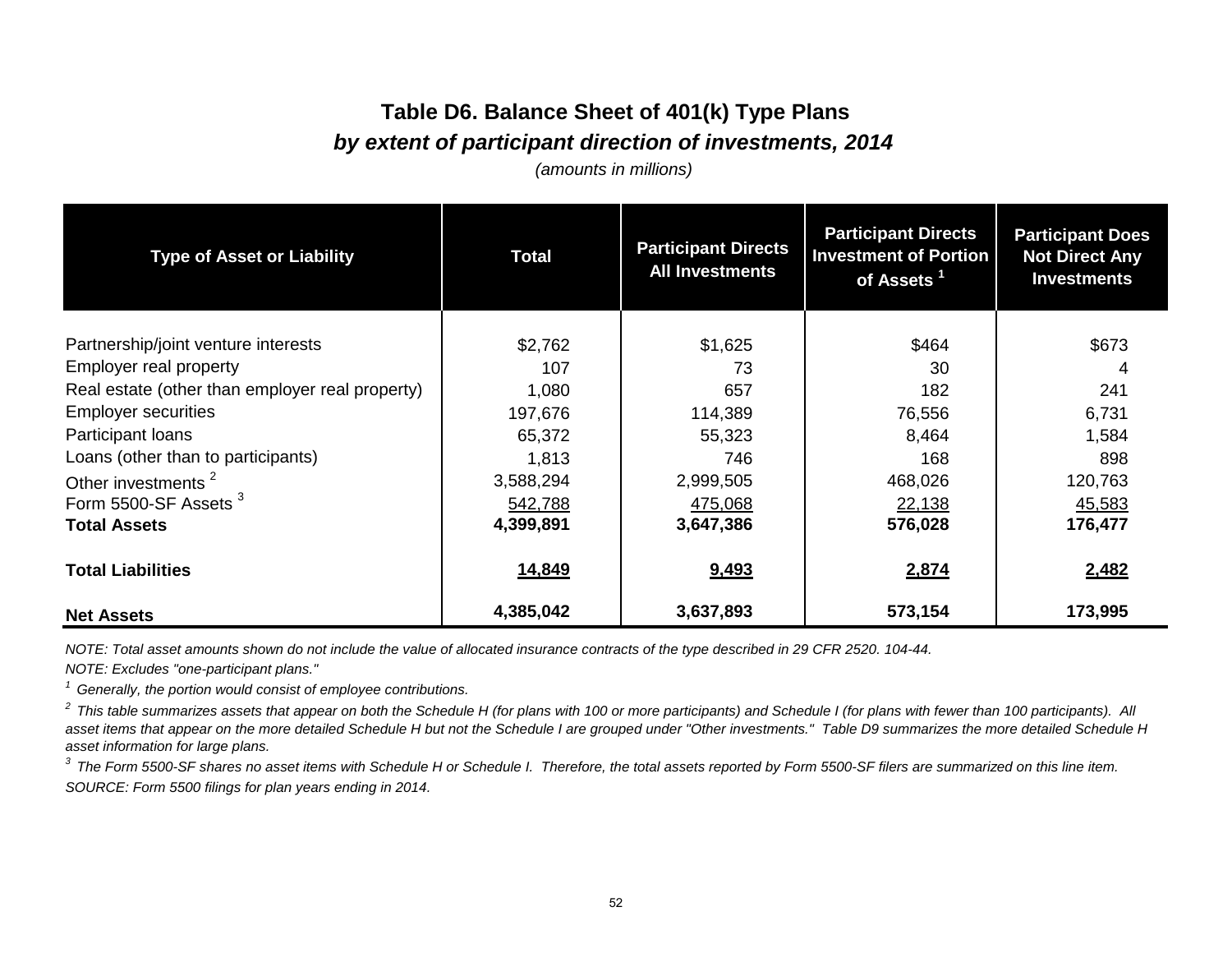# Table D6. Balance Sheet of 401(k) Type Plans

## *by extent of participant direction of investments, 2014*

*(amounts in millions)*

| Type of Asset or Liability | Total | Participant Directs All Investments | Participant Directs Investment of Portion of Assets [1] | Participant Does Not Direct Any Investments |
|---|---|---|---|---|
| Partnership/joint venture interests | $2,762 | $1,625 | $464 | $673 |
| Employer real property | 107 | 73 | 30 | 4 |
| Real estate (other than employer real property) | 1,080 | 657 | 182 | 241 |
| Employer securities | 197,676 | 114,389 | 76,556 | 6,731 |
| Participant loans | 65,372 | 55,323 | 8,464 | 1,584 |
| Loans (other than to participants) | 1,813 | 746 | 168 | 898 |
| Other investments [2] | 3,588,294 | 2,999,505 | 468,026 | 120,763 |
| Form 5500-SF Assets [3] | 542,788 | 475,068 | 22,138 | 45,583 |
| **Total Assets** | **4,399,891** | **3,647,386** | **576,028** | **176,477** |
| **Total Liabilities** | **14,849** | **9,493** | **2,874** | **2,482** |
| **Net Assets** | **4,385,042** | **3,637,893** | **573,154** | **173,995** |

*NOTE: Total asset amounts shown do not include the value of allocated insurance contracts of the type described in 29 CFR 2520. 104-44.*

*NOTE: Excludes "one-participant plans."*

[1] *Generally, the portion would consist of employee contributions.*

[2] *This table summarizes assets that appear on both the Schedule H (for plans with 100 or more participants) and Schedule I (for plans with fewer than 100 participants). All asset items that appear on the more detailed Schedule H but not the Schedule I are grouped under "Other investments." Table D9 summarizes the more detailed Schedule H asset information for large plans.*

[3] *The Form 5500-SF shares no asset items with Schedule H or Schedule I. Therefore, the total assets reported by Form 5500-SF filers are summarized on this line item.*

*SOURCE: Form 5500 filings for plan years ending in 2014.*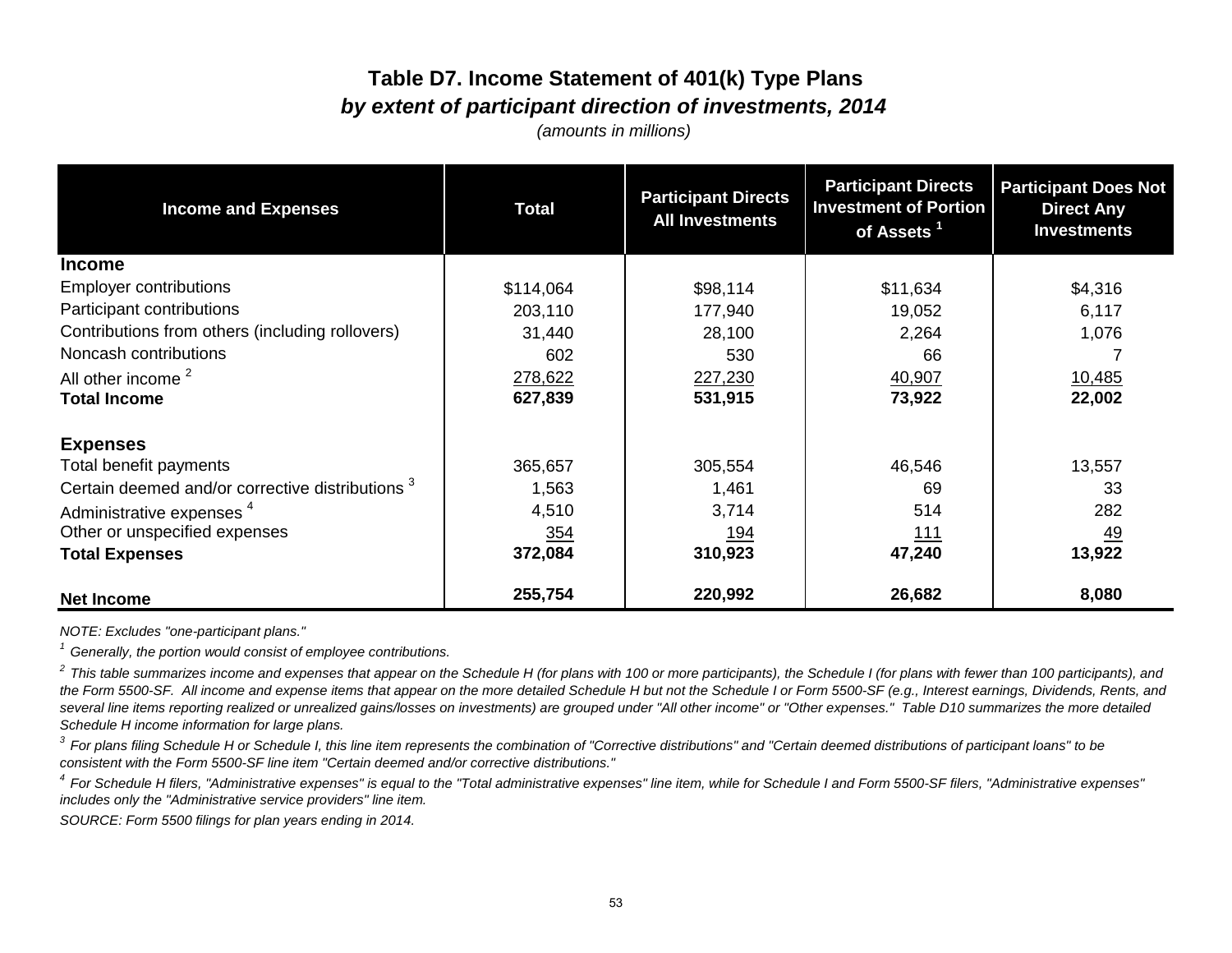# Table D7. Income Statement of 401(k) Type Plans

## *by extent of participant direction of investments, 2014*

*(amounts in millions)*

| Income and Expenses | Total | Participant Directs All Investments | Participant Directs Investment of Portion of Assets [1] | Participant Does Not Direct Any Investments |
|---|---|---|---|---|
| **Income** | | | | |
| Employer contributions | $114,064 | $98,114 | $11,634 | $4,316 |
| Participant contributions | 203,110 | 177,940 | 19,052 | 6,117 |
| Contributions from others (including rollovers) | 31,440 | 28,100 | 2,264 | 1,076 |
| Noncash contributions | 602 | 530 | 66 | 7 |
| All other income [2] | 278,622 | 227,230 | 40,907 | 10,485 |
| **Total Income** | **627,839** | **531,915** | **73,922** | **22,002** |
| **Expenses** | | | | |
| Total benefit payments | 365,657 | 305,554 | 46,546 | 13,557 |
| Certain deemed and/or corrective distributions [3] | 1,563 | 1,461 | 69 | 33 |
| Administrative expenses [4] | 4,510 | 3,714 | 514 | 282 |
| Other or unspecified expenses | 354 | 194 | 111 | 49 |
| **Total Expenses** | **372,084** | **310,923** | **47,240** | **13,922** |
| **Net Income** | **255,754** | **220,992** | **26,682** | **8,080** |

*NOTE: Excludes "one-participant plans."*

*[1] Generally, the portion would consist of employee contributions.*

*[2] This table summarizes income and expenses that appear on the Schedule H (for plans with 100 or more participants), the Schedule I (for plans with fewer than 100 participants), and the Form 5500-SF. All income and expense items that appear on the more detailed Schedule H but not the Schedule I or Form 5500-SF (e.g., Interest earnings, Dividends, Rents, and several line items reporting realized or unrealized gains/losses on investments) are grouped under "All other income" or "Other expenses." Table D10 summarizes the more detailed Schedule H income information for large plans.*

*[3] For plans filing Schedule H or Schedule I, this line item represents the combination of "Corrective distributions" and "Certain deemed distributions of participant loans" to be consistent with the Form 5500-SF line item "Certain deemed and/or corrective distributions."*

*[4] For Schedule H filers, "Administrative expenses" is equal to the "Total administrative expenses" line item, while for Schedule I and Form 5500-SF filers, "Administrative expenses" includes only the "Administrative service providers" line item.*

*SOURCE: Form 5500 filings for plan years ending in 2014.*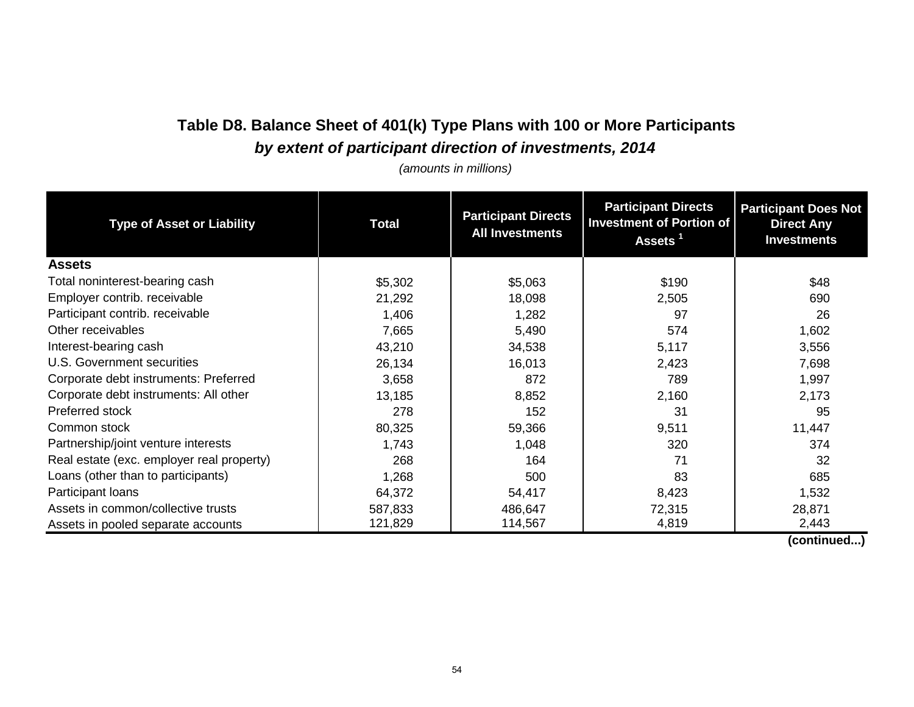## Table D8. Balance Sheet of 401(k) Type Plans with 100 or More Participants

### *by extent of participant direction of investments, 2014*

*(amounts in millions)*

| Type of Asset or Liability | Total | Participant Directs All Investments | Participant Directs Investment of Portion of Assets [1] | Participant Does Not Direct Any Investments |
|---|---|---|---|---|
| **Assets** | | | | |
| Total noninterest-bearing cash | $5,302 | $5,063 | $190 | $48 |
| Employer contrib. receivable | 21,292 | 18,098 | 2,505 | 690 |
| Participant contrib. receivable | 1,406 | 1,282 | 97 | 26 |
| Other receivables | 7,665 | 5,490 | 574 | 1,602 |
| Interest-bearing cash | 43,210 | 34,538 | 5,117 | 3,556 |
| U.S. Government securities | 26,134 | 16,013 | 2,423 | 7,698 |
| Corporate debt instruments: Preferred | 3,658 | 872 | 789 | 1,997 |
| Corporate debt instruments: All other | 13,185 | 8,852 | 2,160 | 2,173 |
| Preferred stock | 278 | 152 | 31 | 95 |
| Common stock | 80,325 | 59,366 | 9,511 | 11,447 |
| Partnership/joint venture interests | 1,743 | 1,048 | 320 | 374 |
| Real estate (exc. employer real property) | 268 | 164 | 71 | 32 |
| Loans (other than to participants) | 1,268 | 500 | 83 | 685 |
| Participant loans | 64,372 | 54,417 | 8,423 | 1,532 |
| Assets in common/collective trusts | 587,833 | 486,647 | 72,315 | 28,871 |
| Assets in pooled separate accounts | 121,829 | 114,567 | 4,819 | 2,443 |

**(continued...)**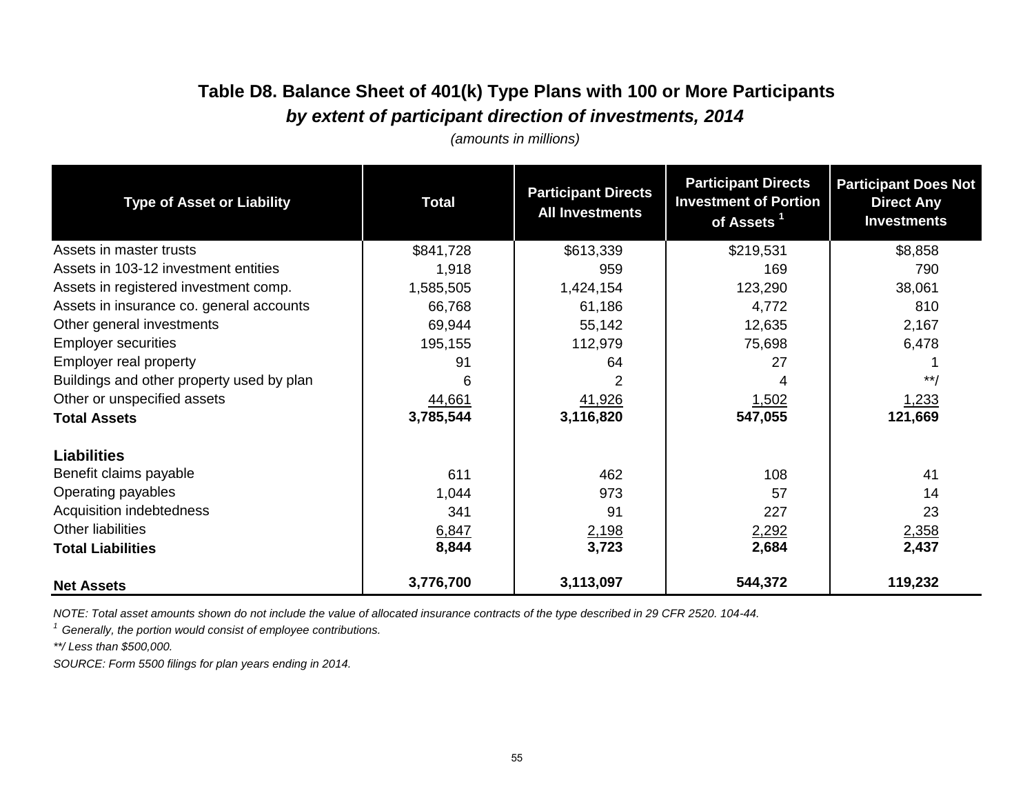## Table D8. Balance Sheet of 401(k) Type Plans with 100 or More Participants

### *by extent of participant direction of investments, 2014*

*(amounts in millions)*

| Type of Asset or Liability | Total | Participant Directs All Investments | Participant Directs Investment of Portion of Assets [1] | Participant Does Not Direct Any Investments |
|---|---|---|---|---|
| Assets in master trusts | $841,728 | $613,339 | $219,531 | $8,858 |
| Assets in 103-12 investment entities | 1,918 | 959 | 169 | 790 |
| Assets in registered investment comp. | 1,585,505 | 1,424,154 | 123,290 | 38,061 |
| Assets in insurance co. general accounts | 66,768 | 61,186 | 4,772 | 810 |
| Other general investments | 69,944 | 55,142 | 12,635 | 2,167 |
| Employer securities | 195,155 | 112,979 | 75,698 | 6,478 |
| Employer real property | 91 | 64 | 27 | 1 |
| Buildings and other property used by plan | 6 | 2 | 4 | **/ |
| Other or unspecified assets | 44,661 | 41,926 | 1,502 | 1,233 |
| **Total Assets** | **3,785,544** | **3,116,820** | **547,055** | **121,669** |
| | | | | |
| **Liabilities** | | | | |
| Benefit claims payable | 611 | 462 | 108 | 41 |
| Operating payables | 1,044 | 973 | 57 | 14 |
| Acquisition indebtedness | 341 | 91 | 227 | 23 |
| Other liabilities | 6,847 | 2,198 | 2,292 | 2,358 |
| **Total Liabilities** | **8,844** | **3,723** | **2,684** | **2,437** |
| | | | | |
| **Net Assets** | **3,776,700** | **3,113,097** | **544,372** | **119,232** |

*NOTE: Total asset amounts shown do not include the value of allocated insurance contracts of the type described in 29 CFR 2520. 104-44.*

*[1] Generally, the portion would consist of employee contributions.*

*\*\*/ Less than $500,000.*

*SOURCE: Form 5500 filings for plan years ending in 2014.*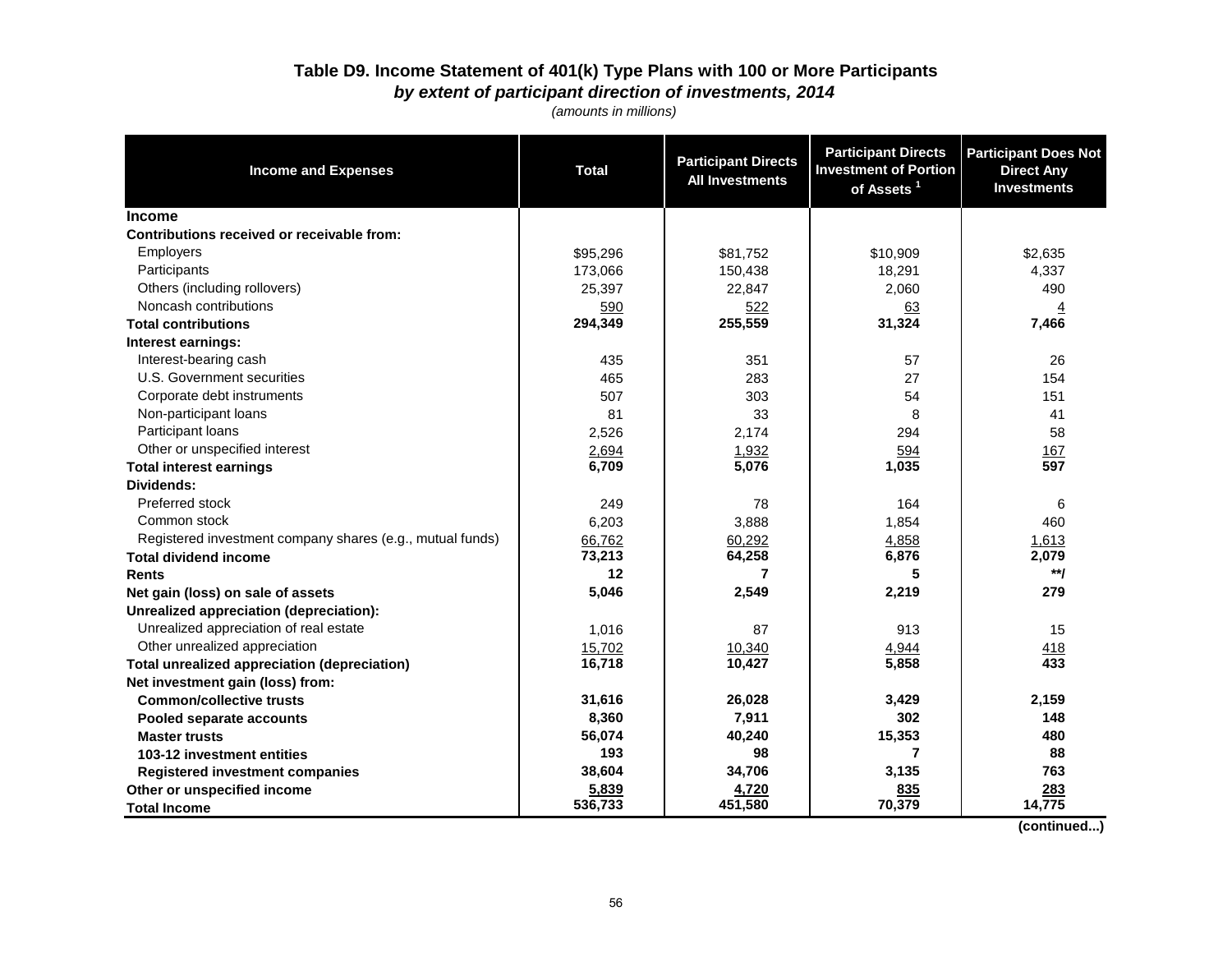## Table D9. Income Statement of 401(k) Type Plans with 100 or More Participants

### *by extent of participant direction of investments, 2014*

*(amounts in millions)*

| Income and Expenses | Total | Participant Directs All Investments | Participant Directs Investment of Portion of Assets [1] | Participant Does Not Direct Any Investments |
|---|---|---|---|---|
| **Income** | | | | |
| **Contributions received or receivable from:** | | | | |
| Employers | $95,296 | $81,752 | $10,909 | $2,635 |
| Participants | 173,066 | 150,438 | 18,291 | 4,337 |
| Others (including rollovers) | 25,397 | 22,847 | 2,060 | 490 |
| Noncash contributions | 590 | 522 | 63 | 4 |
| **Total contributions** | **294,349** | **255,559** | **31,324** | **7,466** |
| **Interest earnings:** | | | | |
| Interest-bearing cash | 435 | 351 | 57 | 26 |
| U.S. Government securities | 465 | 283 | 27 | 154 |
| Corporate debt instruments | 507 | 303 | 54 | 151 |
| Non-participant loans | 81 | 33 | 8 | 41 |
| Participant loans | 2,526 | 2,174 | 294 | 58 |
| Other or unspecified interest | 2,694 | 1,932 | 594 | 167 |
| **Total interest earnings** | **6,709** | **5,076** | **1,035** | **597** |
| **Dividends:** | | | | |
| Preferred stock | 249 | 78 | 164 | 6 |
| Common stock | 6,203 | 3,888 | 1,854 | 460 |
| Registered investment company shares (e.g., mutual funds) | 66,762 | 60,292 | 4,858 | 1,613 |
| **Total dividend income** | **73,213** | **64,258** | **6,876** | **2,079** |
| **Rents** | **12** | **7** | **5** | ***/** |
| **Net gain (loss) on sale of assets** | **5,046** | **2,549** | **2,219** | **279** |
| **Unrealized appreciation (depreciation):** | | | | |
| Unrealized appreciation of real estate | 1,016 | 87 | 913 | 15 |
| Other unrealized appreciation | 15,702 | 10,340 | 4,944 | 418 |
| **Total unrealized appreciation (depreciation)** | **16,718** | **10,427** | **5,858** | **433** |
| **Net investment gain (loss) from:** | | | | |
| **Common/collective trusts** | **31,616** | **26,028** | **3,429** | **2,159** |
| **Pooled separate accounts** | **8,360** | **7,911** | **302** | **148** |
| **Master trusts** | **56,074** | **40,240** | **15,353** | **480** |
| **103-12 investment entities** | **193** | **98** | **7** | **88** |
| **Registered investment companies** | **38,604** | **34,706** | **3,135** | **763** |
| **Other or unspecified income** | **5,839** | **4,720** | **835** | **283** |
| **Total Income** | **536,733** | **451,580** | **70,379** | **14,775** |

**(continued...)**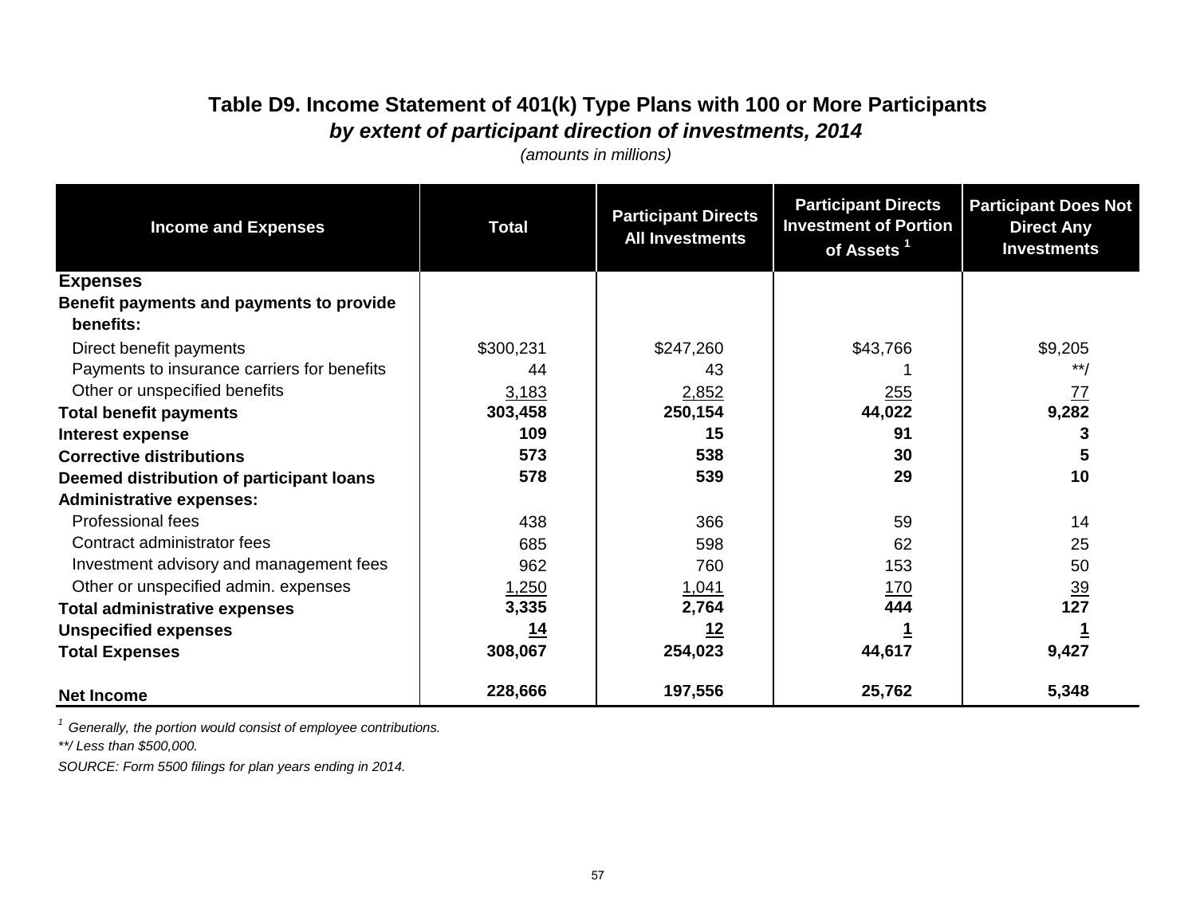## Table D9. Income Statement of 401(k) Type Plans with 100 or More Participants

### *by extent of participant direction of investments, 2014*

*(amounts in millions)*

| Income and Expenses | Total | Participant Directs All Investments | Participant Directs Investment of Portion of Assets [1] | Participant Does Not Direct Any Investments |
|---|---|---|---|---|
| **Expenses** | | | | |
| **Benefit payments and payments to provide benefits:** | | | | |
| Direct benefit payments | $300,231 | $247,260 | $43,766 | $9,205 |
| Payments to insurance carriers for benefits | 44 | 43 | 1 | **/ |
| Other or unspecified benefits | 3,183 | 2,852 | 255 | 77 |
| **Total benefit payments** | **303,458** | **250,154** | **44,022** | **9,282** |
| **Interest expense** | **109** | **15** | **91** | **3** |
| **Corrective distributions** | **573** | **538** | **30** | **5** |
| **Deemed distribution of participant loans** | **578** | **539** | **29** | **10** |
| **Administrative expenses:** | | | | |
| Professional fees | 438 | 366 | 59 | 14 |
| Contract administrator fees | 685 | 598 | 62 | 25 |
| Investment advisory and management fees | 962 | 760 | 153 | 50 |
| Other or unspecified admin. expenses | 1,250 | 1,041 | 170 | 39 |
| **Total administrative expenses** | **3,335** | **2,764** | **444** | **127** |
| **Unspecified expenses** | **14** | **12** | **1** | **1** |
| **Total Expenses** | **308,067** | **254,023** | **44,617** | **9,427** |
| **Net Income** | **228,666** | **197,556** | **25,762** | **5,348** |

[1] *Generally, the portion would consist of employee contributions.*

*\*\*/ Less than $500,000.*

*SOURCE: Form 5500 filings for plan years ending in 2014.*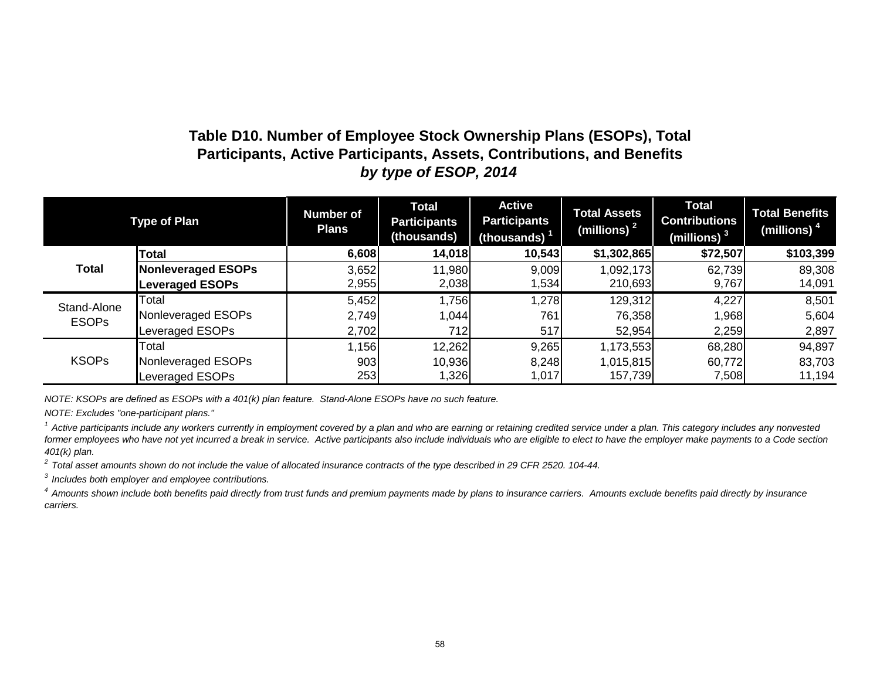## Table D10. Number of Employee Stock Ownership Plans (ESOPs), Total Participants, Active Participants, Assets, Contributions, and Benefits *by type of ESOP, 2014*

| Type of Plan | | Number of Plans | Total Participants (thousands) | Active Participants (thousands) [1] | Total Assets (millions) [2] | Total Contributions (millions) [3] | Total Benefits (millions) [4] |
|---|---|---|---|---|---|---|---|
| **Total** | **Total** | **6,608** | **14,018** | **10,543** | **$1,302,865** | **$72,507** | **$103,399** |
| | **Nonleveraged ESOPs** | 3,652 | 11,980 | 9,009 | 1,092,173 | 62,739 | 89,308 |
| | **Leveraged ESOPs** | 2,955 | 2,038 | 1,534 | 210,693 | 9,767 | 14,091 |
| Stand-Alone ESOPs | Total | 5,452 | 1,756 | 1,278 | 129,312 | 4,227 | 8,501 |
| | Nonleveraged ESOPs | 2,749 | 1,044 | 761 | 76,358 | 1,968 | 5,604 |
| | Leveraged ESOPs | 2,702 | 712 | 517 | 52,954 | 2,259 | 2,897 |
| KSOPs | Total | 1,156 | 12,262 | 9,265 | 1,173,553 | 68,280 | 94,897 |
| | Nonleveraged ESOPs | 903 | 10,936 | 8,248 | 1,015,815 | 60,772 | 83,703 |
| | Leveraged ESOPs | 253 | 1,326 | 1,017 | 157,739 | 7,508 | 11,194 |

*NOTE: KSOPs are defined as ESOPs with a 401(k) plan feature. Stand-Alone ESOPs have no such feature.*

*NOTE: Excludes "one-participant plans."*

*[1] Active participants include any workers currently in employment covered by a plan and who are earning or retaining credited service under a plan. This category includes any nonvested former employees who have not yet incurred a break in service. Active participants also include individuals who are eligible to elect to have the employer make payments to a Code section 401(k) plan.*

*[2] Total asset amounts shown do not include the value of allocated insurance contracts of the type described in 29 CFR 2520. 104-44.*

*[3] Includes both employer and employee contributions.*

*[4] Amounts shown include both benefits paid directly from trust funds and premium payments made by plans to insurance carriers. Amounts exclude benefits paid directly by insurance carriers.*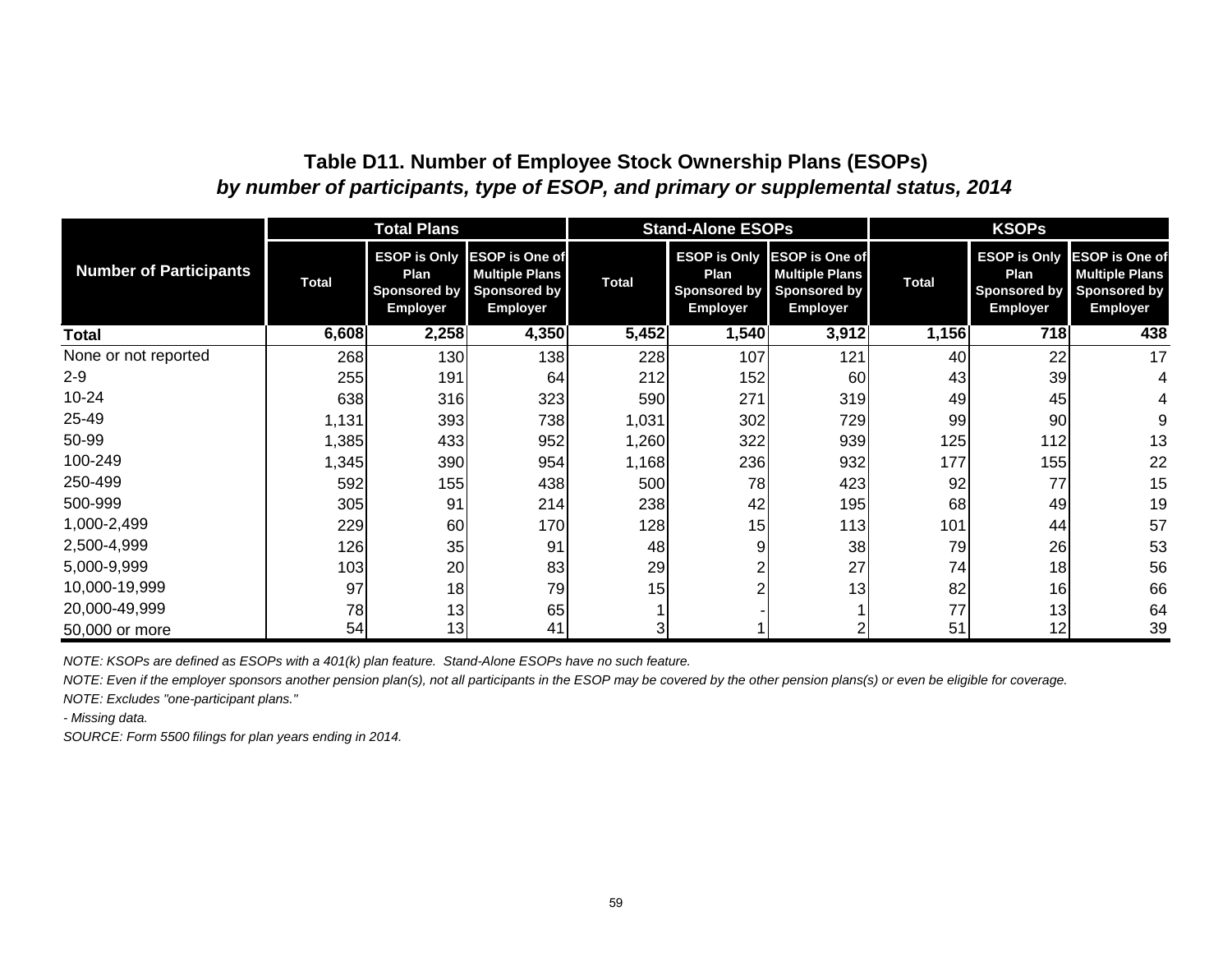# Table D11. Number of Employee Stock Ownership Plans (ESOPs)

***by number of participants, type of ESOP, and primary or supplemental status, 2014***

| Number of Participants | Total Plans | | | Stand-Alone ESOPs | | | KSOPs | | |
|---|---|---|---|---|---|---|---|---|---|
| | Total | ESOP is Only Plan Sponsored by Employer | ESOP is One of Multiple Plans Sponsored by Employer | Total | ESOP is Only Plan Sponsored by Employer | ESOP is One of Multiple Plans Sponsored by Employer | Total | ESOP is Only Plan Sponsored by Employer | ESOP is One of Multiple Plans Sponsored by Employer |
| **Total** | **6,608** | **2,258** | **4,350** | **5,452** | **1,540** | **3,912** | **1,156** | **718** | **438** |
| None or not reported | 268 | 130 | 138 | 228 | 107 | 121 | 40 | 22 | 17 |
| 2-9 | 255 | 191 | 64 | 212 | 152 | 60 | 43 | 39 | 4 |
| 10-24 | 638 | 316 | 323 | 590 | 271 | 319 | 49 | 45 | 4 |
| 25-49 | 1,131 | 393 | 738 | 1,031 | 302 | 729 | 99 | 90 | 9 |
| 50-99 | 1,385 | 433 | 952 | 1,260 | 322 | 939 | 125 | 112 | 13 |
| 100-249 | 1,345 | 390 | 954 | 1,168 | 236 | 932 | 177 | 155 | 22 |
| 250-499 | 592 | 155 | 438 | 500 | 78 | 423 | 92 | 77 | 15 |
| 500-999 | 305 | 91 | 214 | 238 | 42 | 195 | 68 | 49 | 19 |
| 1,000-2,499 | 229 | 60 | 170 | 128 | 15 | 113 | 101 | 44 | 57 |
| 2,500-4,999 | 126 | 35 | 91 | 48 | 9 | 38 | 79 | 26 | 53 |
| 5,000-9,999 | 103 | 20 | 83 | 29 | 2 | 27 | 74 | 18 | 56 |
| 10,000-19,999 | 97 | 18 | 79 | 15 | 2 | 13 | 82 | 16 | 66 |
| 20,000-49,999 | 78 | 13 | 65 | 1 | - | 1 | 77 | 13 | 64 |
| 50,000 or more | 54 | 13 | 41 | 3 | 1 | 2 | 51 | 12 | 39 |

*NOTE: KSOPs are defined as ESOPs with a 401(k) plan feature. Stand-Alone ESOPs have no such feature.*

*NOTE: Even if the employer sponsors another pension plan(s), not all participants in the ESOP may be covered by the other pension plans(s) or even be eligible for coverage.*

*NOTE: Excludes "one-participant plans."*

*- Missing data.*

*SOURCE: Form 5500 filings for plan years ending in 2014.*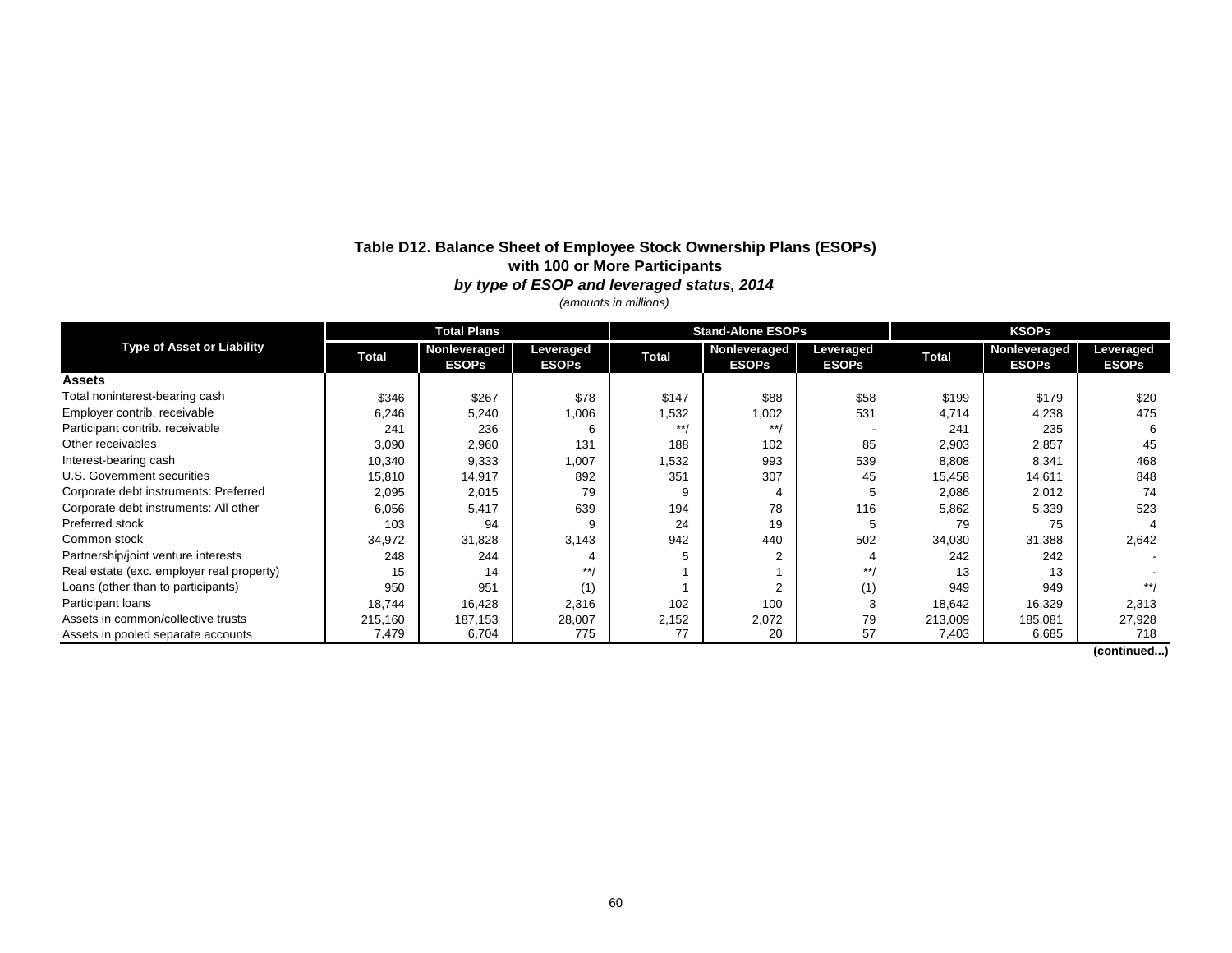## Table D12. Balance Sheet of Employee Stock Ownership Plans (ESOPs) with 100 or More Participants

### *by type of ESOP and leveraged status, 2014*

*(amounts in millions)*

| Type of Asset or Liability | Total Plans | | | Stand-Alone ESOPs | | | KSOPs | | |
|---|---|---|---|---|---|---|---|---|---|
| | Total | Nonleveraged ESOPs | Leveraged ESOPs | Total | Nonleveraged ESOPs | Leveraged ESOPs | Total | Nonleveraged ESOPs | Leveraged ESOPs |
| **Assets** | | | | | | | | | |
| Total noninterest-bearing cash | $346 | $267 | $78 | $147 | $88 | $58 | $199 | $179 | $20 |
| Employer contrib. receivable | 6,246 | 5,240 | 1,006 | 1,532 | 1,002 | 531 | 4,714 | 4,238 | 475 |
| Participant contrib. receivable | 241 | 236 | 6 | **/ | **/ | - | 241 | 235 | 6 |
| Other receivables | 3,090 | 2,960 | 131 | 188 | 102 | 85 | 2,903 | 2,857 | 45 |
| Interest-bearing cash | 10,340 | 9,333 | 1,007 | 1,532 | 993 | 539 | 8,808 | 8,341 | 468 |
| U.S. Government securities | 15,810 | 14,917 | 892 | 351 | 307 | 45 | 15,458 | 14,611 | 848 |
| Corporate debt instruments: Preferred | 2,095 | 2,015 | 79 | 9 | 4 | 5 | 2,086 | 2,012 | 74 |
| Corporate debt instruments: All other | 6,056 | 5,417 | 639 | 194 | 78 | 116 | 5,862 | 5,339 | 523 |
| Preferred stock | 103 | 94 | 9 | 24 | 19 | 5 | 79 | 75 | 4 |
| Common stock | 34,972 | 31,828 | 3,143 | 942 | 440 | 502 | 34,030 | 31,388 | 2,642 |
| Partnership/joint venture interests | 248 | 244 | 4 | 5 | 2 | 4 | 242 | 242 | - |
| Real estate (exc. employer real property) | 15 | 14 | **/ | 1 | 1 | **/ | 13 | 13 | - |
| Loans (other than to participants) | 950 | 951 | (1) | 1 | 2 | (1) | 949 | 949 | **/ |
| Participant loans | 18,744 | 16,428 | 2,316 | 102 | 100 | 3 | 18,642 | 16,329 | 2,313 |
| Assets in common/collective trusts | 215,160 | 187,153 | 28,007 | 2,152 | 2,072 | 79 | 213,009 | 185,081 | 27,928 |
| Assets in pooled separate accounts | 7,479 | 6,704 | 775 | 77 | 20 | 57 | 7,403 | 6,685 | 718 |

**(continued...)**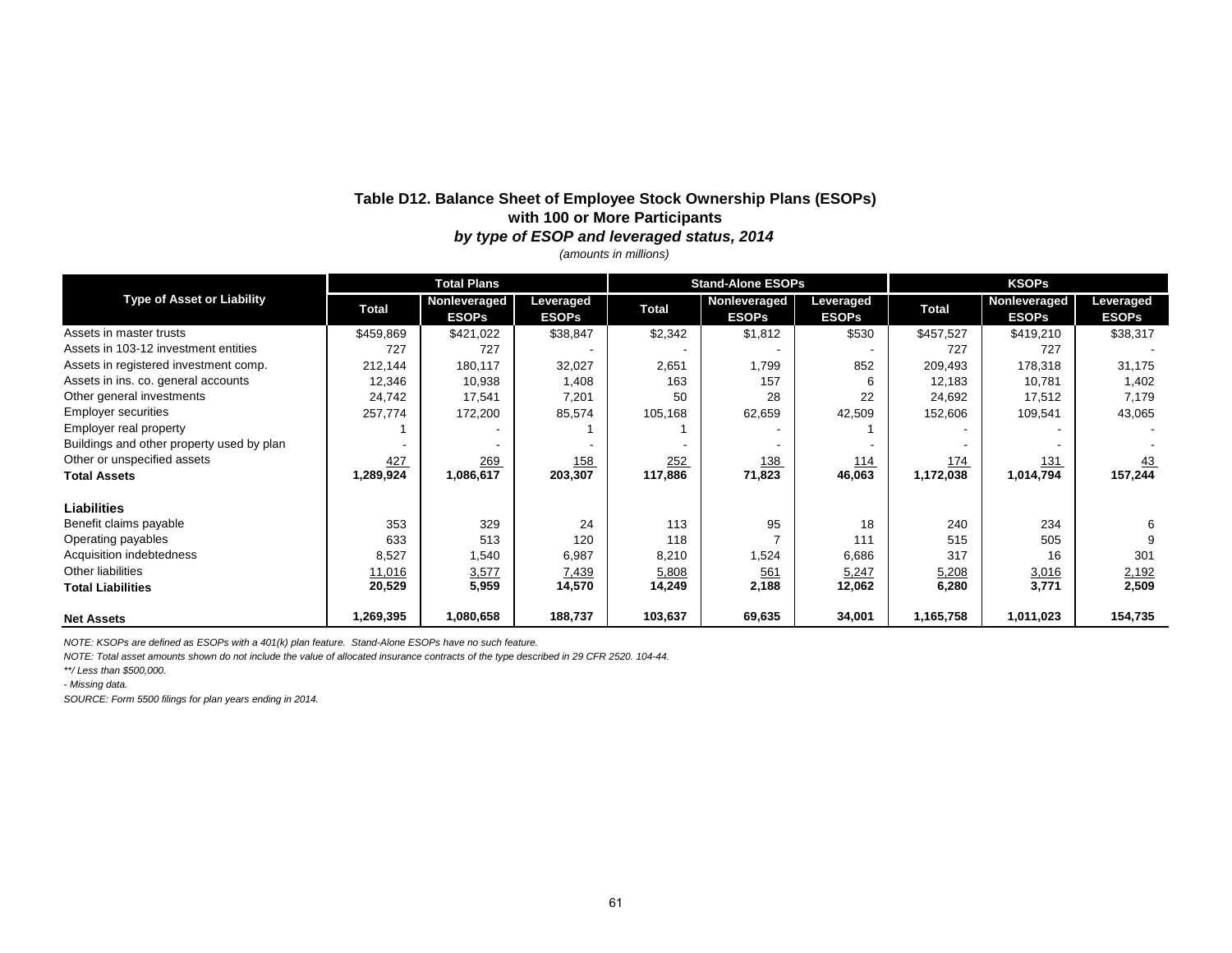**Table D12. Balance Sheet of Employee Stock Ownership Plans (ESOPs) with 100 or More Participants**

***by type of ESOP and leveraged status, 2014***

*(amounts in millions)*

| Type of Asset or Liability | Total Plans | | | Stand-Alone ESOPs | | | KSOPs | | |
|---|---|---|---|---|---|---|---|---|---|
| | Total | Nonleveraged ESOPs | Leveraged ESOPs | Total | Nonleveraged ESOPs | Leveraged ESOPs | Total | Nonleveraged ESOPs | Leveraged ESOPs |
| Assets in master trusts | $459,869 | $421,022 | $38,847 | $2,342 | $1,812 | $530 | $457,527 | $419,210 | $38,317 |
| Assets in 103-12 investment entities | 727 | 727 | - | - | - | - | 727 | 727 | - |
| Assets in registered investment comp. | 212,144 | 180,117 | 32,027 | 2,651 | 1,799 | 852 | 209,493 | 178,318 | 31,175 |
| Assets in ins. co. general accounts | 12,346 | 10,938 | 1,408 | 163 | 157 | 6 | 12,183 | 10,781 | 1,402 |
| Other general investments | 24,742 | 17,541 | 7,201 | 50 | 28 | 22 | 24,692 | 17,512 | 7,179 |
| Employer securities | 257,774 | 172,200 | 85,574 | 105,168 | 62,659 | 42,509 | 152,606 | 109,541 | 43,065 |
| Employer real property | 1 | - | 1 | 1 | - | 1 | - | - | - |
| Buildings and other property used by plan | - | - | - | - | - | - | - | - | - |
| Other or unspecified assets | 427 | 269 | 158 | 252 | 138 | 114 | 174 | 131 | 43 |
| **Total Assets** | **1,289,924** | **1,086,617** | **203,307** | **117,886** | **71,823** | **46,063** | **1,172,038** | **1,014,794** | **157,244** |
| **Liabilities** | | | | | | | | | |
| Benefit claims payable | 353 | 329 | 24 | 113 | 95 | 18 | 240 | 234 | 6 |
| Operating payables | 633 | 513 | 120 | 118 | 7 | 111 | 515 | 505 | 9 |
| Acquisition indebtedness | 8,527 | 1,540 | 6,987 | 8,210 | 1,524 | 6,686 | 317 | 16 | 301 |
| Other liabilities | 11,016 | 3,577 | 7,439 | 5,808 | 561 | 5,247 | 5,208 | 3,016 | 2,192 |
| **Total Liabilities** | **20,529** | **5,959** | **14,570** | **14,249** | **2,188** | **12,062** | **6,280** | **3,771** | **2,509** |
| **Net Assets** | **1,269,395** | **1,080,658** | **188,737** | **103,637** | **69,635** | **34,001** | **1,165,758** | **1,011,023** | **154,735** |

*NOTE: KSOPs are defined as ESOPs with a 401(k) plan feature. Stand-Alone ESOPs have no such feature.*

*NOTE: Total asset amounts shown do not include the value of allocated insurance contracts of the type described in 29 CFR 2520. 104-44.*

*\*\*/ Less than $500,000.*

*- Missing data.*

*SOURCE: Form 5500 filings for plan years ending in 2014.*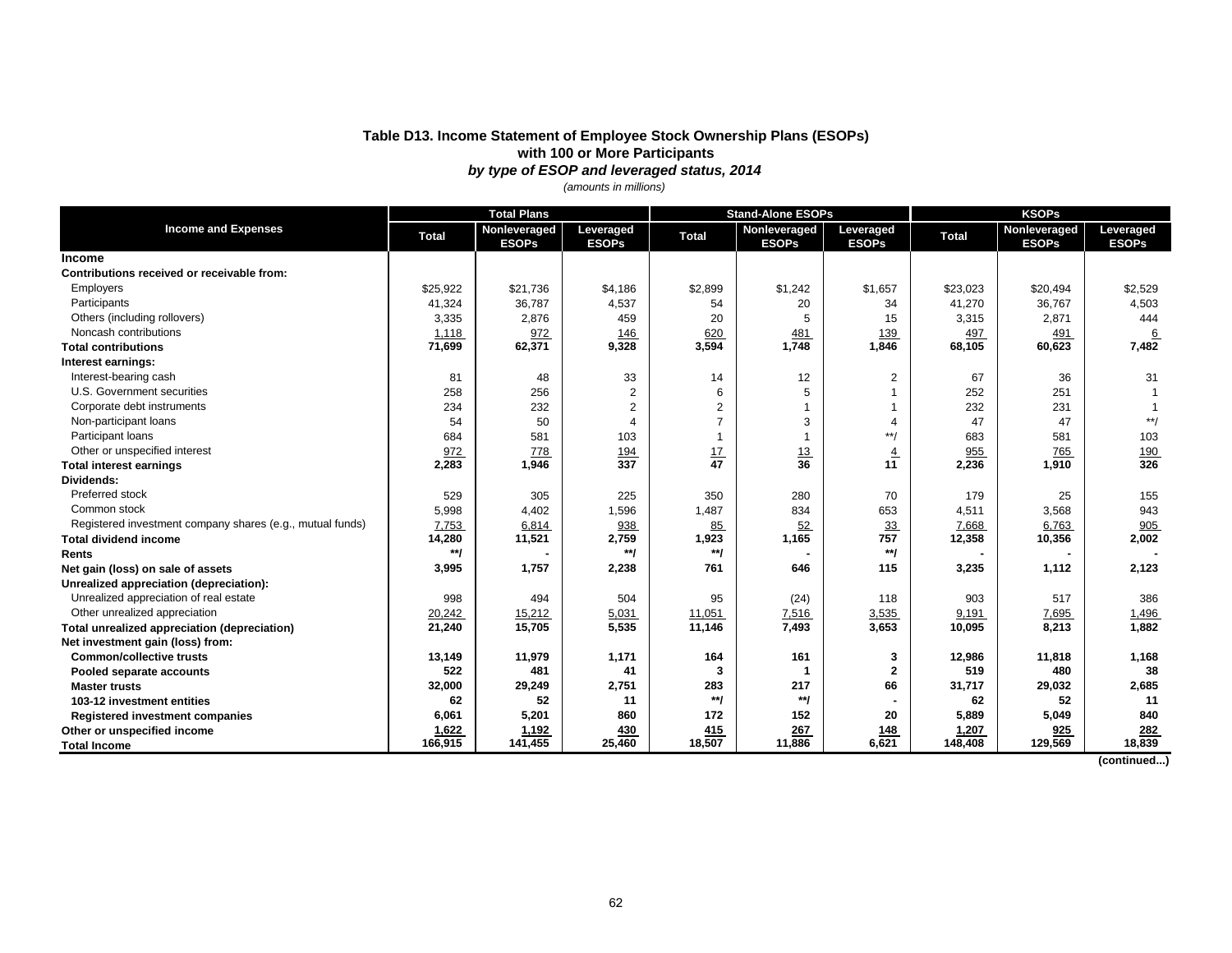## Table D13. Income Statement of Employee Stock Ownership Plans (ESOPs) with 100 or More Participants

***by type of ESOP and leveraged status, 2014***

*(amounts in millions)*

| Income and Expenses | Total Plans | | | Stand-Alone ESOPs | | | KSOPs | | |
|---|---|---|---|---|---|---|---|---|---|
| | Total | Nonleveraged ESOPs | Leveraged ESOPs | Total | Nonleveraged ESOPs | Leveraged ESOPs | Total | Nonleveraged ESOPs | Leveraged ESOPs |
| **Income** | | | | | | | | | |
| **Contributions received or receivable from:** | | | | | | | | | |
| Employers | $25,922 | $21,736 | $4,186 | $2,899 | $1,242 | $1,657 | $23,023 | $20,494 | $2,529 |
| Participants | 41,324 | 36,787 | 4,537 | 54 | 20 | 34 | 41,270 | 36,767 | 4,503 |
| Others (including rollovers) | 3,335 | 2,876 | 459 | 20 | 5 | 15 | 3,315 | 2,871 | 444 |
| Noncash contributions | 1,118 | 972 | 146 | 620 | 481 | 139 | 497 | 491 | 6 |
| **Total contributions** | **71,699** | **62,371** | **9,328** | **3,594** | **1,748** | **1,846** | **68,105** | **60,623** | **7,482** |
| **Interest earnings:** | | | | | | | | | |
| Interest-bearing cash | 81 | 48 | 33 | 14 | 12 | 2 | 67 | 36 | 31 |
| U.S. Government securities | 258 | 256 | 2 | 6 | 5 | 1 | 252 | 251 | 1 |
| Corporate debt instruments | 234 | 232 | 2 | 2 | 1 | 1 | 232 | 231 | 1 |
| Non-participant loans | 54 | 50 | 4 | 7 | 3 | 4 | 47 | 47 | **/ |
| Participant loans | 684 | 581 | 103 | 1 | 1 | **/ | 683 | 581 | 103 |
| Other or unspecified interest | 972 | 778 | 194 | 17 | 13 | 4 | 955 | 765 | 190 |
| **Total interest earnings** | **2,283** | **1,946** | **337** | **47** | **36** | **11** | **2,236** | **1,910** | **326** |
| **Dividends:** | | | | | | | | | |
| Preferred stock | 529 | 305 | 225 | 350 | 280 | 70 | 179 | 25 | 155 |
| Common stock | 5,998 | 4,402 | 1,596 | 1,487 | 834 | 653 | 4,511 | 3,568 | 943 |
| Registered investment company shares (e.g., mutual funds) | 7,753 | 6,814 | 938 | 85 | 52 | 33 | 7,668 | 6,763 | 905 |
| **Total dividend income** | **14,280** | **11,521** | **2,759** | **1,923** | **1,165** | **757** | **12,358** | **10,356** | **2,002** |
| **Rents** | **\*\*/** | **-** | **\*\*/** | **\*\*/** | **-** | **\*\*/** | **-** | **-** | **-** |
| **Net gain (loss) on sale of assets** | **3,995** | **1,757** | **2,238** | **761** | **646** | **115** | **3,235** | **1,112** | **2,123** |
| **Unrealized appreciation (depreciation):** | | | | | | | | | |
| Unrealized appreciation of real estate | 998 | 494 | 504 | 95 | (24) | 118 | 903 | 517 | 386 |
| Other unrealized appreciation | 20,242 | 15,212 | 5,031 | 11,051 | 7,516 | 3,535 | 9,191 | 7,695 | 1,496 |
| **Total unrealized appreciation (depreciation)** | **21,240** | **15,705** | **5,535** | **11,146** | **7,493** | **3,653** | **10,095** | **8,213** | **1,882** |
| **Net investment gain (loss) from:** | | | | | | | | | |
| **Common/collective trusts** | **13,149** | **11,979** | **1,171** | **164** | **161** | **3** | **12,986** | **11,818** | **1,168** |
| **Pooled separate accounts** | **522** | **481** | **41** | **3** | **1** | **2** | **519** | **480** | **38** |
| **Master trusts** | **32,000** | **29,249** | **2,751** | **283** | **217** | **66** | **31,717** | **29,032** | **2,685** |
| **103-12 investment entities** | **62** | **52** | **11** | **\*\*/** | **\*\*/** | **-** | **62** | **52** | **11** |
| **Registered investment companies** | **6,061** | **5,201** | **860** | **172** | **152** | **20** | **5,889** | **5,049** | **840** |
| **Other or unspecified income** | **1,622** | **1,192** | **430** | **415** | **267** | **148** | **1,207** | **925** | **282** |
| **Total Income** | **166,915** | **141,455** | **25,460** | **18,507** | **11,886** | **6,621** | **148,408** | **129,569** | **18,839** |

**(continued...)**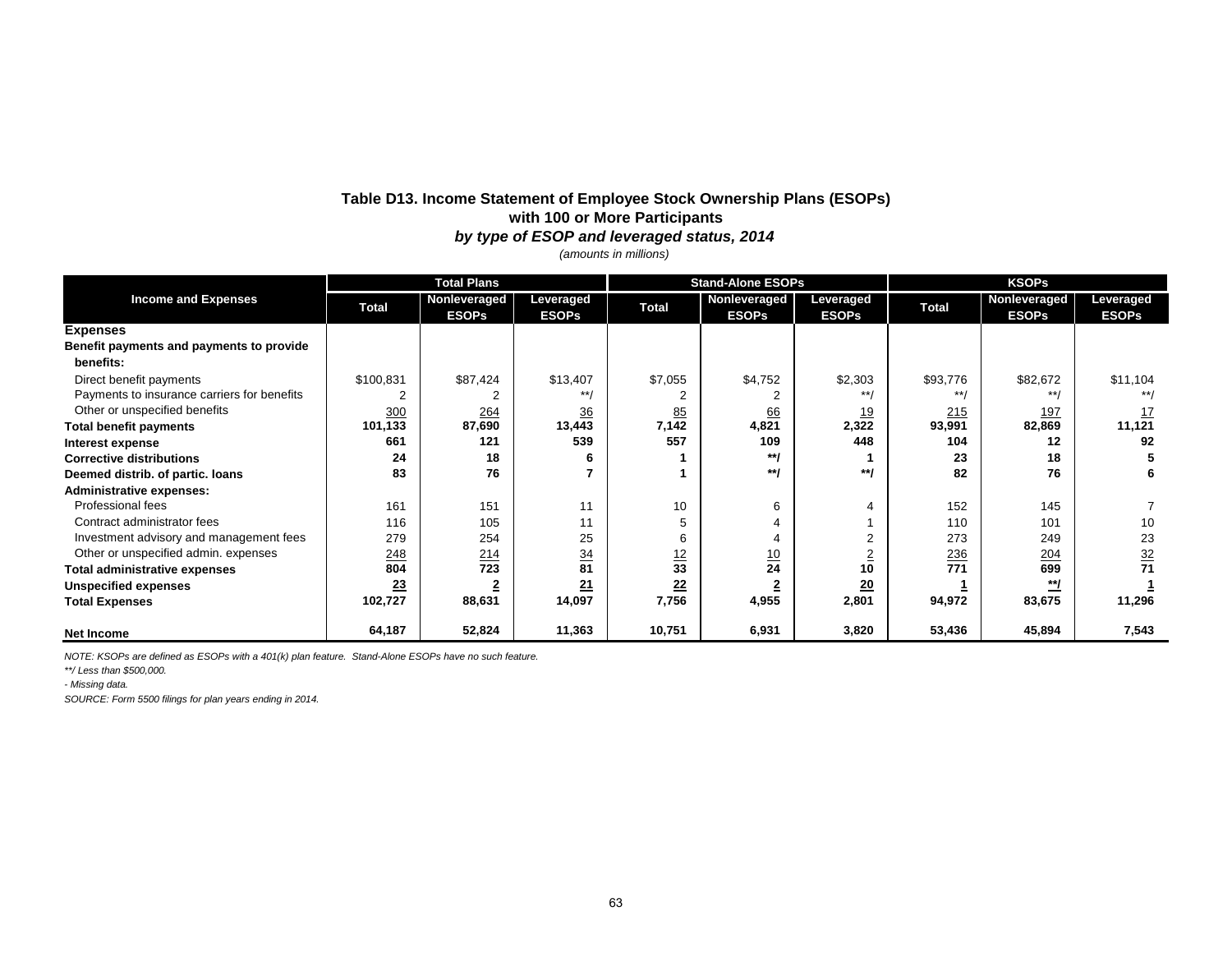## Table D13. Income Statement of Employee Stock Ownership Plans (ESOPs) with 100 or More Participants

### *by type of ESOP and leveraged status, 2014*

*(amounts in millions)*

| Income and Expenses | Total Plans | | | Stand-Alone ESOPs | | | KSOPs | | |
|---|---|---|---|---|---|---|---|---|---|
| | Total | Nonleveraged ESOPs | Leveraged ESOPs | Total | Nonleveraged ESOPs | Leveraged ESOPs | Total | Nonleveraged ESOPs | Leveraged ESOPs |
| **Expenses** | | | | | | | | | |
| **Benefit payments and payments to provide benefits:** | | | | | | | | | |
| Direct benefit payments | $100,831 | $87,424 | $13,407 | $7,055 | $4,752 | $2,303 | $93,776 | $82,672 | $11,104 |
| Payments to insurance carriers for benefits | 2 | 2 | **/ | 2 | 2 | **/ | **/ | **/ | **/ |
| Other or unspecified benefits | 300 | 264 | 36 | 85 | 66 | 19 | 215 | 197 | 17 |
| **Total benefit payments** | **101,133** | **87,690** | **13,443** | **7,142** | **4,821** | **2,322** | **93,991** | **82,869** | **11,121** |
| **Interest expense** | **661** | **121** | **539** | **557** | **109** | **448** | **104** | **12** | **92** |
| **Corrective distributions** | **24** | **18** | **6** | **1** | **\*\*/** | **1** | **23** | **18** | **5** |
| **Deemed distrib. of partic. loans** | **83** | **76** | **7** | **1** | **\*\*/** | **\*\*/** | **82** | **76** | **6** |
| **Administrative expenses:** | | | | | | | | | |
| Professional fees | 161 | 151 | 11 | 10 | 6 | 4 | 152 | 145 | 7 |
| Contract administrator fees | 116 | 105 | 11 | 5 | 4 | 1 | 110 | 101 | 10 |
| Investment advisory and management fees | 279 | 254 | 25 | 6 | 4 | 2 | 273 | 249 | 23 |
| Other or unspecified admin. expenses | 248 | 214 | 34 | 12 | 10 | 2 | 236 | 204 | 32 |
| **Total administrative expenses** | **804** | **723** | **81** | **33** | **24** | **10** | **771** | **699** | **71** |
| **Unspecified expenses** | **23** | **2** | **21** | **22** | **2** | **20** | **1** | **\*\*/** | **1** |
| **Total Expenses** | **102,727** | **88,631** | **14,097** | **7,756** | **4,955** | **2,801** | **94,972** | **83,675** | **11,296** |
| **Net Income** | **64,187** | **52,824** | **11,363** | **10,751** | **6,931** | **3,820** | **53,436** | **45,894** | **7,543** |

*NOTE: KSOPs are defined as ESOPs with a 401(k) plan feature. Stand-Alone ESOPs have no such feature.*

*\*\*/ Less than $500,000.*

*- Missing data.*

*SOURCE: Form 5500 filings for plan years ending in 2014.*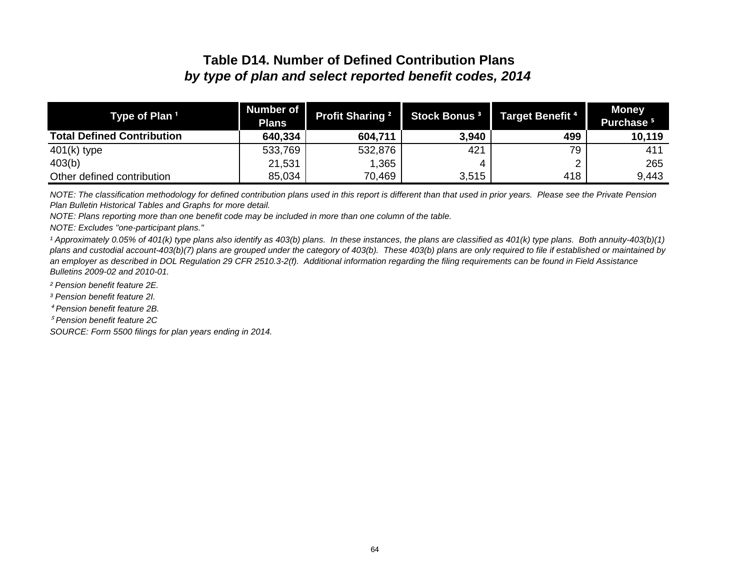# Table D14. Number of Defined Contribution Plans
## *by type of plan and select reported benefit codes, 2014*

| Type of Plan [1] | Number of Plans | Profit Sharing [2] | Stock Bonus [3] | Target Benefit [4] | Money Purchase [5] |
|---|---|---|---|---|---|
| **Total Defined Contribution** | **640,334** | **604,711** | **3,940** | **499** | **10,119** |
| 401(k) type | 533,769 | 532,876 | 421 | 79 | 411 |
| 403(b) | 21,531 | 1,365 | 4 | 2 | 265 |
| Other defined contribution | 85,034 | 70,469 | 3,515 | 418 | 9,443 |

*NOTE: The classification methodology for defined contribution plans used in this report is different than that used in prior years. Please see the Private Pension Plan Bulletin Historical Tables and Graphs for more detail.*

*NOTE: Plans reporting more than one benefit code may be included in more than one column of the table.*

*NOTE: Excludes "one-participant plans."*

*[1] Approximately 0.05% of 401(k) type plans also identify as 403(b) plans. In these instances, the plans are classified as 401(k) type plans. Both annuity-403(b)(1) plans and custodial account-403(b)(7) plans are grouped under the category of 403(b). These 403(b) plans are only required to file if established or maintained by an employer as described in DOL Regulation 29 CFR 2510.3-2(f). Additional information regarding the filing requirements can be found in Field Assistance Bulletins 2009-02 and 2010-01.*

*[2] Pension benefit feature 2E.*

*[3] Pension benefit feature 2I.*

*[4] Pension benefit feature 2B.*

*[5] Pension benefit feature 2C*

*SOURCE: Form 5500 filings for plan years ending in 2014.*